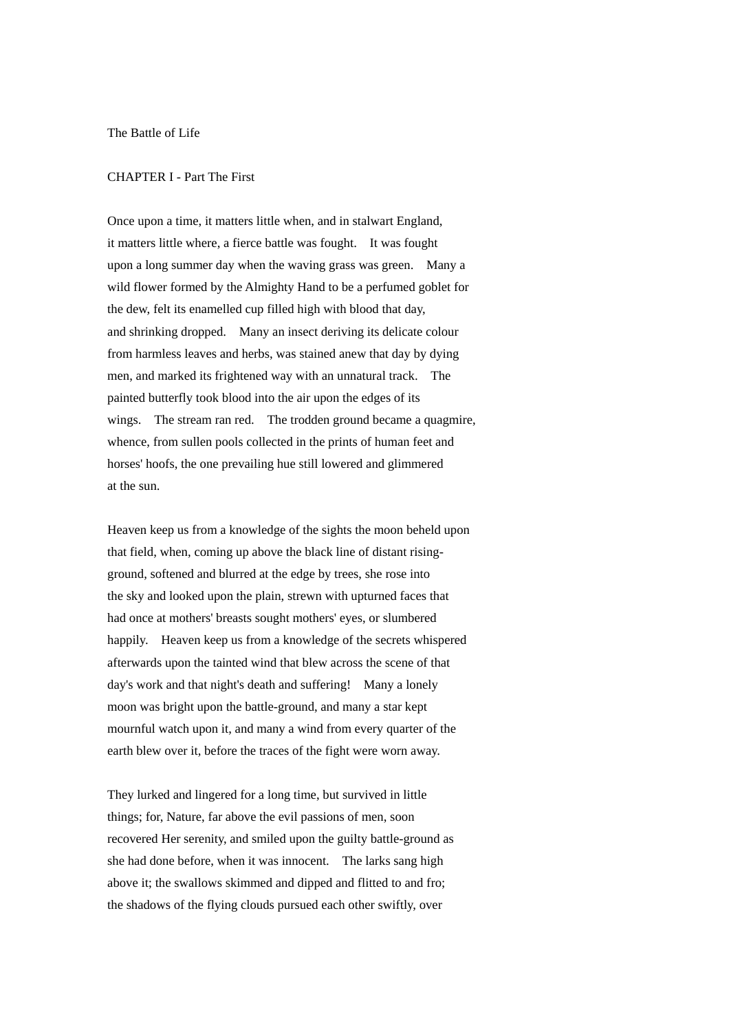# The Battle of Life

## CHAPTER I - Part The First

Once upon a time, it matters little when, and in stalwart England, it matters little where, a fierce battle was fought. It was fought upon a long summer day when the waving grass was green. Many a wild flower formed by the Almighty Hand to be a perfumed goblet for the dew, felt its enamelled cup filled high with blood that day, and shrinking dropped. Many an insect deriving its delicate colour from harmless leaves and herbs, was stained anew that day by dying men, and marked its frightened way with an unnatural track. The painted butterfly took blood into the air upon the edges of its wings. The stream ran red. The trodden ground became a quagmire, whence, from sullen pools collected in the prints of human feet and horses' hoofs, the one prevailing hue still lowered and glimmered at the sun.

Heaven keep us from a knowledge of the sights the moon beheld upon that field, when, coming up above the black line of distant rising-ground, softened and blurred at the edge by trees, she rose into the sky and looked upon the plain, strewn with upturned faces that had once at mothers' breasts sought mothers' eyes, or slumbered happily. Heaven keep us from a knowledge of the secrets whispered afterwards upon the tainted wind that blew across the scene of that day's work and that night's death and suffering! Many a lonely moon was bright upon the battle-ground, and many a star kept mournful watch upon it, and many a wind from every quarter of the earth blew over it, before the traces of the fight were worn away.

They lurked and lingered for a long time, but survived in little things; for, Nature, far above the evil passions of men, soon recovered Her serenity, and smiled upon the guilty battle-ground as she had done before, when it was innocent. The larks sang high above it; the swallows skimmed and dipped and flitted to and fro; the shadows of the flying clouds pursued each other swiftly, over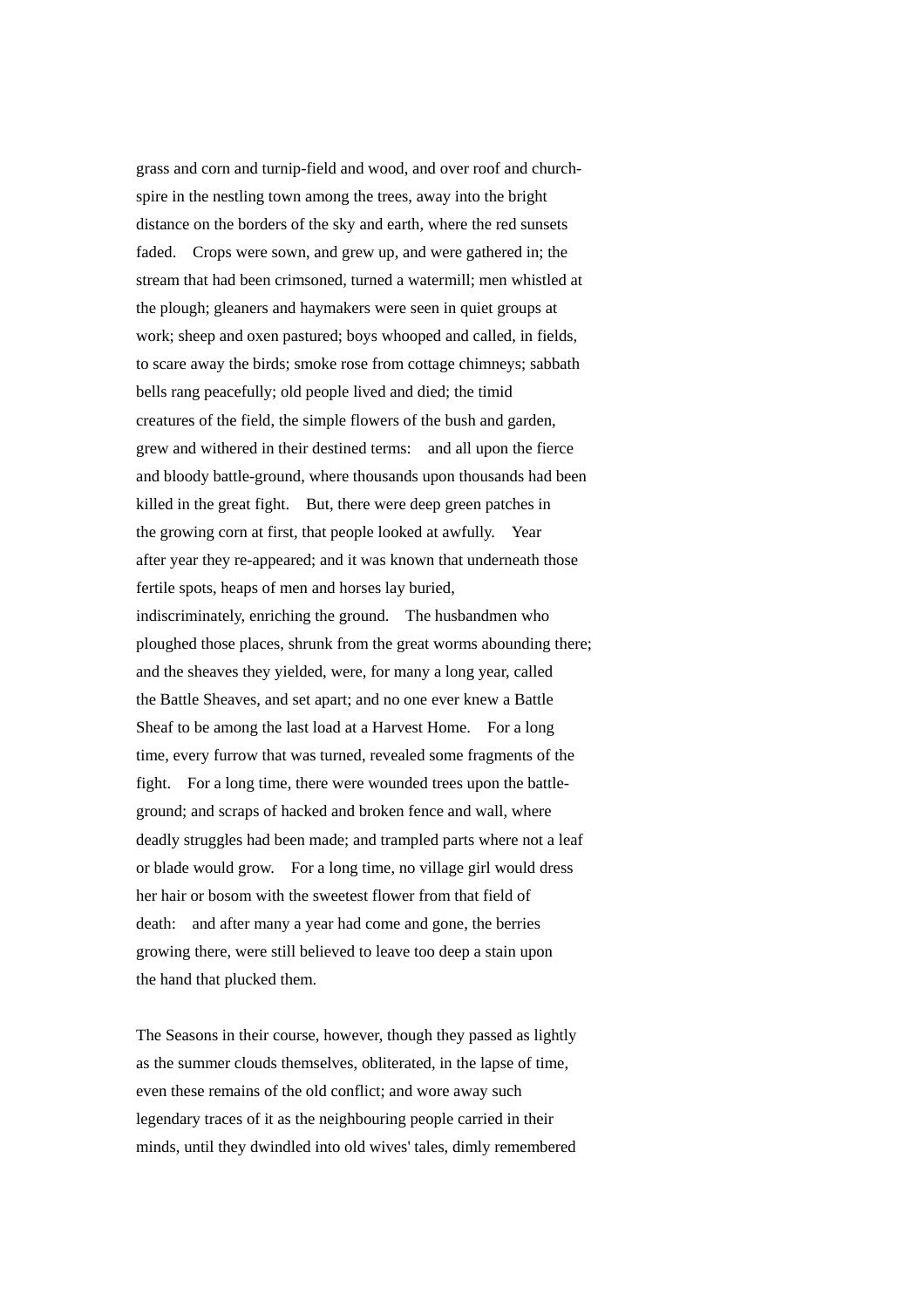grass and corn and turnip-field and wood, and over roof and church-spire in the nestling town among the trees, away into the bright distance on the borders of the sky and earth, where the red sunsets faded. Crops were sown, and grew up, and were gathered in; the stream that had been crimsoned, turned a watermill; men whistled at the plough; gleaners and haymakers were seen in quiet groups at work; sheep and oxen pastured; boys whooped and called, in fields, to scare away the birds; smoke rose from cottage chimneys; sabbath bells rang peacefully; old people lived and died; the timid creatures of the field, the simple flowers of the bush and garden, grew and withered in their destined terms: and all upon the fierce and bloody battle-ground, where thousands upon thousands had been killed in the great fight. But, there were deep green patches in the growing corn at first, that people looked at awfully. Year after year they re-appeared; and it was known that underneath those fertile spots, heaps of men and horses lay buried, indiscriminately, enriching the ground. The husbandmen who ploughed those places, shrunk from the great worms abounding there; and the sheaves they yielded, were, for many a long year, called the Battle Sheaves, and set apart; and no one ever knew a Battle Sheaf to be among the last load at a Harvest Home. For a long time, every furrow that was turned, revealed some fragments of the fight. For a long time, there were wounded trees upon the battle-ground; and scraps of hacked and broken fence and wall, where deadly struggles had been made; and trampled parts where not a leaf or blade would grow. For a long time, no village girl would dress her hair or bosom with the sweetest flower from that field of death: and after many a year had come and gone, the berries growing there, were still believed to leave too deep a stain upon the hand that plucked them.

The Seasons in their course, however, though they passed as lightly as the summer clouds themselves, obliterated, in the lapse of time, even these remains of the old conflict; and wore away such legendary traces of it as the neighbouring people carried in their minds, until they dwindled into old wives' tales, dimly remembered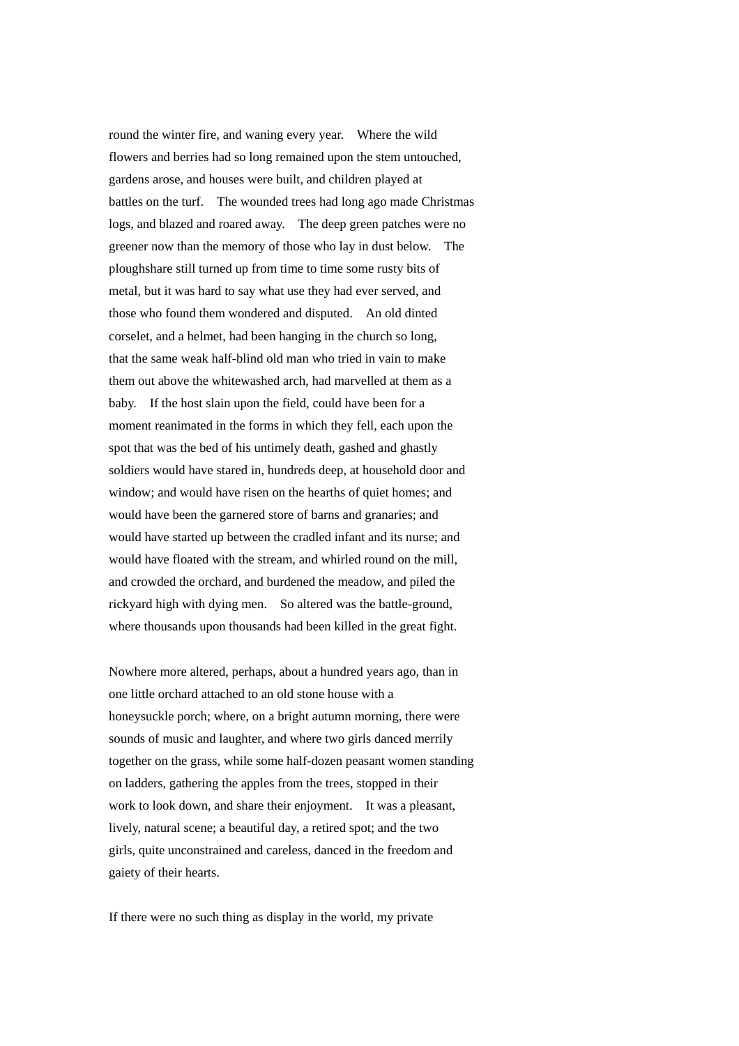round the winter fire, and waning every year. Where the wild flowers and berries had so long remained upon the stem untouched, gardens arose, and houses were built, and children played at battles on the turf. The wounded trees had long ago made Christmas logs, and blazed and roared away. The deep green patches were no greener now than the memory of those who lay in dust below. The ploughshare still turned up from time to time some rusty bits of metal, but it was hard to say what use they had ever served, and those who found them wondered and disputed. An old dinted corselet, and a helmet, had been hanging in the church so long, that the same weak half-blind old man who tried in vain to make them out above the whitewashed arch, had marvelled at them as a baby. If the host slain upon the field, could have been for a moment reanimated in the forms in which they fell, each upon the spot that was the bed of his untimely death, gashed and ghastly soldiers would have stared in, hundreds deep, at household door and window; and would have risen on the hearths of quiet homes; and would have been the garnered store of barns and granaries; and would have started up between the cradled infant and its nurse; and would have floated with the stream, and whirled round on the mill, and crowded the orchard, and burdened the meadow, and piled the rickyard high with dying men. So altered was the battle-ground, where thousands upon thousands had been killed in the great fight.

Nowhere more altered, perhaps, about a hundred years ago, than in one little orchard attached to an old stone house with a honeysuckle porch; where, on a bright autumn morning, there were sounds of music and laughter, and where two girls danced merrily together on the grass, while some half-dozen peasant women standing on ladders, gathering the apples from the trees, stopped in their work to look down, and share their enjoyment. It was a pleasant, lively, natural scene; a beautiful day, a retired spot; and the two girls, quite unconstrained and careless, danced in the freedom and gaiety of their hearts.

If there were no such thing as display in the world, my private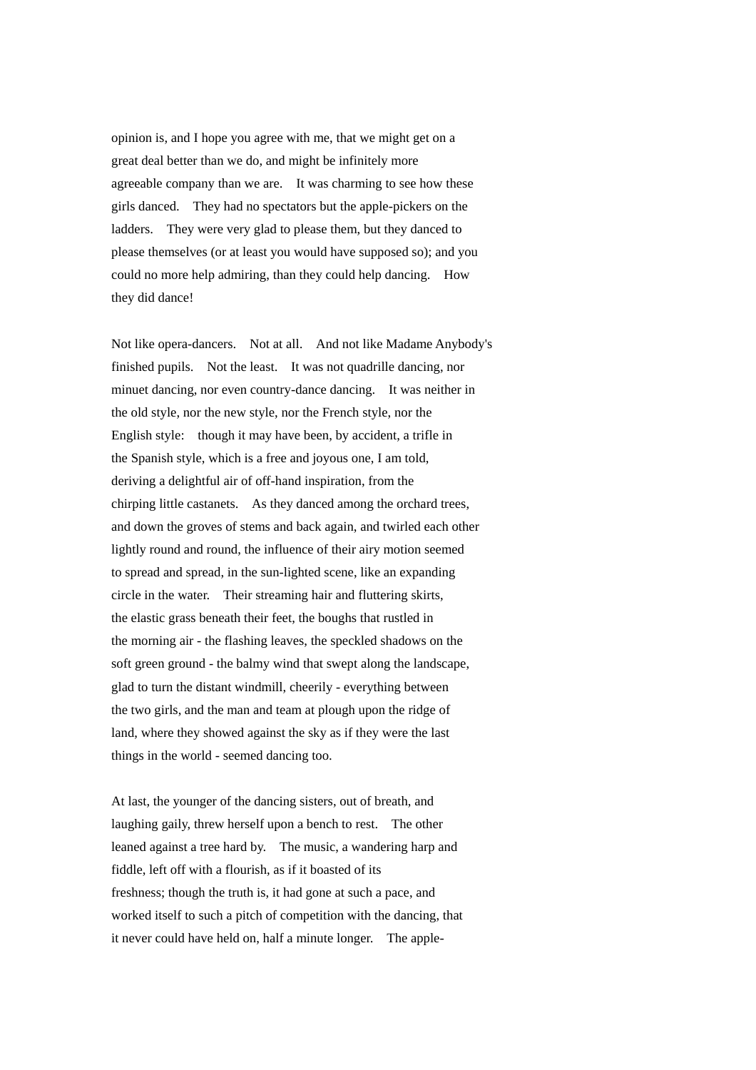opinion is, and I hope you agree with me, that we might get on a great deal better than we do, and might be infinitely more agreeable company than we are. It was charming to see how these girls danced. They had no spectators but the apple-pickers on the ladders. They were very glad to please them, but they danced to please themselves (or at least you would have supposed so); and you could no more help admiring, than they could help dancing. How they did dance!

Not like opera-dancers. Not at all. And not like Madame Anybody's finished pupils. Not the least. It was not quadrille dancing, nor minuet dancing, nor even country-dance dancing. It was neither in the old style, nor the new style, nor the French style, nor the English style: though it may have been, by accident, a trifle in the Spanish style, which is a free and joyous one, I am told, deriving a delightful air of off-hand inspiration, from the chirping little castanets. As they danced among the orchard trees, and down the groves of stems and back again, and twirled each other lightly round and round, the influence of their airy motion seemed to spread and spread, in the sun-lighted scene, like an expanding circle in the water. Their streaming hair and fluttering skirts, the elastic grass beneath their feet, the boughs that rustled in the morning air - the flashing leaves, the speckled shadows on the soft green ground - the balmy wind that swept along the landscape, glad to turn the distant windmill, cheerily - everything between the two girls, and the man and team at plough upon the ridge of land, where they showed against the sky as if they were the last things in the world - seemed dancing too.

At last, the younger of the dancing sisters, out of breath, and laughing gaily, threw herself upon a bench to rest. The other leaned against a tree hard by. The music, a wandering harp and fiddle, left off with a flourish, as if it boasted of its freshness; though the truth is, it had gone at such a pace, and worked itself to such a pitch of competition with the dancing, that it never could have held on, half a minute longer. The apple-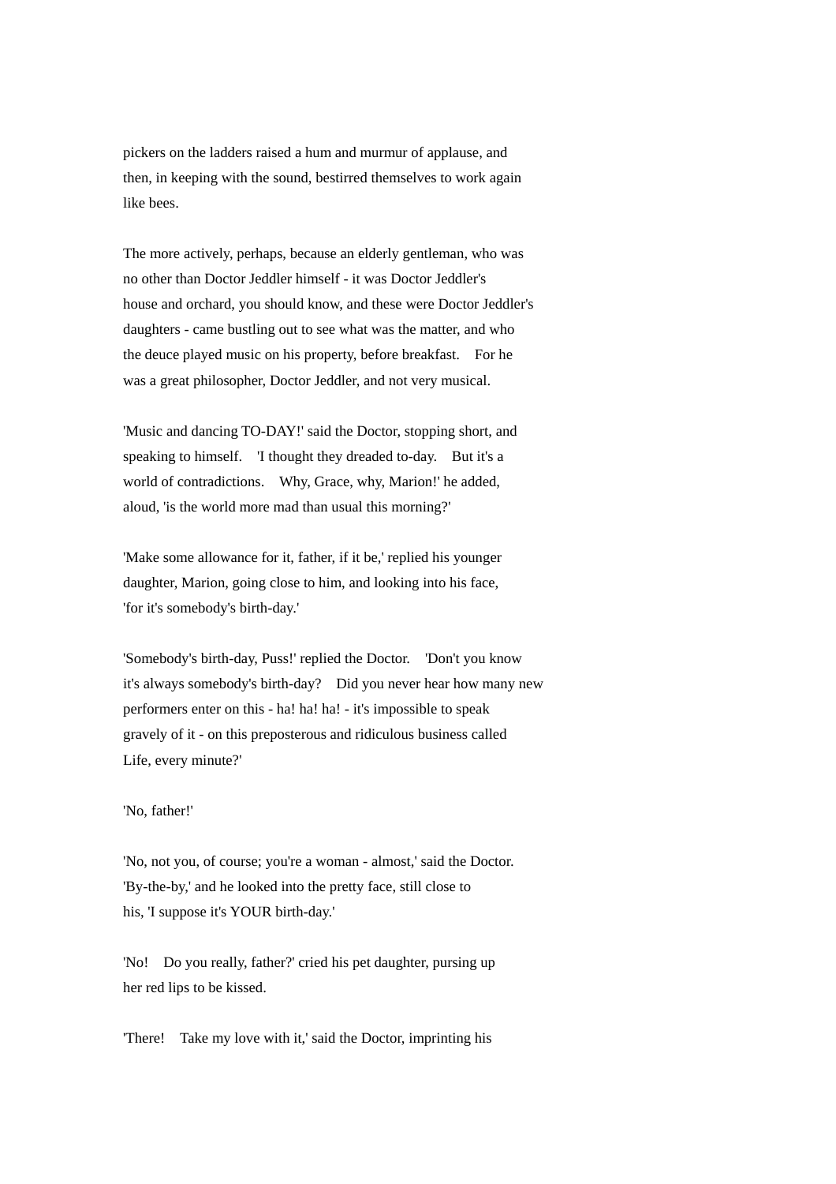pickers on the ladders raised a hum and murmur of applause, and then, in keeping with the sound, bestirred themselves to work again like bees.

The more actively, perhaps, because an elderly gentleman, who was no other than Doctor Jeddler himself - it was Doctor Jeddler's house and orchard, you should know, and these were Doctor Jeddler's daughters - came bustling out to see what was the matter, and who the deuce played music on his property, before breakfast. For he was a great philosopher, Doctor Jeddler, and not very musical.

'Music and dancing TO-DAY!' said the Doctor, stopping short, and speaking to himself. 'I thought they dreaded to-day. But it's a world of contradictions. Why, Grace, why, Marion!' he added, aloud, 'is the world more mad than usual this morning?'

'Make some allowance for it, father, if it be,' replied his younger daughter, Marion, going close to him, and looking into his face, 'for it's somebody's birth-day.'

'Somebody's birth-day, Puss!' replied the Doctor. 'Don't you know it's always somebody's birth-day? Did you never hear how many new performers enter on this - ha! ha! ha! - it's impossible to speak gravely of it - on this preposterous and ridiculous business called Life, every minute?'

'No, father!'

'No, not you, of course; you're a woman - almost,' said the Doctor. 'By-the-by,' and he looked into the pretty face, still close to his, 'I suppose it's YOUR birth-day.'

'No! Do you really, father?' cried his pet daughter, pursing up her red lips to be kissed.

'There! Take my love with it,' said the Doctor, imprinting his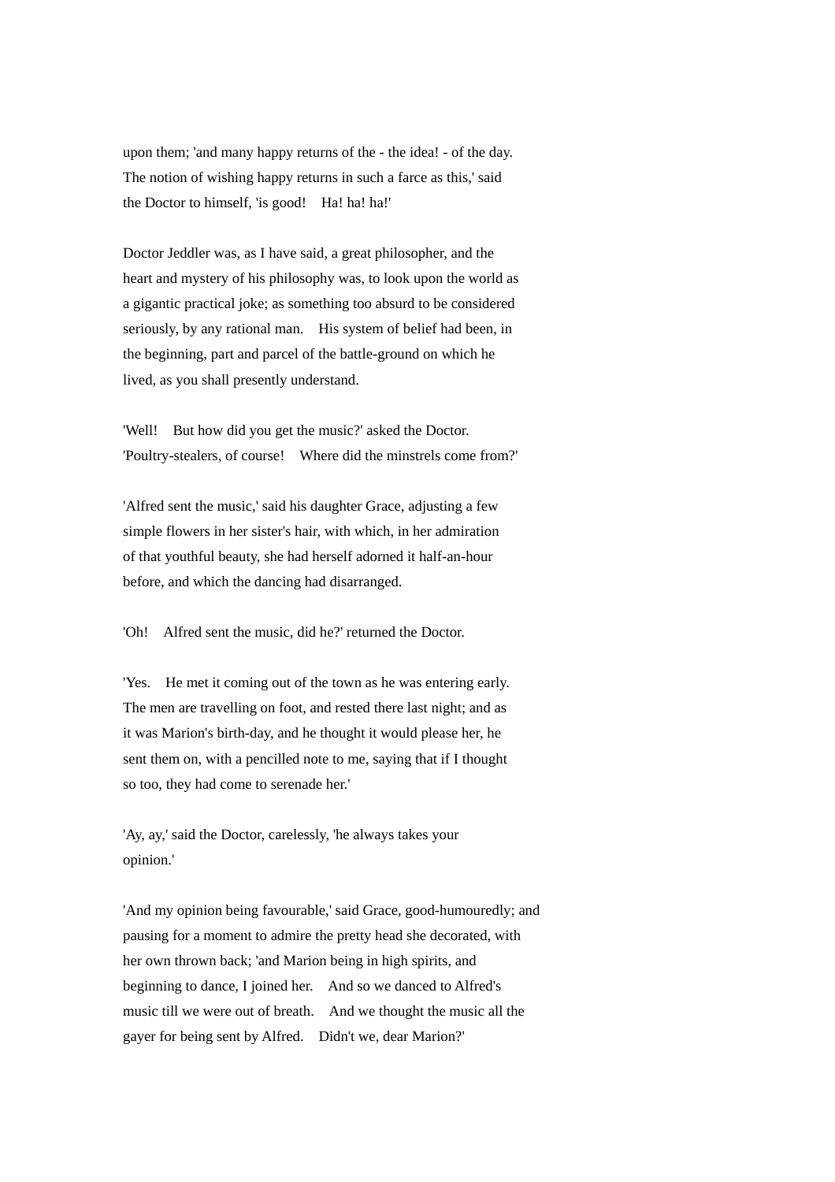upon them; 'and many happy returns of the - the idea! - of the day. The notion of wishing happy returns in such a farce as this,' said the Doctor to himself, 'is good! Ha! ha! ha!'

Doctor Jeddler was, as I have said, a great philosopher, and the heart and mystery of his philosophy was, to look upon the world as a gigantic practical joke; as something too absurd to be considered seriously, by any rational man. His system of belief had been, in the beginning, part and parcel of the battle-ground on which he lived, as you shall presently understand.

'Well! But how did you get the music?' asked the Doctor. 'Poultry-stealers, of course! Where did the minstrels come from?'

'Alfred sent the music,' said his daughter Grace, adjusting a few simple flowers in her sister's hair, with which, in her admiration of that youthful beauty, she had herself adorned it half-an-hour before, and which the dancing had disarranged.

'Oh! Alfred sent the music, did he?' returned the Doctor.

'Yes. He met it coming out of the town as he was entering early. The men are travelling on foot, and rested there last night; and as it was Marion's birth-day, and he thought it would please her, he sent them on, with a pencilled note to me, saying that if I thought so too, they had come to serenade her.'

'Ay, ay,' said the Doctor, carelessly, 'he always takes your opinion.'

'And my opinion being favourable,' said Grace, good-humouredly; and pausing for a moment to admire the pretty head she decorated, with her own thrown back; 'and Marion being in high spirits, and beginning to dance, I joined her. And so we danced to Alfred's music till we were out of breath. And we thought the music all the gayer for being sent by Alfred. Didn't we, dear Marion?'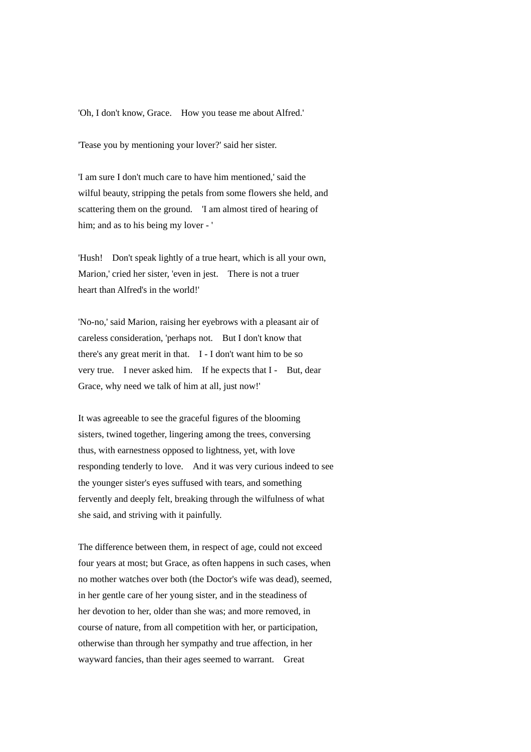'Oh, I don't know, Grace. How you tease me about Alfred.'

'Tease you by mentioning your lover?' said her sister.

'I am sure I don't much care to have him mentioned,' said the wilful beauty, stripping the petals from some flowers she held, and scattering them on the ground. 'I am almost tired of hearing of him; and as to his being my lover - '

'Hush! Don't speak lightly of a true heart, which is all your own, Marion,' cried her sister, 'even in jest. There is not a truer heart than Alfred's in the world!'

'No-no,' said Marion, raising her eyebrows with a pleasant air of careless consideration, 'perhaps not. But I don't know that there's any great merit in that. I - I don't want him to be so very true. I never asked him. If he expects that I - But, dear Grace, why need we talk of him at all, just now!'

It was agreeable to see the graceful figures of the blooming sisters, twined together, lingering among the trees, conversing thus, with earnestness opposed to lightness, yet, with love responding tenderly to love. And it was very curious indeed to see the younger sister's eyes suffused with tears, and something fervently and deeply felt, breaking through the wilfulness of what she said, and striving with it painfully.

The difference between them, in respect of age, could not exceed four years at most; but Grace, as often happens in such cases, when no mother watches over both (the Doctor's wife was dead), seemed, in her gentle care of her young sister, and in the steadiness of her devotion to her, older than she was; and more removed, in course of nature, from all competition with her, or participation, otherwise than through her sympathy and true affection, in her wayward fancies, than their ages seemed to warrant. Great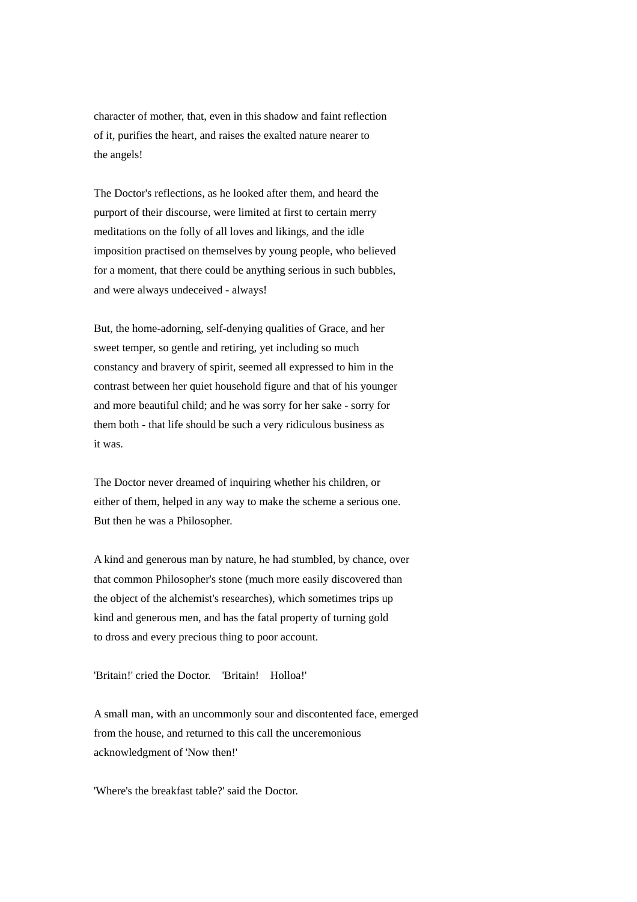character of mother, that, even in this shadow and faint reflection of it, purifies the heart, and raises the exalted nature nearer to the angels!

The Doctor's reflections, as he looked after them, and heard the purport of their discourse, were limited at first to certain merry meditations on the folly of all loves and likings, and the idle imposition practised on themselves by young people, who believed for a moment, that there could be anything serious in such bubbles, and were always undeceived - always!

But, the home-adorning, self-denying qualities of Grace, and her sweet temper, so gentle and retiring, yet including so much constancy and bravery of spirit, seemed all expressed to him in the contrast between her quiet household figure and that of his younger and more beautiful child; and he was sorry for her sake - sorry for them both - that life should be such a very ridiculous business as it was.

The Doctor never dreamed of inquiring whether his children, or either of them, helped in any way to make the scheme a serious one. But then he was a Philosopher.

A kind and generous man by nature, he had stumbled, by chance, over that common Philosopher's stone (much more easily discovered than the object of the alchemist's researches), which sometimes trips up kind and generous men, and has the fatal property of turning gold to dross and every precious thing to poor account.

'Britain!' cried the Doctor. 'Britain! Holloa!'

A small man, with an uncommonly sour and discontented face, emerged from the house, and returned to this call the unceremonious acknowledgment of 'Now then!'

'Where's the breakfast table?' said the Doctor.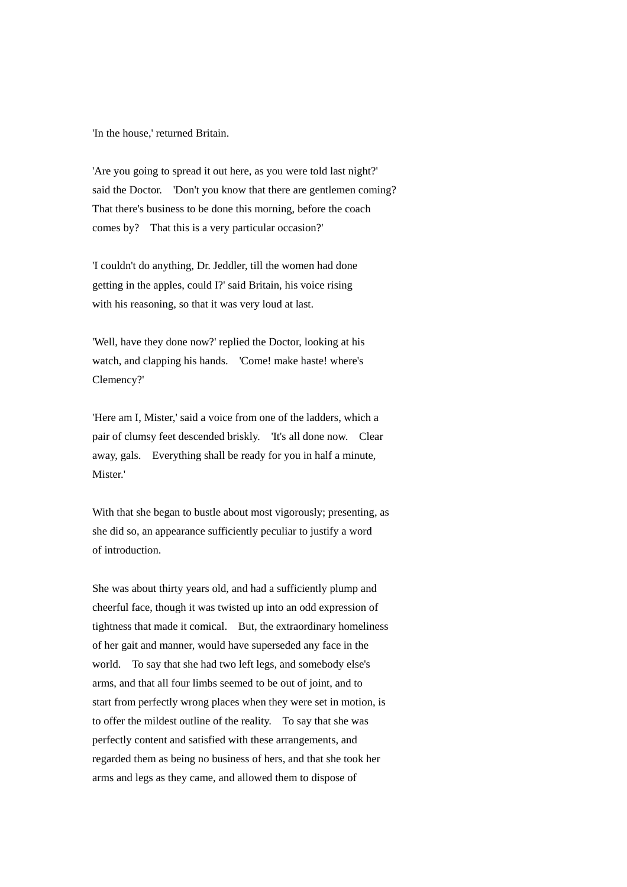'In the house,' returned Britain.

'Are you going to spread it out here, as you were told last night?' said the Doctor. 'Don't you know that there are gentlemen coming? That there's business to be done this morning, before the coach comes by? That this is a very particular occasion?'

'I couldn't do anything, Dr. Jeddler, till the women had done getting in the apples, could I?' said Britain, his voice rising with his reasoning, so that it was very loud at last.

'Well, have they done now?' replied the Doctor, looking at his watch, and clapping his hands. 'Come! make haste! where's Clemency?'

'Here am I, Mister,' said a voice from one of the ladders, which a pair of clumsy feet descended briskly. 'It's all done now. Clear away, gals. Everything shall be ready for you in half a minute, Mister.'

With that she began to bustle about most vigorously; presenting, as she did so, an appearance sufficiently peculiar to justify a word of introduction.

She was about thirty years old, and had a sufficiently plump and cheerful face, though it was twisted up into an odd expression of tightness that made it comical. But, the extraordinary homeliness of her gait and manner, would have superseded any face in the world. To say that she had two left legs, and somebody else's arms, and that all four limbs seemed to be out of joint, and to start from perfectly wrong places when they were set in motion, is to offer the mildest outline of the reality. To say that she was perfectly content and satisfied with these arrangements, and regarded them as being no business of hers, and that she took her arms and legs as they came, and allowed them to dispose of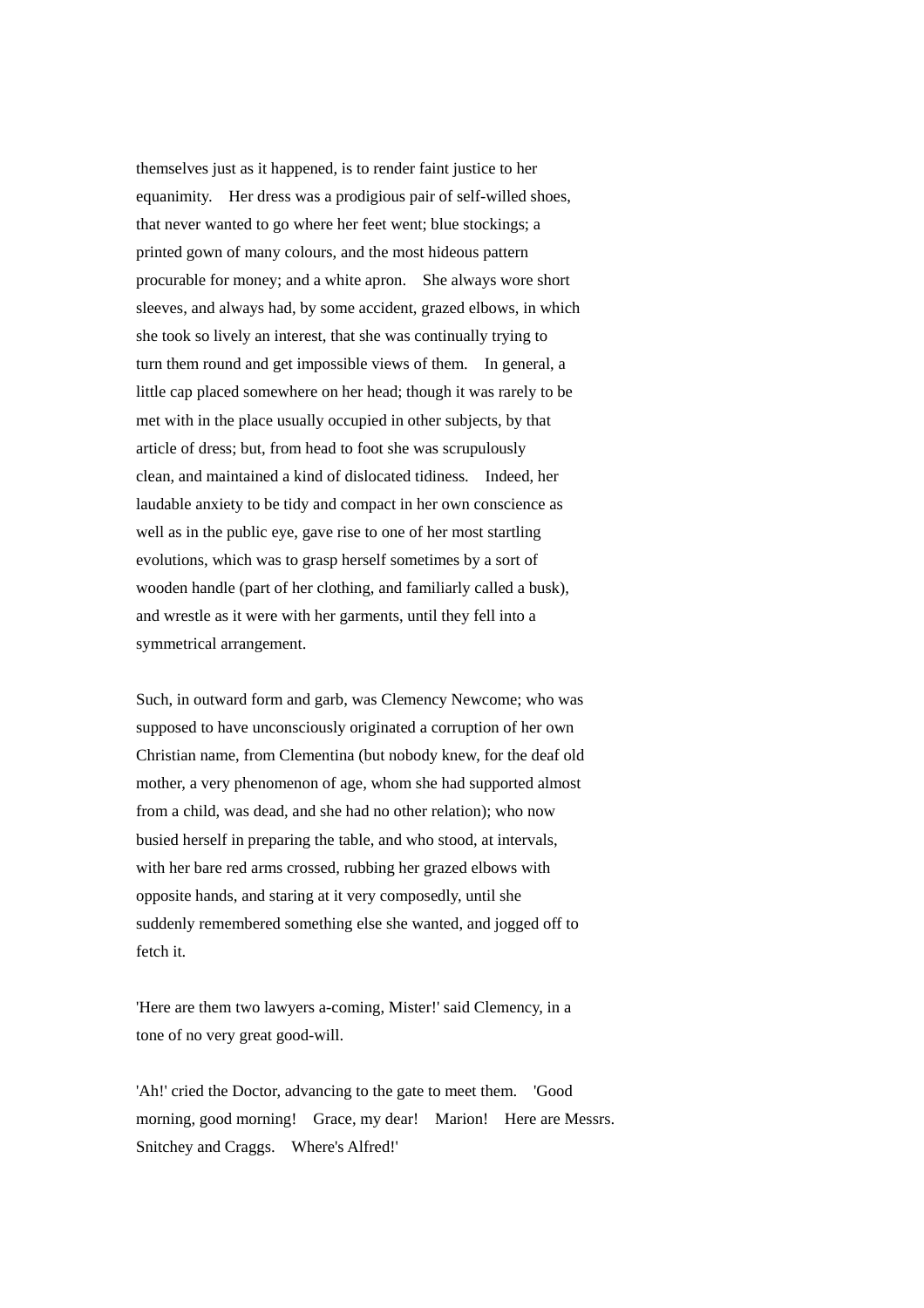themselves just as it happened, is to render faint justice to her equanimity. Her dress was a prodigious pair of self-willed shoes, that never wanted to go where her feet went; blue stockings; a printed gown of many colours, and the most hideous pattern procurable for money; and a white apron. She always wore short sleeves, and always had, by some accident, grazed elbows, in which she took so lively an interest, that she was continually trying to turn them round and get impossible views of them. In general, a little cap placed somewhere on her head; though it was rarely to be met with in the place usually occupied in other subjects, by that article of dress; but, from head to foot she was scrupulously clean, and maintained a kind of dislocated tidiness. Indeed, her laudable anxiety to be tidy and compact in her own conscience as well as in the public eye, gave rise to one of her most startling evolutions, which was to grasp herself sometimes by a sort of wooden handle (part of her clothing, and familiarly called a busk), and wrestle as it were with her garments, until they fell into a symmetrical arrangement.

Such, in outward form and garb, was Clemency Newcome; who was supposed to have unconsciously originated a corruption of her own Christian name, from Clementina (but nobody knew, for the deaf old mother, a very phenomenon of age, whom she had supported almost from a child, was dead, and she had no other relation); who now busied herself in preparing the table, and who stood, at intervals, with her bare red arms crossed, rubbing her grazed elbows with opposite hands, and staring at it very composedly, until she suddenly remembered something else she wanted, and jogged off to fetch it.

'Here are them two lawyers a-coming, Mister!' said Clemency, in a tone of no very great good-will.

'Ah!' cried the Doctor, advancing to the gate to meet them. 'Good morning, good morning! Grace, my dear! Marion! Here are Messrs. Snitchey and Craggs. Where's Alfred!'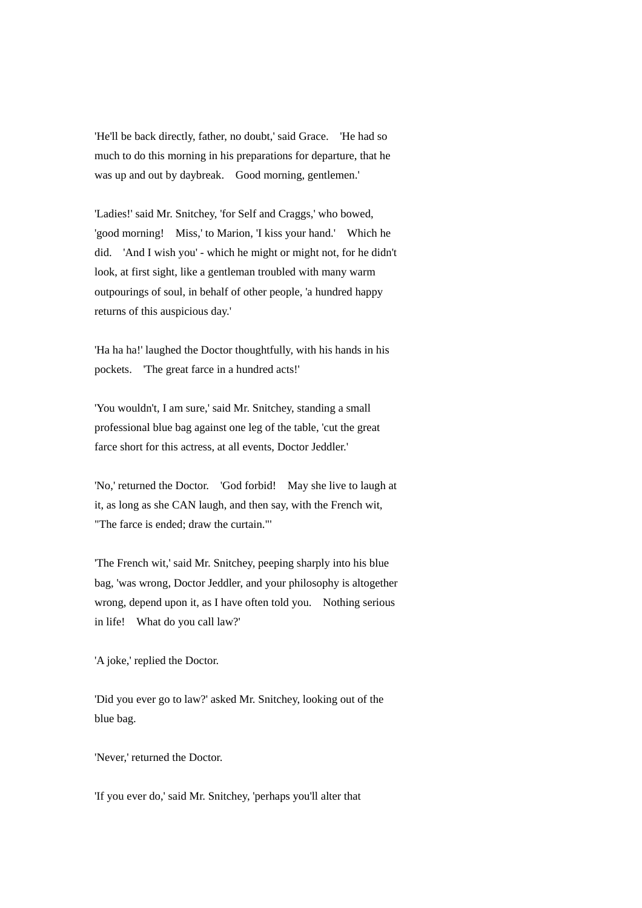'He'll be back directly, father, no doubt,' said Grace. 'He had so much to do this morning in his preparations for departure, that he was up and out by daybreak. Good morning, gentlemen.'

'Ladies!' said Mr. Snitchey, 'for Self and Craggs,' who bowed, 'good morning! Miss,' to Marion, 'I kiss your hand.' Which he did. 'And I wish you' - which he might or might not, for he didn't look, at first sight, like a gentleman troubled with many warm outpourings of soul, in behalf of other people, 'a hundred happy returns of this auspicious day.'

'Ha ha ha!' laughed the Doctor thoughtfully, with his hands in his pockets. 'The great farce in a hundred acts!'

'You wouldn't, I am sure,' said Mr. Snitchey, standing a small professional blue bag against one leg of the table, 'cut the great farce short for this actress, at all events, Doctor Jeddler.'

'No,' returned the Doctor. 'God forbid! May she live to laugh at it, as long as she CAN laugh, and then say, with the French wit, "The farce is ended; draw the curtain."'

'The French wit,' said Mr. Snitchey, peeping sharply into his blue bag, 'was wrong, Doctor Jeddler, and your philosophy is altogether wrong, depend upon it, as I have often told you. Nothing serious in life! What do you call law?'

'A joke,' replied the Doctor.

'Did you ever go to law?' asked Mr. Snitchey, looking out of the blue bag.

'Never,' returned the Doctor.

'If you ever do,' said Mr. Snitchey, 'perhaps you'll alter that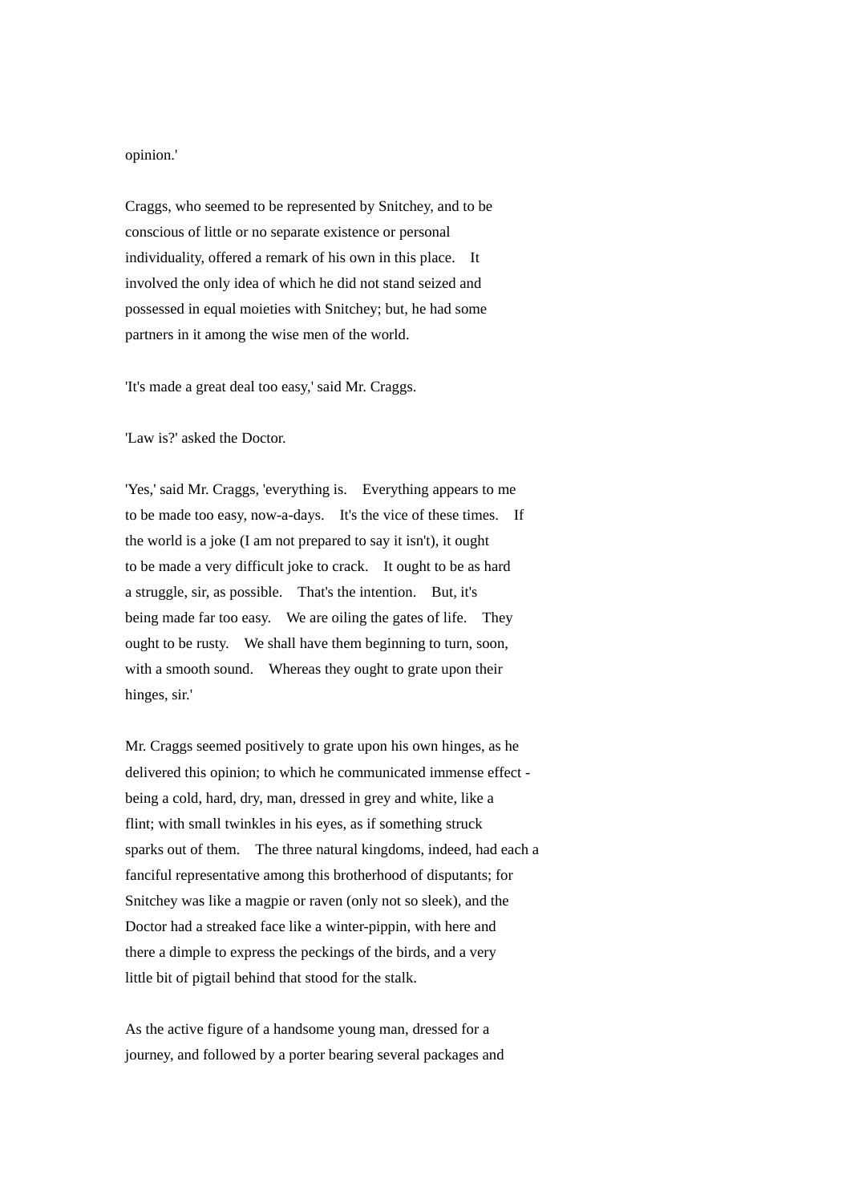opinion.'

Craggs, who seemed to be represented by Snitchey, and to be conscious of little or no separate existence or personal individuality, offered a remark of his own in this place. It involved the only idea of which he did not stand seized and possessed in equal moieties with Snitchey; but, he had some partners in it among the wise men of the world.

'It's made a great deal too easy,' said Mr. Craggs.

'Law is?' asked the Doctor.

'Yes,' said Mr. Craggs, 'everything is. Everything appears to me to be made too easy, now-a-days. It's the vice of these times. If the world is a joke (I am not prepared to say it isn't), it ought to be made a very difficult joke to crack. It ought to be as hard a struggle, sir, as possible. That's the intention. But, it's being made far too easy. We are oiling the gates of life. They ought to be rusty. We shall have them beginning to turn, soon, with a smooth sound. Whereas they ought to grate upon their hinges, sir.'

Mr. Craggs seemed positively to grate upon his own hinges, as he delivered this opinion; to which he communicated immense effect - being a cold, hard, dry, man, dressed in grey and white, like a flint; with small twinkles in his eyes, as if something struck sparks out of them. The three natural kingdoms, indeed, had each a fanciful representative among this brotherhood of disputants; for Snitchey was like a magpie or raven (only not so sleek), and the Doctor had a streaked face like a winter-pippin, with here and there a dimple to express the peckings of the birds, and a very little bit of pigtail behind that stood for the stalk.

As the active figure of a handsome young man, dressed for a journey, and followed by a porter bearing several packages and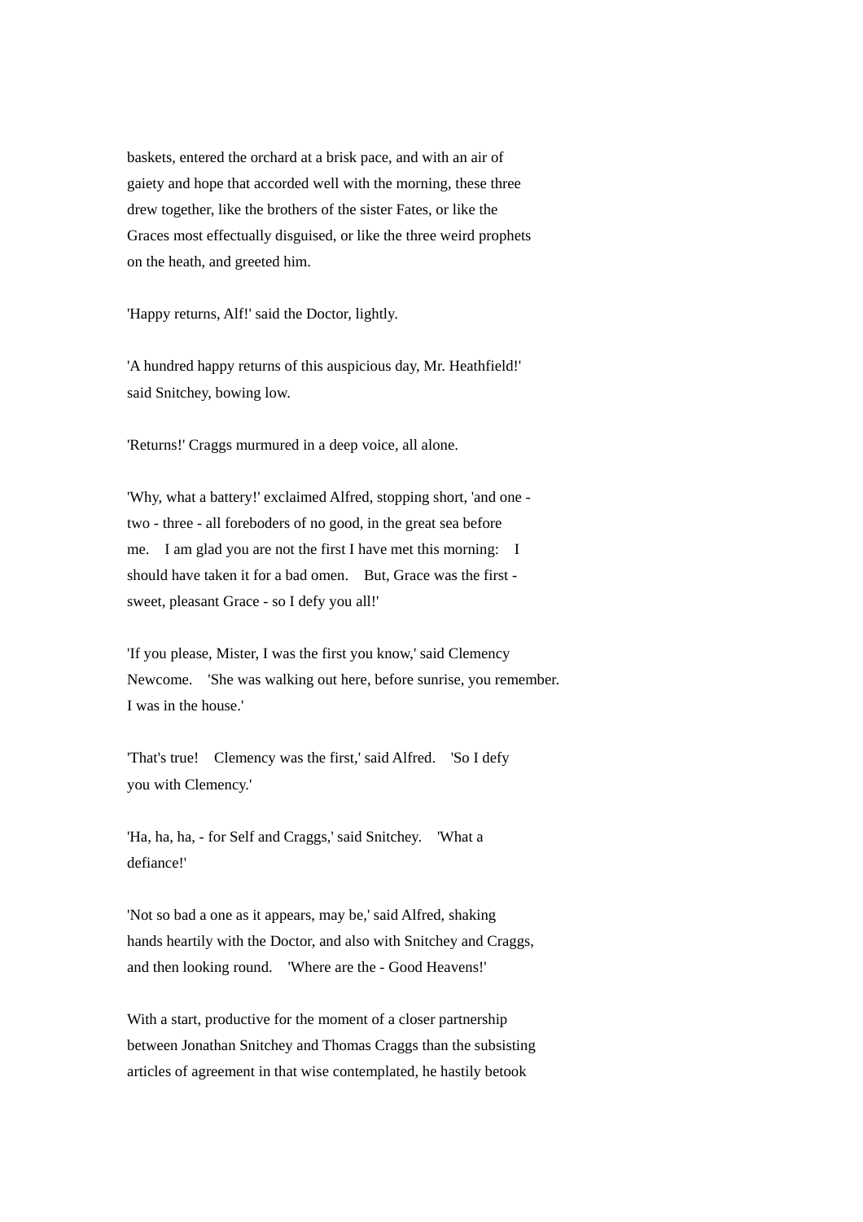baskets, entered the orchard at a brisk pace, and with an air of gaiety and hope that accorded well with the morning, these three drew together, like the brothers of the sister Fates, or like the Graces most effectually disguised, or like the three weird prophets on the heath, and greeted him.

'Happy returns, Alf!' said the Doctor, lightly.

'A hundred happy returns of this auspicious day, Mr. Heathfield!' said Snitchey, bowing low.

'Returns!' Craggs murmured in a deep voice, all alone.

'Why, what a battery!' exclaimed Alfred, stopping short, 'and one - two - three - all foreboders of no good, in the great sea before me. I am glad you are not the first I have met this morning: I should have taken it for a bad omen. But, Grace was the first - sweet, pleasant Grace - so I defy you all!'

'If you please, Mister, I was the first you know,' said Clemency Newcome. 'She was walking out here, before sunrise, you remember. I was in the house.'

'That's true! Clemency was the first,' said Alfred. 'So I defy you with Clemency.'

'Ha, ha, ha, - for Self and Craggs,' said Snitchey. 'What a defiance!'

'Not so bad a one as it appears, may be,' said Alfred, shaking hands heartily with the Doctor, and also with Snitchey and Craggs, and then looking round. 'Where are the - Good Heavens!'

With a start, productive for the moment of a closer partnership between Jonathan Snitchey and Thomas Craggs than the subsisting articles of agreement in that wise contemplated, he hastily betook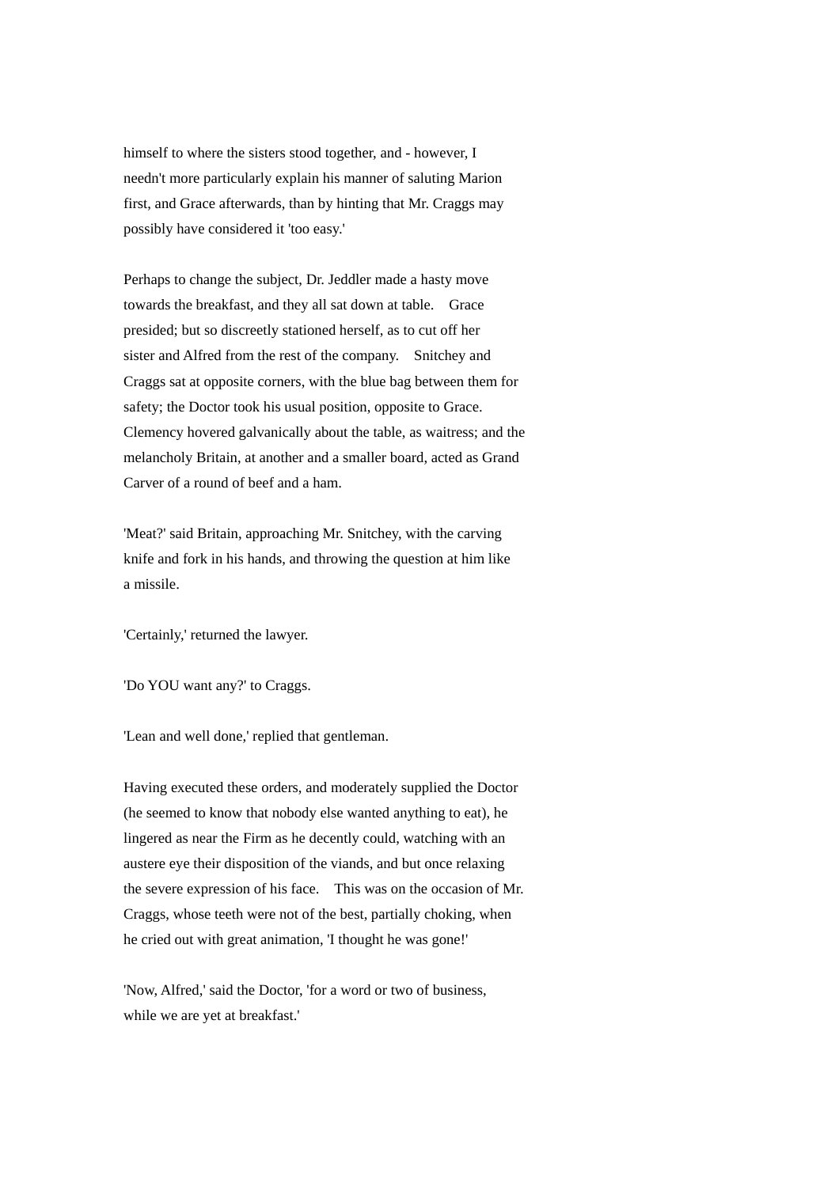himself to where the sisters stood together, and - however, I needn't more particularly explain his manner of saluting Marion first, and Grace afterwards, than by hinting that Mr. Craggs may possibly have considered it 'too easy.'

Perhaps to change the subject, Dr. Jeddler made a hasty move towards the breakfast, and they all sat down at table. Grace presided; but so discreetly stationed herself, as to cut off her sister and Alfred from the rest of the company. Snitchey and Craggs sat at opposite corners, with the blue bag between them for safety; the Doctor took his usual position, opposite to Grace. Clemency hovered galvanically about the table, as waitress; and the melancholy Britain, at another and a smaller board, acted as Grand Carver of a round of beef and a ham.

'Meat?' said Britain, approaching Mr. Snitchey, with the carving knife and fork in his hands, and throwing the question at him like a missile.

'Certainly,' returned the lawyer.

'Do YOU want any?' to Craggs.

'Lean and well done,' replied that gentleman.

Having executed these orders, and moderately supplied the Doctor (he seemed to know that nobody else wanted anything to eat), he lingered as near the Firm as he decently could, watching with an austere eye their disposition of the viands, and but once relaxing the severe expression of his face. This was on the occasion of Mr. Craggs, whose teeth were not of the best, partially choking, when he cried out with great animation, 'I thought he was gone!'

'Now, Alfred,' said the Doctor, 'for a word or two of business, while we are yet at breakfast.'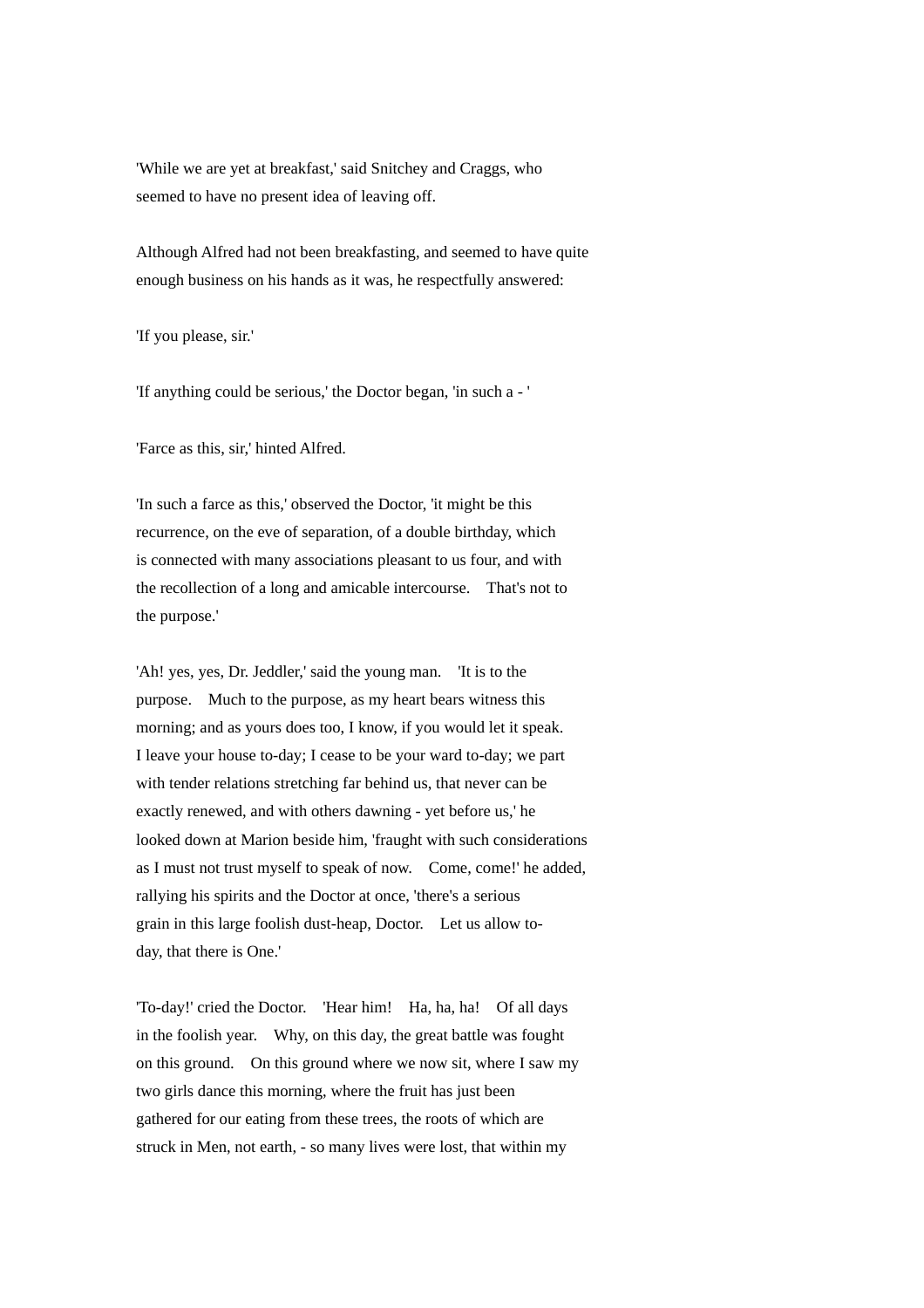'While we are yet at breakfast,' said Snitchey and Craggs, who seemed to have no present idea of leaving off.

Although Alfred had not been breakfasting, and seemed to have quite enough business on his hands as it was, he respectfully answered:

'If you please, sir.'

'If anything could be serious,' the Doctor began, 'in such a - '

'Farce as this, sir,' hinted Alfred.

'In such a farce as this,' observed the Doctor, 'it might be this recurrence, on the eve of separation, of a double birthday, which is connected with many associations pleasant to us four, and with the recollection of a long and amicable intercourse. That's not to the purpose.'

'Ah! yes, yes, Dr. Jeddler,' said the young man. 'It is to the purpose. Much to the purpose, as my heart bears witness this morning; and as yours does too, I know, if you would let it speak. I leave your house to-day; I cease to be your ward to-day; we part with tender relations stretching far behind us, that never can be exactly renewed, and with others dawning - yet before us,' he looked down at Marion beside him, 'fraught with such considerations as I must not trust myself to speak of now. Come, come!' he added, rallying his spirits and the Doctor at once, 'there's a serious grain in this large foolish dust-heap, Doctor. Let us allow to-day, that there is One.'

'To-day!' cried the Doctor. 'Hear him! Ha, ha, ha! Of all days in the foolish year. Why, on this day, the great battle was fought on this ground. On this ground where we now sit, where I saw my two girls dance this morning, where the fruit has just been gathered for our eating from these trees, the roots of which are struck in Men, not earth, - so many lives were lost, that within my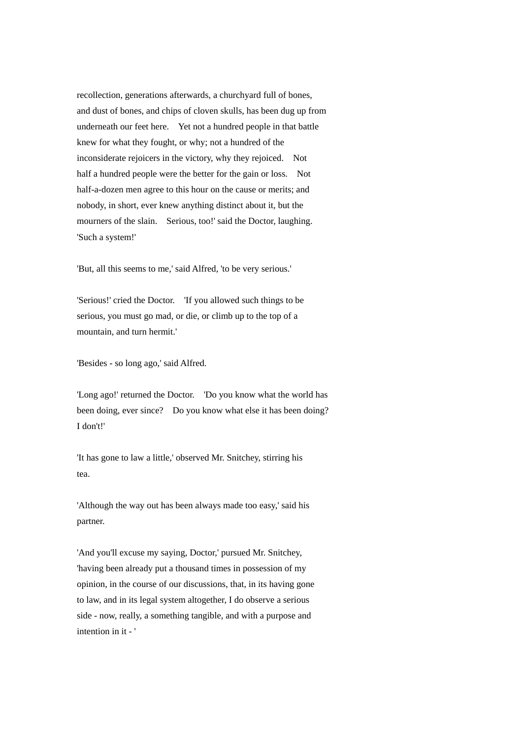recollection, generations afterwards, a churchyard full of bones, and dust of bones, and chips of cloven skulls, has been dug up from underneath our feet here. Yet not a hundred people in that battle knew for what they fought, or why; not a hundred of the inconsiderate rejoicers in the victory, why they rejoiced. Not half a hundred people were the better for the gain or loss. Not half-a-dozen men agree to this hour on the cause or merits; and nobody, in short, ever knew anything distinct about it, but the mourners of the slain. Serious, too!' said the Doctor, laughing. 'Such a system!'

'But, all this seems to me,' said Alfred, 'to be very serious.'

'Serious!' cried the Doctor. 'If you allowed such things to be serious, you must go mad, or die, or climb up to the top of a mountain, and turn hermit.'

'Besides - so long ago,' said Alfred.

'Long ago!' returned the Doctor. 'Do you know what the world has been doing, ever since? Do you know what else it has been doing? I don't!'

'It has gone to law a little,' observed Mr. Snitchey, stirring his tea.

'Although the way out has been always made too easy,' said his partner.

'And you'll excuse my saying, Doctor,' pursued Mr. Snitchey, 'having been already put a thousand times in possession of my opinion, in the course of our discussions, that, in its having gone to law, and in its legal system altogether, I do observe a serious side - now, really, a something tangible, and with a purpose and intention in it - '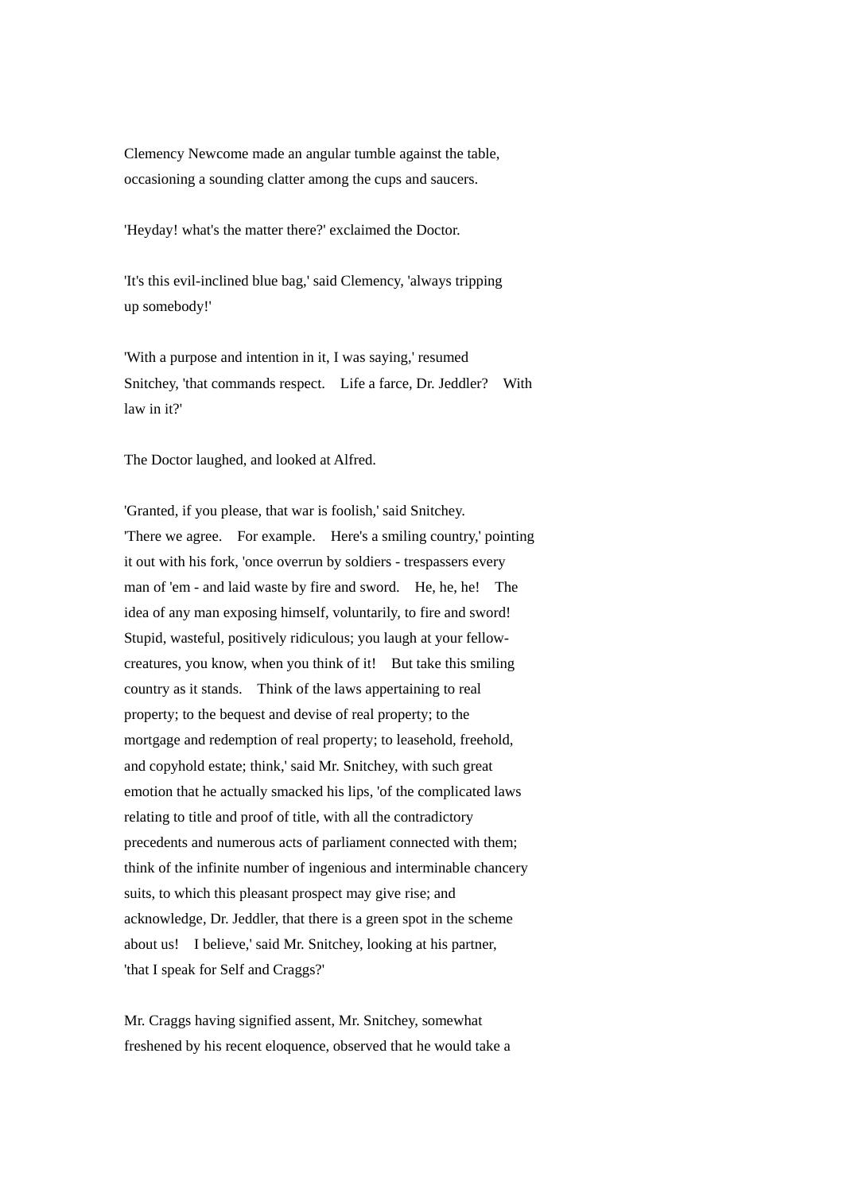Clemency Newcome made an angular tumble against the table, occasioning a sounding clatter among the cups and saucers.

'Heyday! what's the matter there?' exclaimed the Doctor.

'It's this evil-inclined blue bag,' said Clemency, 'always tripping up somebody!'

'With a purpose and intention in it, I was saying,' resumed Snitchey, 'that commands respect. Life a farce, Dr. Jeddler? With law in it?'

The Doctor laughed, and looked at Alfred.

'Granted, if you please, that war is foolish,' said Snitchey. 'There we agree. For example. Here's a smiling country,' pointing it out with his fork, 'once overrun by soldiers - trespassers every man of 'em - and laid waste by fire and sword. He, he, he! The idea of any man exposing himself, voluntarily, to fire and sword! Stupid, wasteful, positively ridiculous; you laugh at your fellow-creatures, you know, when you think of it! But take this smiling country as it stands. Think of the laws appertaining to real property; to the bequest and devise of real property; to the mortgage and redemption of real property; to leasehold, freehold, and copyhold estate; think,' said Mr. Snitchey, with such great emotion that he actually smacked his lips, 'of the complicated laws relating to title and proof of title, with all the contradictory precedents and numerous acts of parliament connected with them; think of the infinite number of ingenious and interminable chancery suits, to which this pleasant prospect may give rise; and acknowledge, Dr. Jeddler, that there is a green spot in the scheme about us! I believe,' said Mr. Snitchey, looking at his partner, 'that I speak for Self and Craggs?'

Mr. Craggs having signified assent, Mr. Snitchey, somewhat freshened by his recent eloquence, observed that he would take a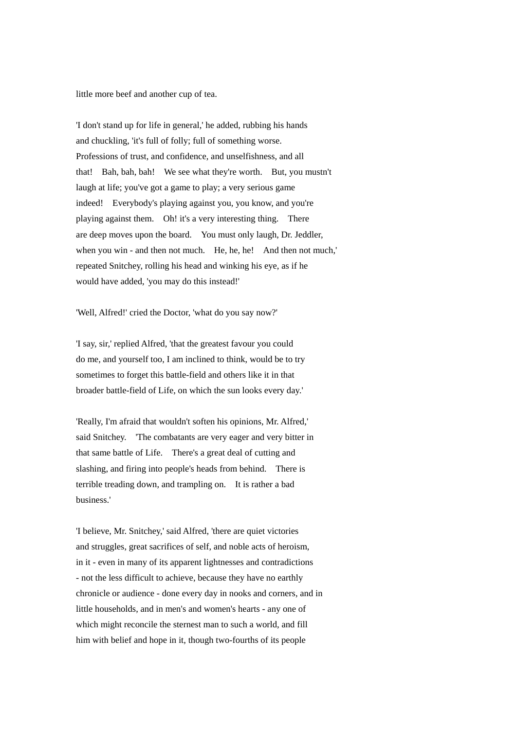little more beef and another cup of tea.

'I don't stand up for life in general,' he added, rubbing his hands and chuckling, 'it's full of folly; full of something worse. Professions of trust, and confidence, and unselfishness, and all that! Bah, bah, bah! We see what they're worth. But, you mustn't laugh at life; you've got a game to play; a very serious game indeed! Everybody's playing against you, you know, and you're playing against them. Oh! it's a very interesting thing. There are deep moves upon the board. You must only laugh, Dr. Jeddler, when you win - and then not much. He, he, he! And then not much,' repeated Snitchey, rolling his head and winking his eye, as if he would have added, 'you may do this instead!'

'Well, Alfred!' cried the Doctor, 'what do you say now?'

'I say, sir,' replied Alfred, 'that the greatest favour you could do me, and yourself too, I am inclined to think, would be to try sometimes to forget this battle-field and others like it in that broader battle-field of Life, on which the sun looks every day.'

'Really, I'm afraid that wouldn't soften his opinions, Mr. Alfred,' said Snitchey. 'The combatants are very eager and very bitter in that same battle of Life. There's a great deal of cutting and slashing, and firing into people's heads from behind. There is terrible treading down, and trampling on. It is rather a bad business.'

'I believe, Mr. Snitchey,' said Alfred, 'there are quiet victories and struggles, great sacrifices of self, and noble acts of heroism, in it - even in many of its apparent lightnesses and contradictions - not the less difficult to achieve, because they have no earthly chronicle or audience - done every day in nooks and corners, and in little households, and in men's and women's hearts - any one of which might reconcile the sternest man to such a world, and fill him with belief and hope in it, though two-fourths of its people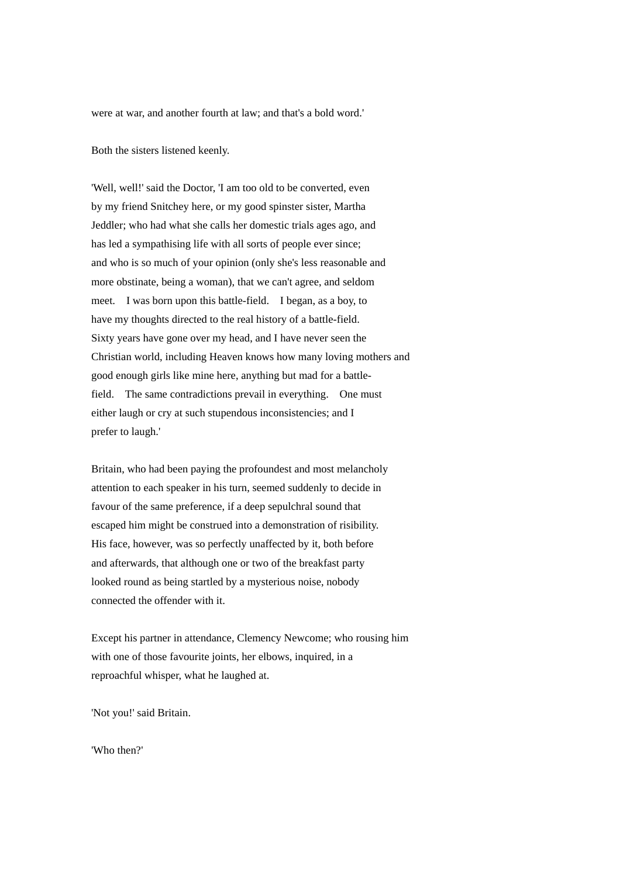were at war, and another fourth at law; and that's a bold word.'

Both the sisters listened keenly.

'Well, well!' said the Doctor, 'I am too old to be converted, even by my friend Snitchey here, or my good spinster sister, Martha Jeddler; who had what she calls her domestic trials ages ago, and has led a sympathising life with all sorts of people ever since; and who is so much of your opinion (only she's less reasonable and more obstinate, being a woman), that we can't agree, and seldom meet. I was born upon this battle-field. I began, as a boy, to have my thoughts directed to the real history of a battle-field. Sixty years have gone over my head, and I have never seen the Christian world, including Heaven knows how many loving mothers and good enough girls like mine here, anything but mad for a battle-field. The same contradictions prevail in everything. One must either laugh or cry at such stupendous inconsistencies; and I prefer to laugh.'

Britain, who had been paying the profoundest and most melancholy attention to each speaker in his turn, seemed suddenly to decide in favour of the same preference, if a deep sepulchral sound that escaped him might be construed into a demonstration of risibility. His face, however, was so perfectly unaffected by it, both before and afterwards, that although one or two of the breakfast party looked round as being startled by a mysterious noise, nobody connected the offender with it.

Except his partner in attendance, Clemency Newcome; who rousing him with one of those favourite joints, her elbows, inquired, in a reproachful whisper, what he laughed at.

'Not you!' said Britain.

'Who then?'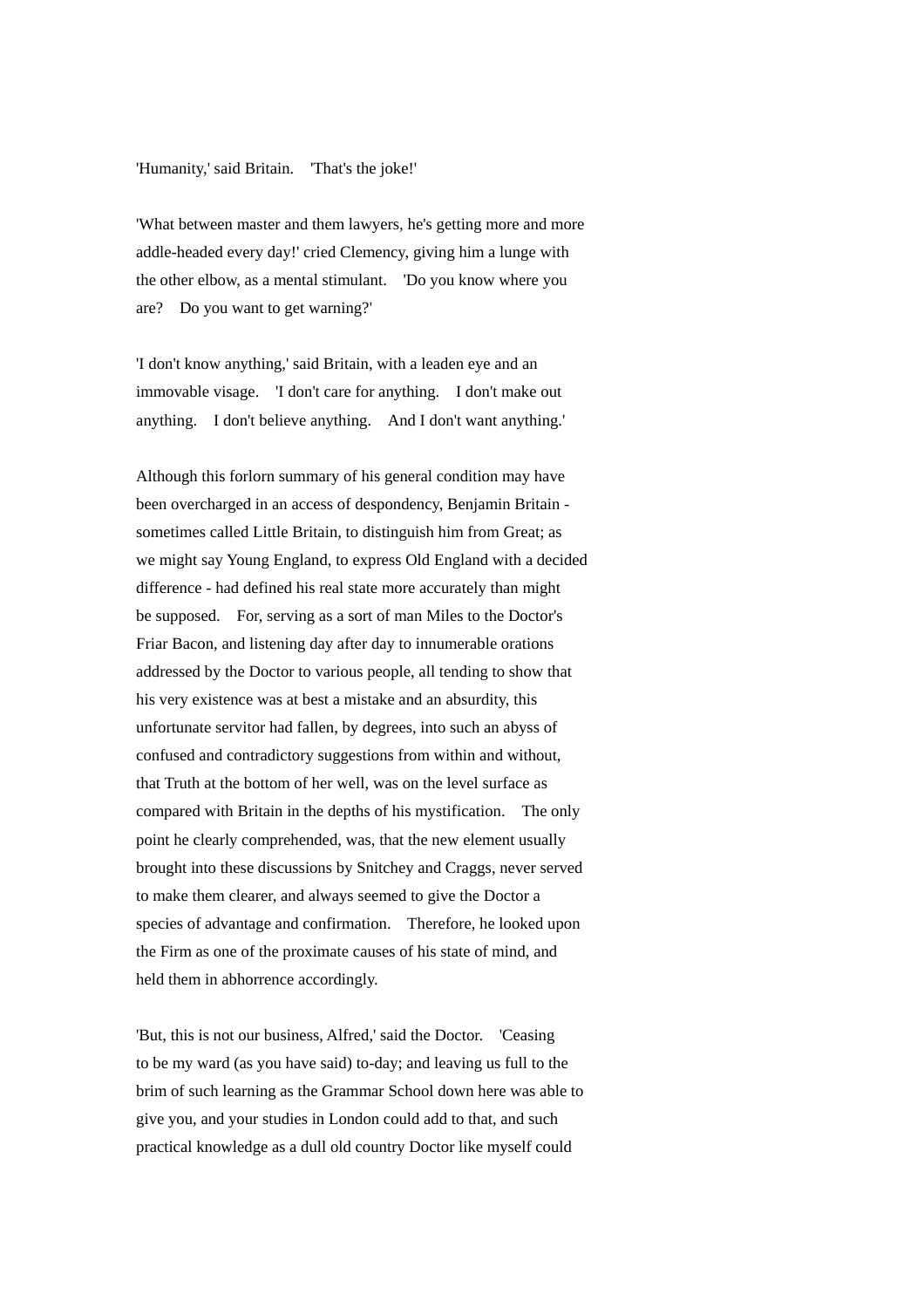'Humanity,' said Britain. 'That's the joke!'

'What between master and them lawyers, he's getting more and more addle-headed every day!' cried Clemency, giving him a lunge with the other elbow, as a mental stimulant. 'Do you know where you are? Do you want to get warning?'

'I don't know anything,' said Britain, with a leaden eye and an immovable visage. 'I don't care for anything. I don't make out anything. I don't believe anything. And I don't want anything.'

Although this forlorn summary of his general condition may have been overcharged in an access of despondency, Benjamin Britain - sometimes called Little Britain, to distinguish him from Great; as we might say Young England, to express Old England with a decided difference - had defined his real state more accurately than might be supposed. For, serving as a sort of man Miles to the Doctor's Friar Bacon, and listening day after day to innumerable orations addressed by the Doctor to various people, all tending to show that his very existence was at best a mistake and an absurdity, this unfortunate servitor had fallen, by degrees, into such an abyss of confused and contradictory suggestions from within and without, that Truth at the bottom of her well, was on the level surface as compared with Britain in the depths of his mystification. The only point he clearly comprehended, was, that the new element usually brought into these discussions by Snitchey and Craggs, never served to make them clearer, and always seemed to give the Doctor a species of advantage and confirmation. Therefore, he looked upon the Firm as one of the proximate causes of his state of mind, and held them in abhorrence accordingly.

'But, this is not our business, Alfred,' said the Doctor. 'Ceasing to be my ward (as you have said) to-day; and leaving us full to the brim of such learning as the Grammar School down here was able to give you, and your studies in London could add to that, and such practical knowledge as a dull old country Doctor like myself could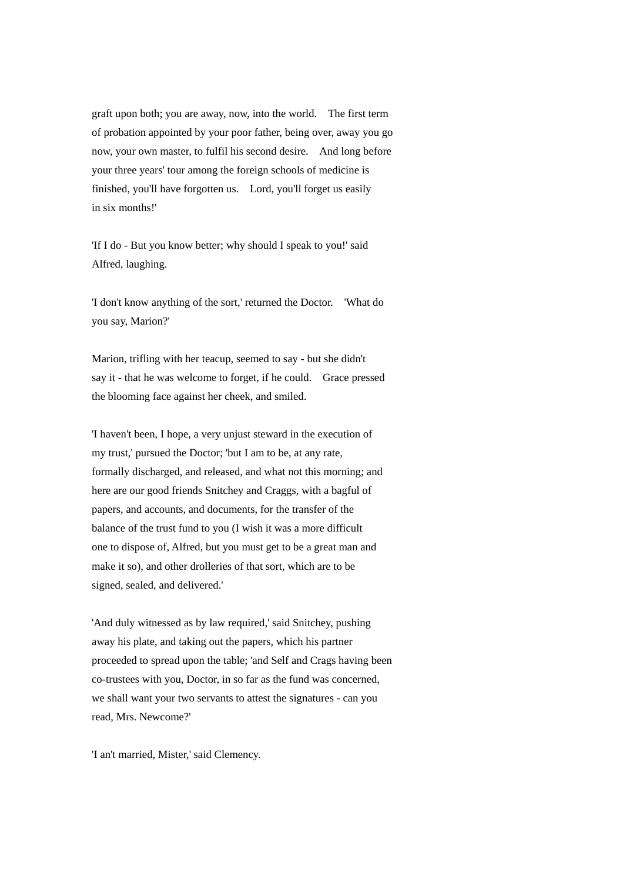graft upon both; you are away, now, into the world. The first term of probation appointed by your poor father, being over, away you go now, your own master, to fulfil his second desire. And long before your three years' tour among the foreign schools of medicine is finished, you'll have forgotten us. Lord, you'll forget us easily in six months!'

'If I do - But you know better; why should I speak to you!' said Alfred, laughing.

'I don't know anything of the sort,' returned the Doctor. 'What do you say, Marion?'

Marion, trifling with her teacup, seemed to say - but she didn't say it - that he was welcome to forget, if he could. Grace pressed the blooming face against her cheek, and smiled.

'I haven't been, I hope, a very unjust steward in the execution of my trust,' pursued the Doctor; 'but I am to be, at any rate, formally discharged, and released, and what not this morning; and here are our good friends Snitchey and Craggs, with a bagful of papers, and accounts, and documents, for the transfer of the balance of the trust fund to you (I wish it was a more difficult one to dispose of, Alfred, but you must get to be a great man and make it so), and other drolleries of that sort, which are to be signed, sealed, and delivered.'

'And duly witnessed as by law required,' said Snitchey, pushing away his plate, and taking out the papers, which his partner proceeded to spread upon the table; 'and Self and Crags having been co-trustees with you, Doctor, in so far as the fund was concerned, we shall want your two servants to attest the signatures - can you read, Mrs. Newcome?'

'I an't married, Mister,' said Clemency.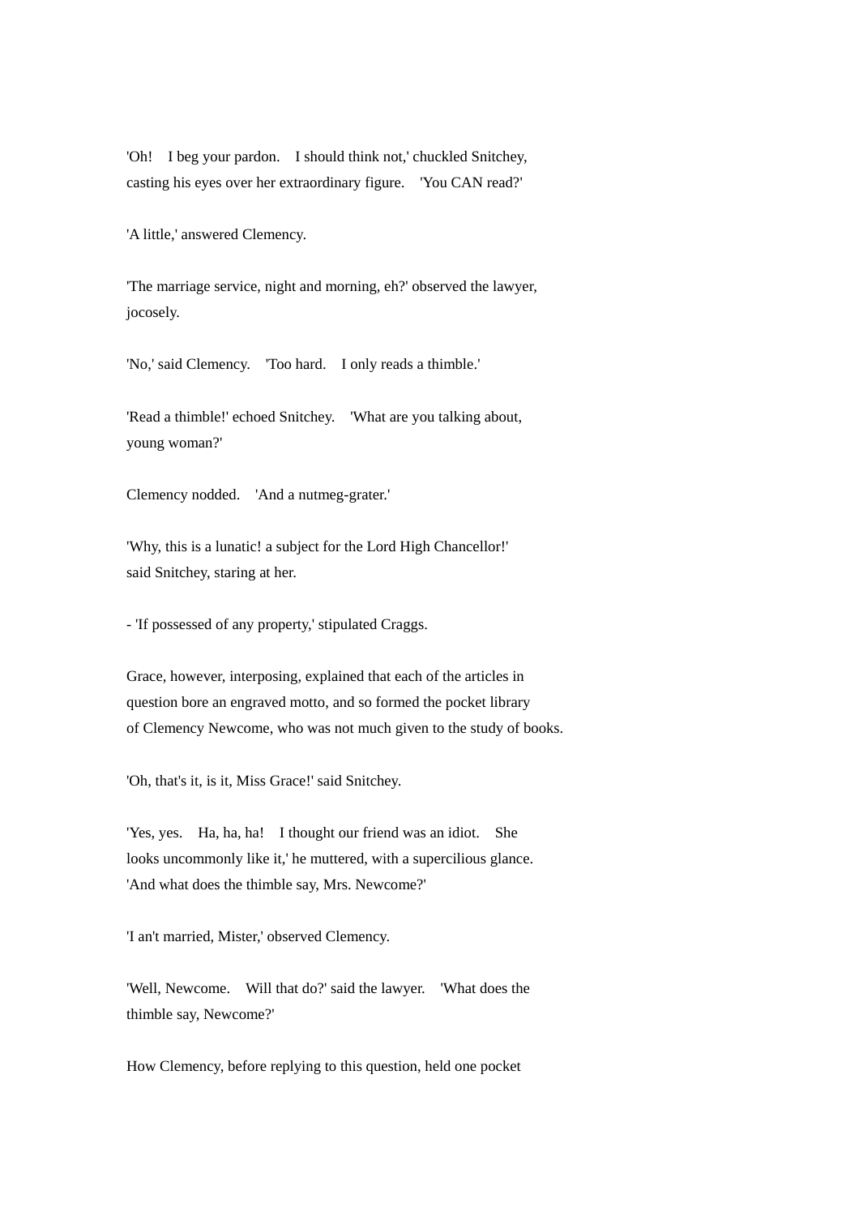'Oh! I beg your pardon. I should think not,' chuckled Snitchey, casting his eyes over her extraordinary figure. 'You CAN read?'

'A little,' answered Clemency.

'The marriage service, night and morning, eh?' observed the lawyer, jocosely.

'No,' said Clemency. 'Too hard. I only reads a thimble.'

'Read a thimble!' echoed Snitchey. 'What are you talking about, young woman?'

Clemency nodded. 'And a nutmeg-grater.'

'Why, this is a lunatic! a subject for the Lord High Chancellor!' said Snitchey, staring at her.

- 'If possessed of any property,' stipulated Craggs.

Grace, however, interposing, explained that each of the articles in question bore an engraved motto, and so formed the pocket library of Clemency Newcome, who was not much given to the study of books.

'Oh, that's it, is it, Miss Grace!' said Snitchey.

'Yes, yes. Ha, ha, ha! I thought our friend was an idiot. She looks uncommonly like it,' he muttered, with a supercilious glance. 'And what does the thimble say, Mrs. Newcome?'

'I an't married, Mister,' observed Clemency.

'Well, Newcome. Will that do?' said the lawyer. 'What does the thimble say, Newcome?'

How Clemency, before replying to this question, held one pocket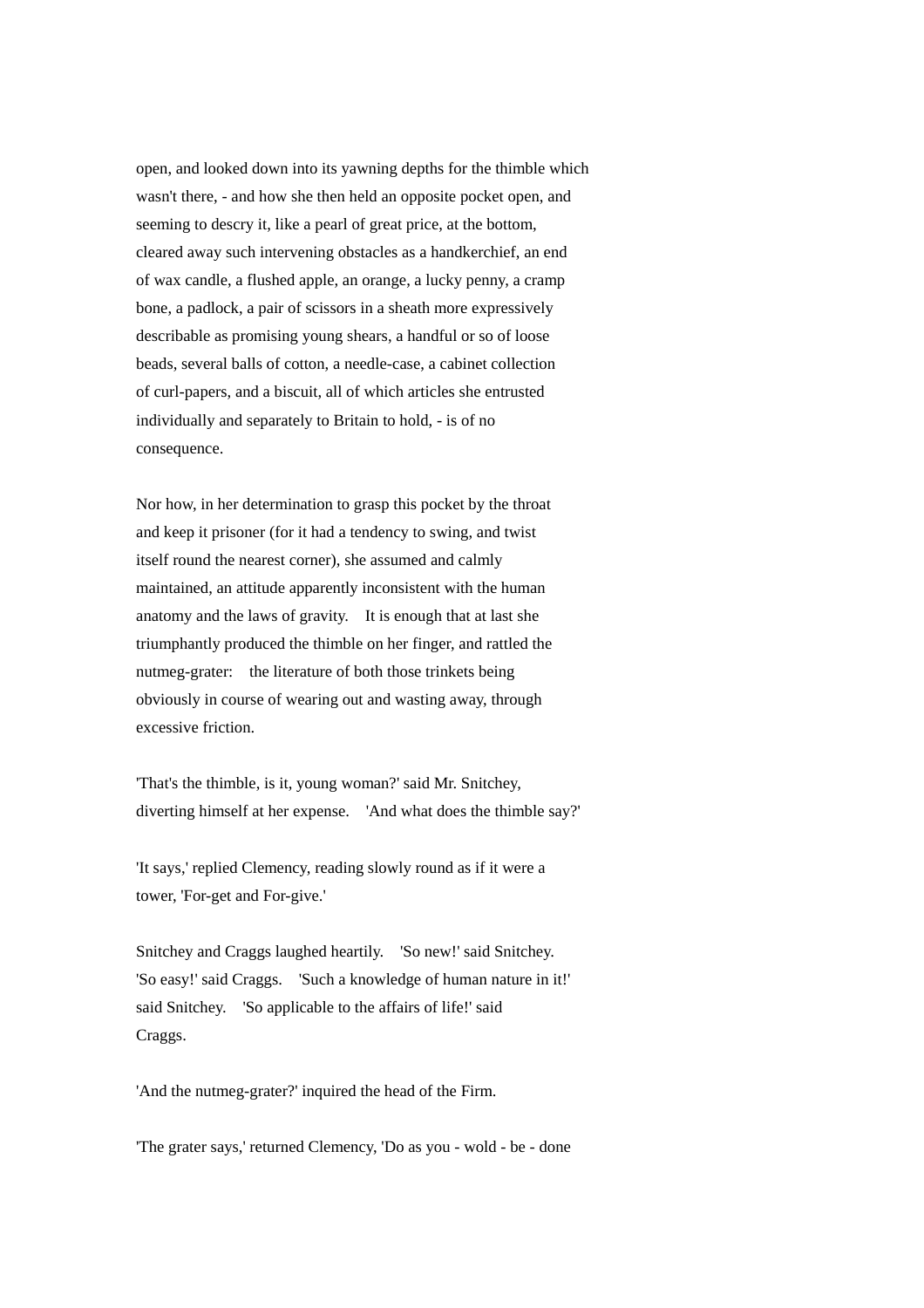open, and looked down into its yawning depths for the thimble which wasn't there, - and how she then held an opposite pocket open, and seeming to descry it, like a pearl of great price, at the bottom, cleared away such intervening obstacles as a handkerchief, an end of wax candle, a flushed apple, an orange, a lucky penny, a cramp bone, a padlock, a pair of scissors in a sheath more expressively describable as promising young shears, a handful or so of loose beads, several balls of cotton, a needle-case, a cabinet collection of curl-papers, and a biscuit, all of which articles she entrusted individually and separately to Britain to hold, - is of no consequence.

Nor how, in her determination to grasp this pocket by the throat and keep it prisoner (for it had a tendency to swing, and twist itself round the nearest corner), she assumed and calmly maintained, an attitude apparently inconsistent with the human anatomy and the laws of gravity. It is enough that at last she triumphantly produced the thimble on her finger, and rattled the nutmeg-grater: the literature of both those trinkets being obviously in course of wearing out and wasting away, through excessive friction.

'That's the thimble, is it, young woman?' said Mr. Snitchey, diverting himself at her expense. 'And what does the thimble say?'

'It says,' replied Clemency, reading slowly round as if it were a tower, 'For-get and For-give.'

Snitchey and Craggs laughed heartily. 'So new!' said Snitchey. 'So easy!' said Craggs. 'Such a knowledge of human nature in it!' said Snitchey. 'So applicable to the affairs of life!' said Craggs.

'And the nutmeg-grater?' inquired the head of the Firm.

'The grater says,' returned Clemency, 'Do as you - wold - be - done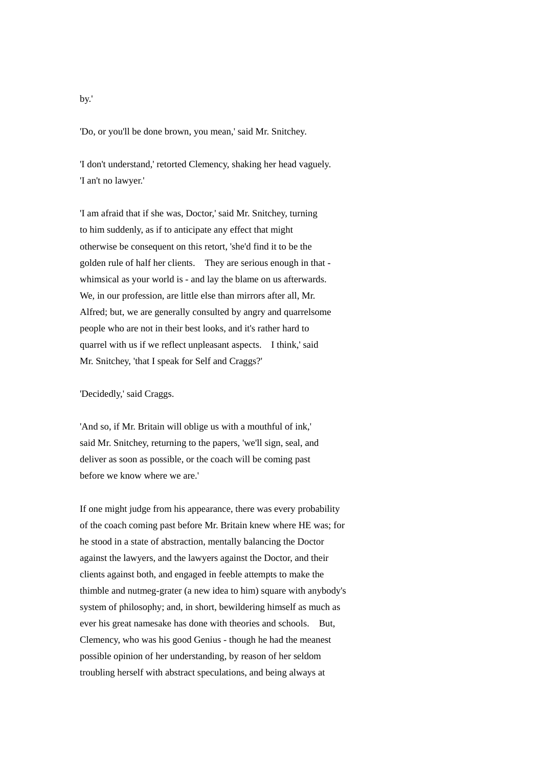by.'

'Do, or you'll be done brown, you mean,' said Mr. Snitchey.

'I don't understand,' retorted Clemency, shaking her head vaguely. 'I an't no lawyer.'

'I am afraid that if she was, Doctor,' said Mr. Snitchey, turning to him suddenly, as if to anticipate any effect that might otherwise be consequent on this retort, 'she'd find it to be the golden rule of half her clients. They are serious enough in that - whimsical as your world is - and lay the blame on us afterwards. We, in our profession, are little else than mirrors after all, Mr. Alfred; but, we are generally consulted by angry and quarrelsome people who are not in their best looks, and it's rather hard to quarrel with us if we reflect unpleasant aspects. I think,' said Mr. Snitchey, 'that I speak for Self and Craggs?'

'Decidedly,' said Craggs.

'And so, if Mr. Britain will oblige us with a mouthful of ink,' said Mr. Snitchey, returning to the papers, 'we'll sign, seal, and deliver as soon as possible, or the coach will be coming past before we know where we are.'

If one might judge from his appearance, there was every probability of the coach coming past before Mr. Britain knew where HE was; for he stood in a state of abstraction, mentally balancing the Doctor against the lawyers, and the lawyers against the Doctor, and their clients against both, and engaged in feeble attempts to make the thimble and nutmeg-grater (a new idea to him) square with anybody's system of philosophy; and, in short, bewildering himself as much as ever his great namesake has done with theories and schools. But, Clemency, who was his good Genius - though he had the meanest possible opinion of her understanding, by reason of her seldom troubling herself with abstract speculations, and being always at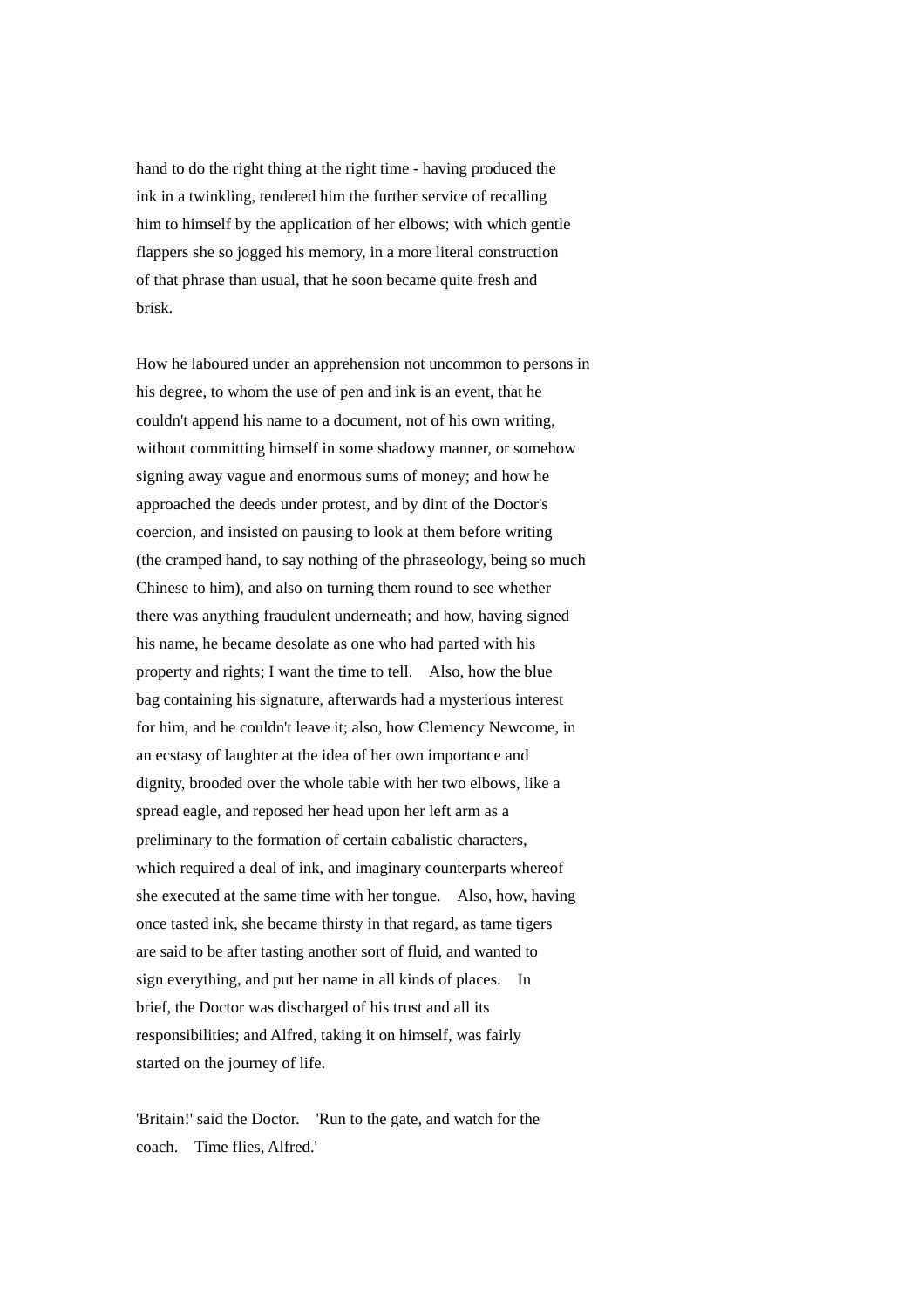hand to do the right thing at the right time - having produced the ink in a twinkling, tendered him the further service of recalling him to himself by the application of her elbows; with which gentle flappers she so jogged his memory, in a more literal construction of that phrase than usual, that he soon became quite fresh and brisk.

How he laboured under an apprehension not uncommon to persons in his degree, to whom the use of pen and ink is an event, that he couldn't append his name to a document, not of his own writing, without committing himself in some shadowy manner, or somehow signing away vague and enormous sums of money; and how he approached the deeds under protest, and by dint of the Doctor's coercion, and insisted on pausing to look at them before writing (the cramped hand, to say nothing of the phraseology, being so much Chinese to him), and also on turning them round to see whether there was anything fraudulent underneath; and how, having signed his name, he became desolate as one who had parted with his property and rights; I want the time to tell. Also, how the blue bag containing his signature, afterwards had a mysterious interest for him, and he couldn't leave it; also, how Clemency Newcome, in an ecstasy of laughter at the idea of her own importance and dignity, brooded over the whole table with her two elbows, like a spread eagle, and reposed her head upon her left arm as a preliminary to the formation of certain cabalistic characters, which required a deal of ink, and imaginary counterparts whereof she executed at the same time with her tongue. Also, how, having once tasted ink, she became thirsty in that regard, as tame tigers are said to be after tasting another sort of fluid, and wanted to sign everything, and put her name in all kinds of places. In brief, the Doctor was discharged of his trust and all its responsibilities; and Alfred, taking it on himself, was fairly started on the journey of life.

'Britain!' said the Doctor. 'Run to the gate, and watch for the coach. Time flies, Alfred.'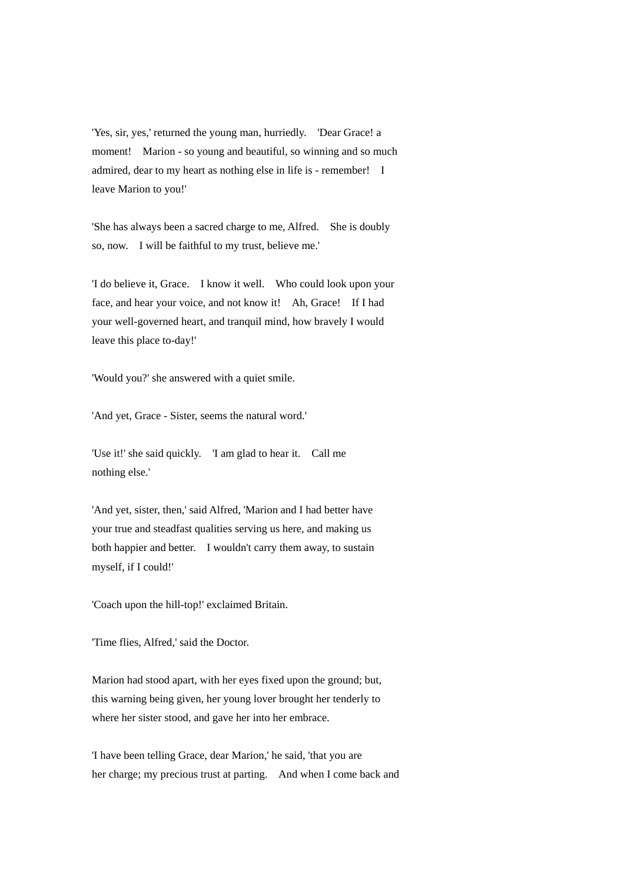'Yes, sir, yes,' returned the young man, hurriedly. 'Dear Grace! a moment! Marion - so young and beautiful, so winning and so much admired, dear to my heart as nothing else in life is - remember! I leave Marion to you!'

'She has always been a sacred charge to me, Alfred. She is doubly so, now. I will be faithful to my trust, believe me.'

'I do believe it, Grace. I know it well. Who could look upon your face, and hear your voice, and not know it! Ah, Grace! If I had your well-governed heart, and tranquil mind, how bravely I would leave this place to-day!'

'Would you?' she answered with a quiet smile.

'And yet, Grace - Sister, seems the natural word.'

'Use it!' she said quickly. 'I am glad to hear it. Call me nothing else.'

'And yet, sister, then,' said Alfred, 'Marion and I had better have your true and steadfast qualities serving us here, and making us both happier and better. I wouldn't carry them away, to sustain myself, if I could!'

'Coach upon the hill-top!' exclaimed Britain.

'Time flies, Alfred,' said the Doctor.

Marion had stood apart, with her eyes fixed upon the ground; but, this warning being given, her young lover brought her tenderly to where her sister stood, and gave her into her embrace.

'I have been telling Grace, dear Marion,' he said, 'that you are her charge; my precious trust at parting. And when I come back and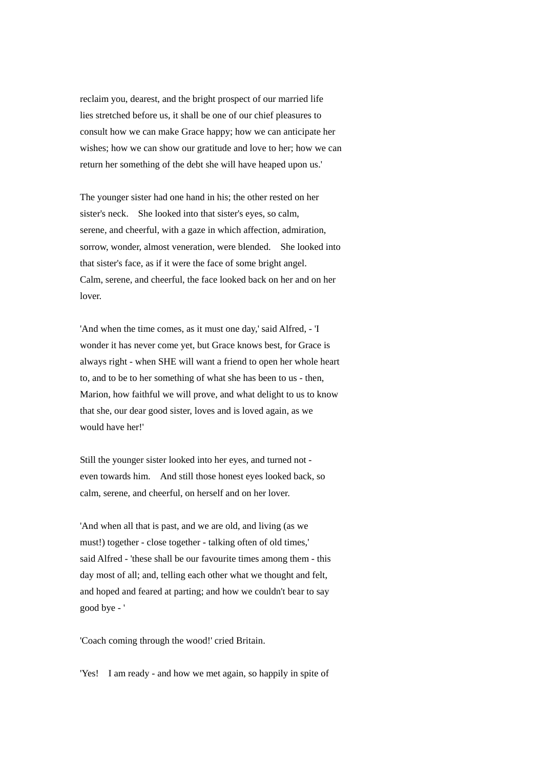reclaim you, dearest, and the bright prospect of our married life lies stretched before us, it shall be one of our chief pleasures to consult how we can make Grace happy; how we can anticipate her wishes; how we can show our gratitude and love to her; how we can return her something of the debt she will have heaped upon us.'

The younger sister had one hand in his; the other rested on her sister's neck. She looked into that sister's eyes, so calm, serene, and cheerful, with a gaze in which affection, admiration, sorrow, wonder, almost veneration, were blended. She looked into that sister's face, as if it were the face of some bright angel. Calm, serene, and cheerful, the face looked back on her and on her lover.

'And when the time comes, as it must one day,' said Alfred, - 'I wonder it has never come yet, but Grace knows best, for Grace is always right - when SHE will want a friend to open her whole heart to, and to be to her something of what she has been to us - then, Marion, how faithful we will prove, and what delight to us to know that she, our dear good sister, loves and is loved again, as we would have her!'

Still the younger sister looked into her eyes, and turned not - even towards him. And still those honest eyes looked back, so calm, serene, and cheerful, on herself and on her lover.

'And when all that is past, and we are old, and living (as we must!) together - close together - talking often of old times,' said Alfred - 'these shall be our favourite times among them - this day most of all; and, telling each other what we thought and felt, and hoped and feared at parting; and how we couldn't bear to say good bye - '

'Coach coming through the wood!' cried Britain.

'Yes! I am ready - and how we met again, so happily in spite of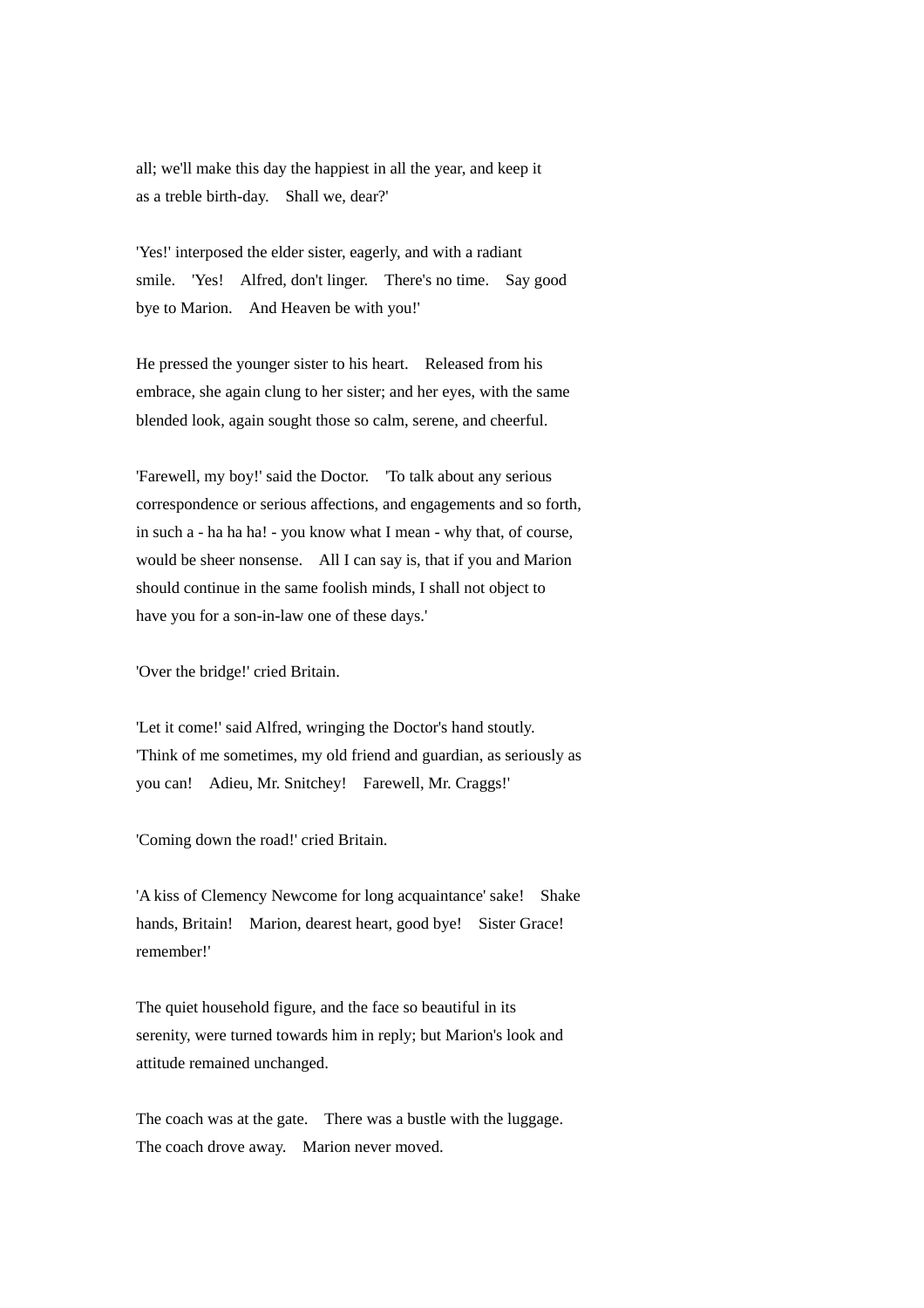all; we'll make this day the happiest in all the year, and keep it as a treble birth-day. Shall we, dear?'

'Yes!' interposed the elder sister, eagerly, and with a radiant smile. 'Yes! Alfred, don't linger. There's no time. Say good bye to Marion. And Heaven be with you!'

He pressed the younger sister to his heart. Released from his embrace, she again clung to her sister; and her eyes, with the same blended look, again sought those so calm, serene, and cheerful.

'Farewell, my boy!' said the Doctor. 'To talk about any serious correspondence or serious affections, and engagements and so forth, in such a - ha ha ha! - you know what I mean - why that, of course, would be sheer nonsense. All I can say is, that if you and Marion should continue in the same foolish minds, I shall not object to have you for a son-in-law one of these days.'

'Over the bridge!' cried Britain.

'Let it come!' said Alfred, wringing the Doctor's hand stoutly. 'Think of me sometimes, my old friend and guardian, as seriously as you can! Adieu, Mr. Snitchey! Farewell, Mr. Craggs!'

'Coming down the road!' cried Britain.

'A kiss of Clemency Newcome for long acquaintance' sake! Shake hands, Britain! Marion, dearest heart, good bye! Sister Grace! remember!'

The quiet household figure, and the face so beautiful in its serenity, were turned towards him in reply; but Marion's look and attitude remained unchanged.

The coach was at the gate. There was a bustle with the luggage. The coach drove away. Marion never moved.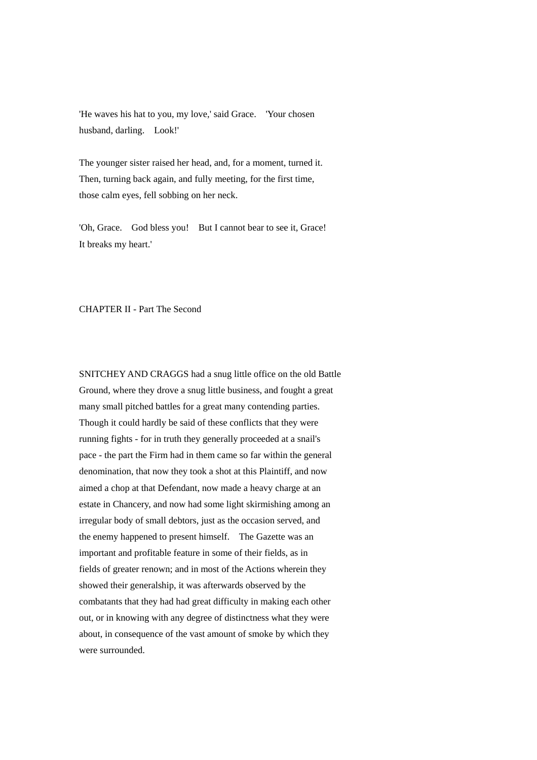'He waves his hat to you, my love,' said Grace. 'Your chosen husband, darling. Look!'

The younger sister raised her head, and, for a moment, turned it. Then, turning back again, and fully meeting, for the first time, those calm eyes, fell sobbing on her neck.

'Oh, Grace. God bless you! But I cannot bear to see it, Grace! It breaks my heart.'

## CHAPTER II - Part The Second

SNITCHEY AND CRAGGS had a snug little office on the old Battle Ground, where they drove a snug little business, and fought a great many small pitched battles for a great many contending parties. Though it could hardly be said of these conflicts that they were running fights - for in truth they generally proceeded at a snail's pace - the part the Firm had in them came so far within the general denomination, that now they took a shot at this Plaintiff, and now aimed a chop at that Defendant, now made a heavy charge at an estate in Chancery, and now had some light skirmishing among an irregular body of small debtors, just as the occasion served, and the enemy happened to present himself. The Gazette was an important and profitable feature in some of their fields, as in fields of greater renown; and in most of the Actions wherein they showed their generalship, it was afterwards observed by the combatants that they had had great difficulty in making each other out, or in knowing with any degree of distinctness what they were about, in consequence of the vast amount of smoke by which they were surrounded.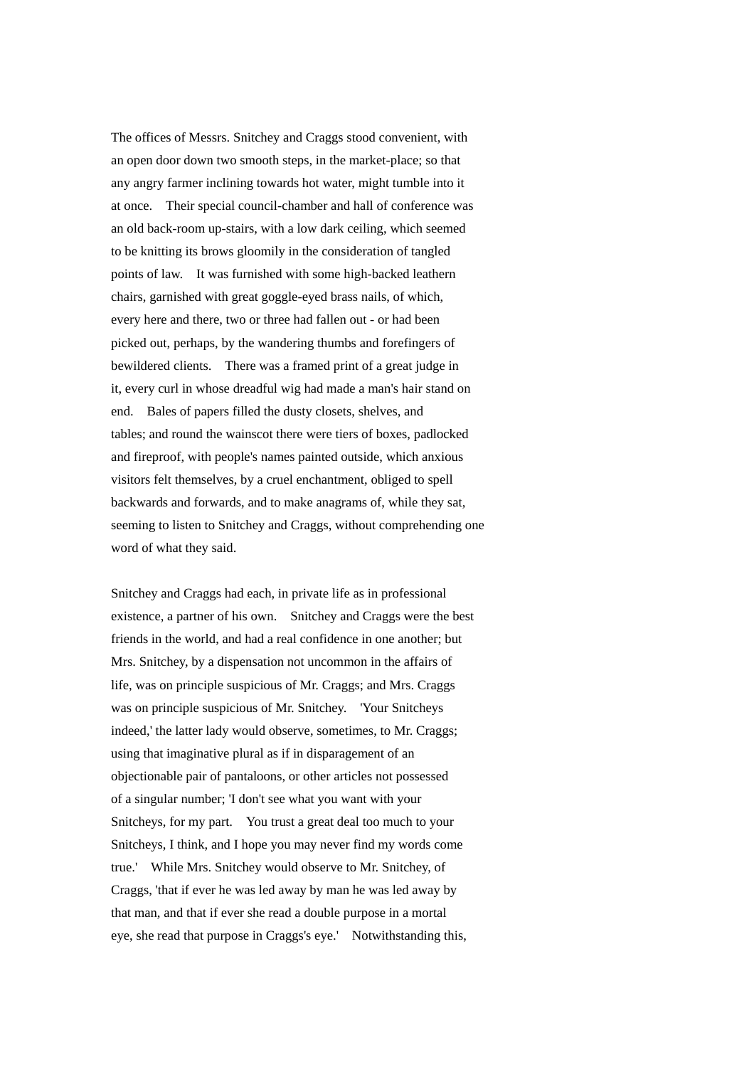The offices of Messrs. Snitchey and Craggs stood convenient, with an open door down two smooth steps, in the market-place; so that any angry farmer inclining towards hot water, might tumble into it at once. Their special council-chamber and hall of conference was an old back-room up-stairs, with a low dark ceiling, which seemed to be knitting its brows gloomily in the consideration of tangled points of law. It was furnished with some high-backed leathern chairs, garnished with great goggle-eyed brass nails, of which, every here and there, two or three had fallen out - or had been picked out, perhaps, by the wandering thumbs and forefingers of bewildered clients. There was a framed print of a great judge in it, every curl in whose dreadful wig had made a man's hair stand on end. Bales of papers filled the dusty closets, shelves, and tables; and round the wainscot there were tiers of boxes, padlocked and fireproof, with people's names painted outside, which anxious visitors felt themselves, by a cruel enchantment, obliged to spell backwards and forwards, and to make anagrams of, while they sat, seeming to listen to Snitchey and Craggs, without comprehending one word of what they said.

Snitchey and Craggs had each, in private life as in professional existence, a partner of his own. Snitchey and Craggs were the best friends in the world, and had a real confidence in one another; but Mrs. Snitchey, by a dispensation not uncommon in the affairs of life, was on principle suspicious of Mr. Craggs; and Mrs. Craggs was on principle suspicious of Mr. Snitchey. 'Your Snitcheys indeed,' the latter lady would observe, sometimes, to Mr. Craggs; using that imaginative plural as if in disparagement of an objectionable pair of pantaloons, or other articles not possessed of a singular number; 'I don't see what you want with your Snitcheys, for my part. You trust a great deal too much to your Snitcheys, I think, and I hope you may never find my words come true.' While Mrs. Snitchey would observe to Mr. Snitchey, of Craggs, 'that if ever he was led away by man he was led away by that man, and that if ever she read a double purpose in a mortal eye, she read that purpose in Craggs's eye.' Notwithstanding this,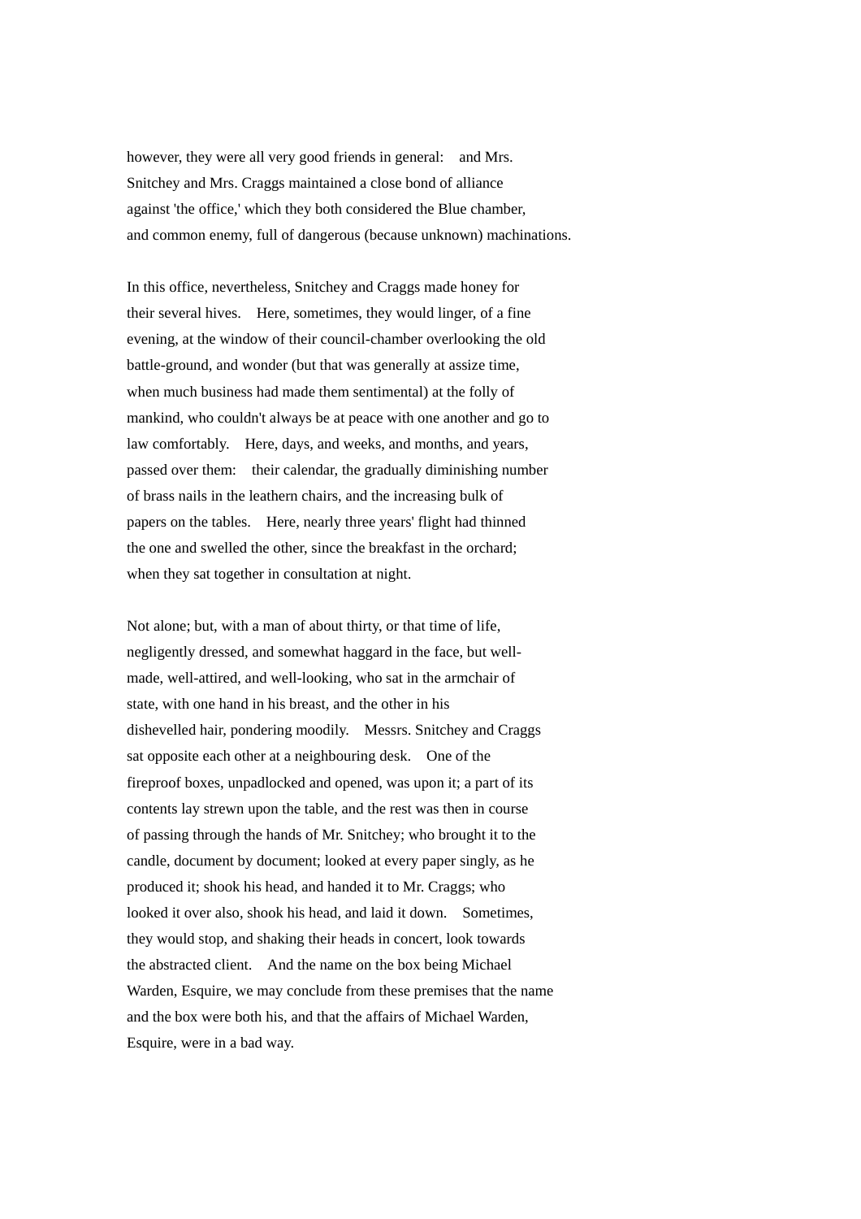however, they were all very good friends in general: and Mrs. Snitchey and Mrs. Craggs maintained a close bond of alliance against 'the office,' which they both considered the Blue chamber, and common enemy, full of dangerous (because unknown) machinations.

In this office, nevertheless, Snitchey and Craggs made honey for their several hives. Here, sometimes, they would linger, of a fine evening, at the window of their council-chamber overlooking the old battle-ground, and wonder (but that was generally at assize time, when much business had made them sentimental) at the folly of mankind, who couldn't always be at peace with one another and go to law comfortably. Here, days, and weeks, and months, and years, passed over them: their calendar, the gradually diminishing number of brass nails in the leathern chairs, and the increasing bulk of papers on the tables. Here, nearly three years' flight had thinned the one and swelled the other, since the breakfast in the orchard; when they sat together in consultation at night.

Not alone; but, with a man of about thirty, or that time of life, negligently dressed, and somewhat haggard in the face, but well-made, well-attired, and well-looking, who sat in the armchair of state, with one hand in his breast, and the other in his dishevelled hair, pondering moodily. Messrs. Snitchey and Craggs sat opposite each other at a neighbouring desk. One of the fireproof boxes, unpadlocked and opened, was upon it; a part of its contents lay strewn upon the table, and the rest was then in course of passing through the hands of Mr. Snitchey; who brought it to the candle, document by document; looked at every paper singly, as he produced it; shook his head, and handed it to Mr. Craggs; who looked it over also, shook his head, and laid it down. Sometimes, they would stop, and shaking their heads in concert, look towards the abstracted client. And the name on the box being Michael Warden, Esquire, we may conclude from these premises that the name and the box were both his, and that the affairs of Michael Warden, Esquire, were in a bad way.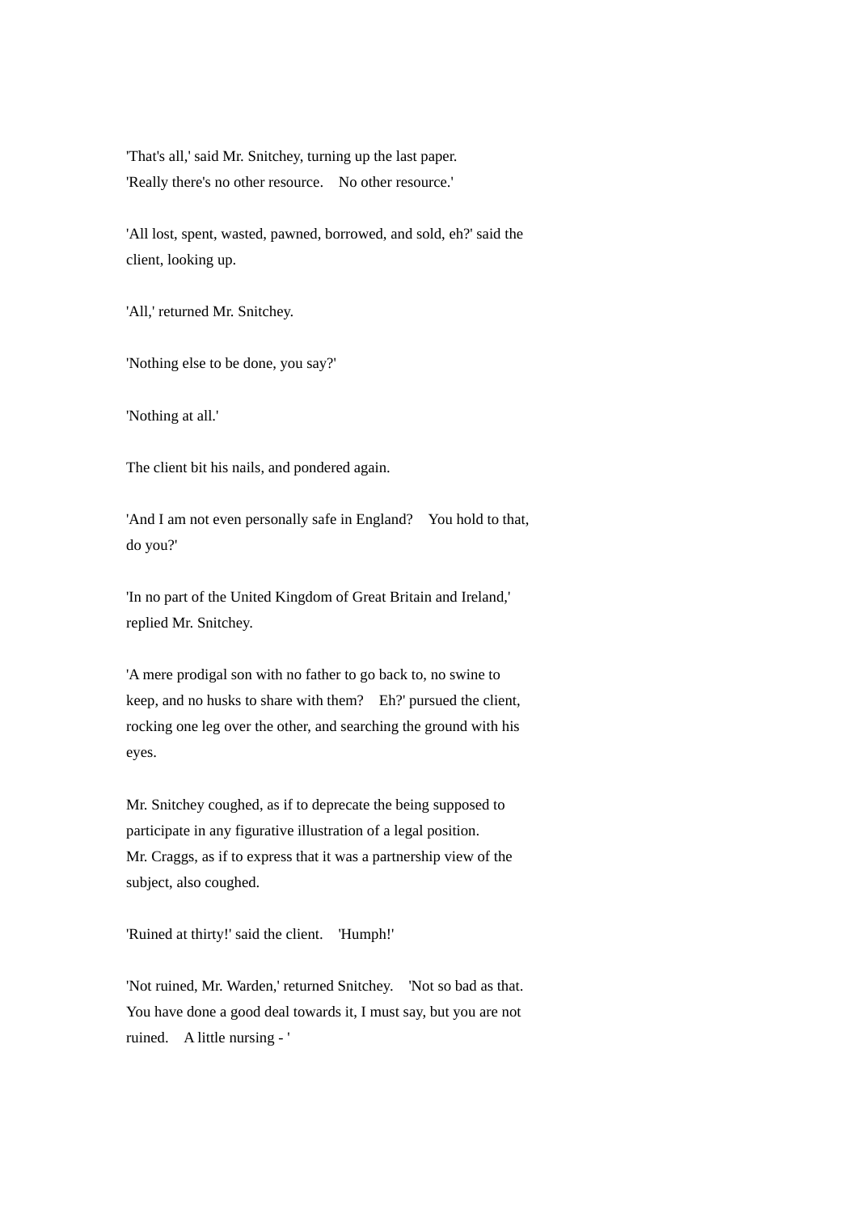'That's all,' said Mr. Snitchey, turning up the last paper. 'Really there's no other resource. No other resource.'

'All lost, spent, wasted, pawned, borrowed, and sold, eh?' said the client, looking up.

'All,' returned Mr. Snitchey.

'Nothing else to be done, you say?'

'Nothing at all.'

The client bit his nails, and pondered again.

'And I am not even personally safe in England? You hold to that, do you?'

'In no part of the United Kingdom of Great Britain and Ireland,' replied Mr. Snitchey.

'A mere prodigal son with no father to go back to, no swine to keep, and no husks to share with them? Eh?' pursued the client, rocking one leg over the other, and searching the ground with his eyes.

Mr. Snitchey coughed, as if to deprecate the being supposed to participate in any figurative illustration of a legal position. Mr. Craggs, as if to express that it was a partnership view of the subject, also coughed.

'Ruined at thirty!' said the client. 'Humph!'

'Not ruined, Mr. Warden,' returned Snitchey. 'Not so bad as that. You have done a good deal towards it, I must say, but you are not ruined. A little nursing - '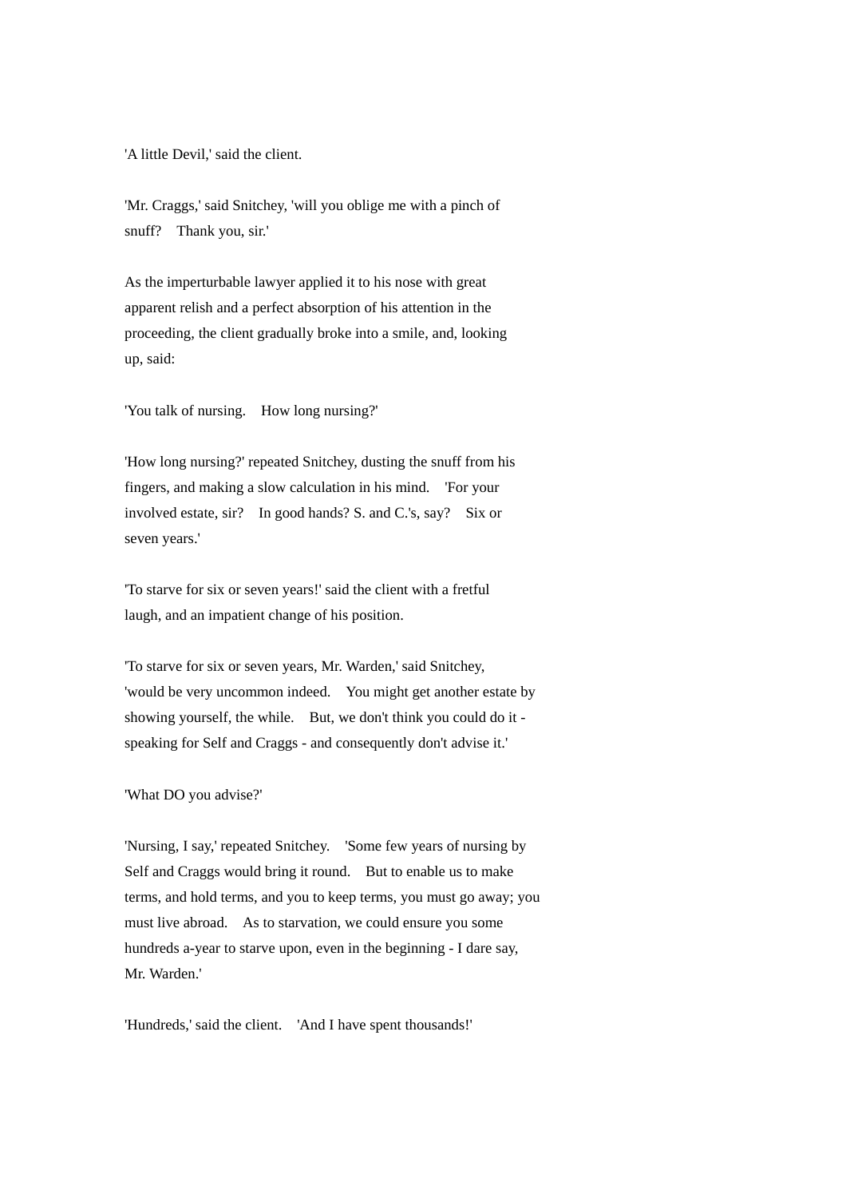'A little Devil,' said the client.

'Mr. Craggs,' said Snitchey, 'will you oblige me with a pinch of snuff?    Thank you, sir.'

As the imperturbable lawyer applied it to his nose with great apparent relish and a perfect absorption of his attention in the proceeding, the client gradually broke into a smile, and, looking up, said:

'You talk of nursing.    How long nursing?'

'How long nursing?' repeated Snitchey, dusting the snuff from his fingers, and making a slow calculation in his mind.    'For your involved estate, sir?    In good hands? S. and C.'s, say?    Six or seven years.'

'To starve for six or seven years!' said the client with a fretful laugh, and an impatient change of his position.

'To starve for six or seven years, Mr. Warden,' said Snitchey, 'would be very uncommon indeed.    You might get another estate by showing yourself, the while.    But, we don't think you could do it - speaking for Self and Craggs - and consequently don't advise it.'

'What DO you advise?'

'Nursing, I say,' repeated Snitchey.    'Some few years of nursing by Self and Craggs would bring it round.    But to enable us to make terms, and hold terms, and you to keep terms, you must go away; you must live abroad.    As to starvation, we could ensure you some hundreds a-year to starve upon, even in the beginning - I dare say, Mr. Warden.'

'Hundreds,' said the client.    'And I have spent thousands!'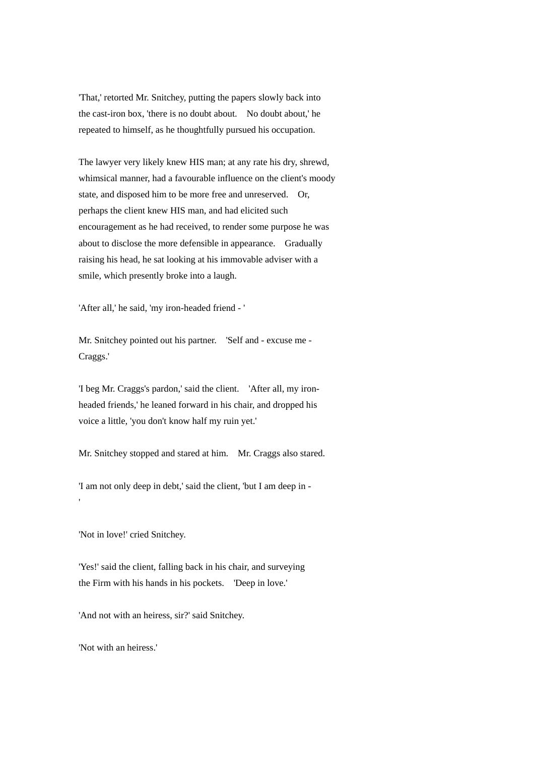'That,' retorted Mr. Snitchey, putting the papers slowly back into the cast-iron box, 'there is no doubt about. No doubt about,' he repeated to himself, as he thoughtfully pursued his occupation.

The lawyer very likely knew HIS man; at any rate his dry, shrewd, whimsical manner, had a favourable influence on the client's moody state, and disposed him to be more free and unreserved. Or, perhaps the client knew HIS man, and had elicited such encouragement as he had received, to render some purpose he was about to disclose the more defensible in appearance. Gradually raising his head, he sat looking at his immovable adviser with a smile, which presently broke into a laugh.

'After all,' he said, 'my iron-headed friend - '

Mr. Snitchey pointed out his partner. 'Self and - excuse me - Craggs.'

'I beg Mr. Craggs's pardon,' said the client. 'After all, my iron-headed friends,' he leaned forward in his chair, and dropped his voice a little, 'you don't know half my ruin yet.'

Mr. Snitchey stopped and stared at him. Mr. Craggs also stared.

'I am not only deep in debt,' said the client, 'but I am deep in - '

'Not in love!' cried Snitchey.

'Yes!' said the client, falling back in his chair, and surveying the Firm with his hands in his pockets. 'Deep in love.'

'And not with an heiress, sir?' said Snitchey.

'Not with an heiress.'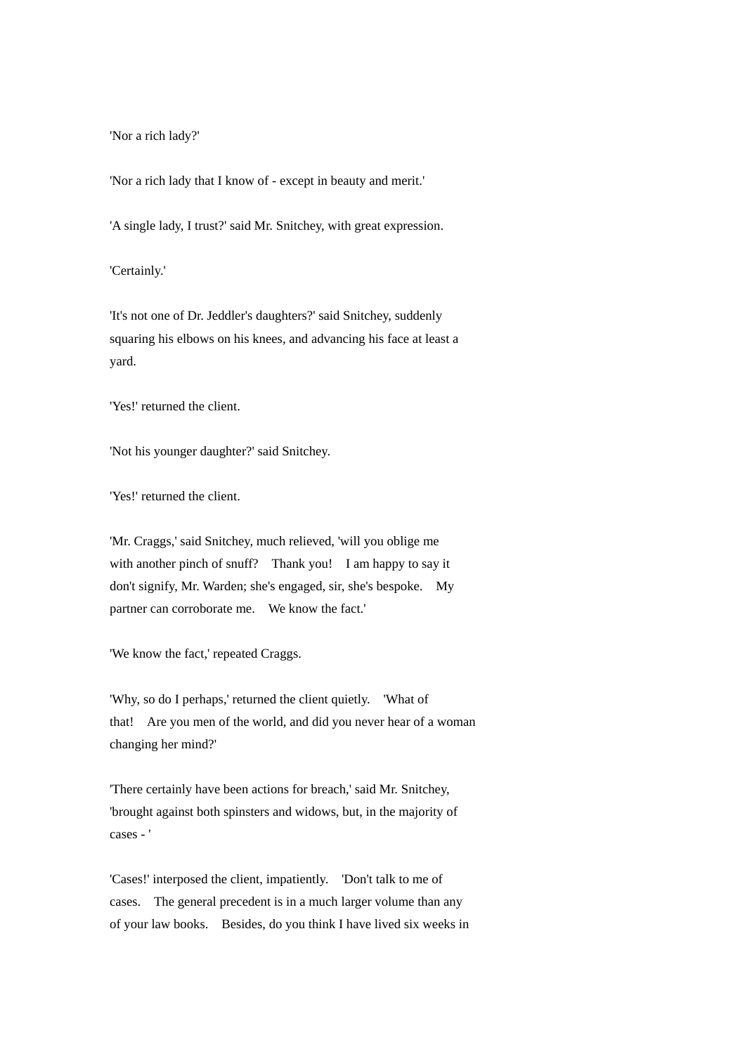'Nor a rich lady?'

'Nor a rich lady that I know of - except in beauty and merit.'

'A single lady, I trust?' said Mr. Snitchey, with great expression.

'Certainly.'

'It's not one of Dr. Jeddler's daughters?' said Snitchey, suddenly squaring his elbows on his knees, and advancing his face at least a yard.

'Yes!' returned the client.

'Not his younger daughter?' said Snitchey.

'Yes!' returned the client.

'Mr. Craggs,' said Snitchey, much relieved, 'will you oblige me with another pinch of snuff? Thank you! I am happy to say it don't signify, Mr. Warden; she's engaged, sir, she's bespoke. My partner can corroborate me. We know the fact.'

'We know the fact,' repeated Craggs.

'Why, so do I perhaps,' returned the client quietly. 'What of that! Are you men of the world, and did you never hear of a woman changing her mind?'

'There certainly have been actions for breach,' said Mr. Snitchey, 'brought against both spinsters and widows, but, in the majority of cases - '

'Cases!' interposed the client, impatiently. 'Don't talk to me of cases. The general precedent is in a much larger volume than any of your law books. Besides, do you think I have lived six weeks in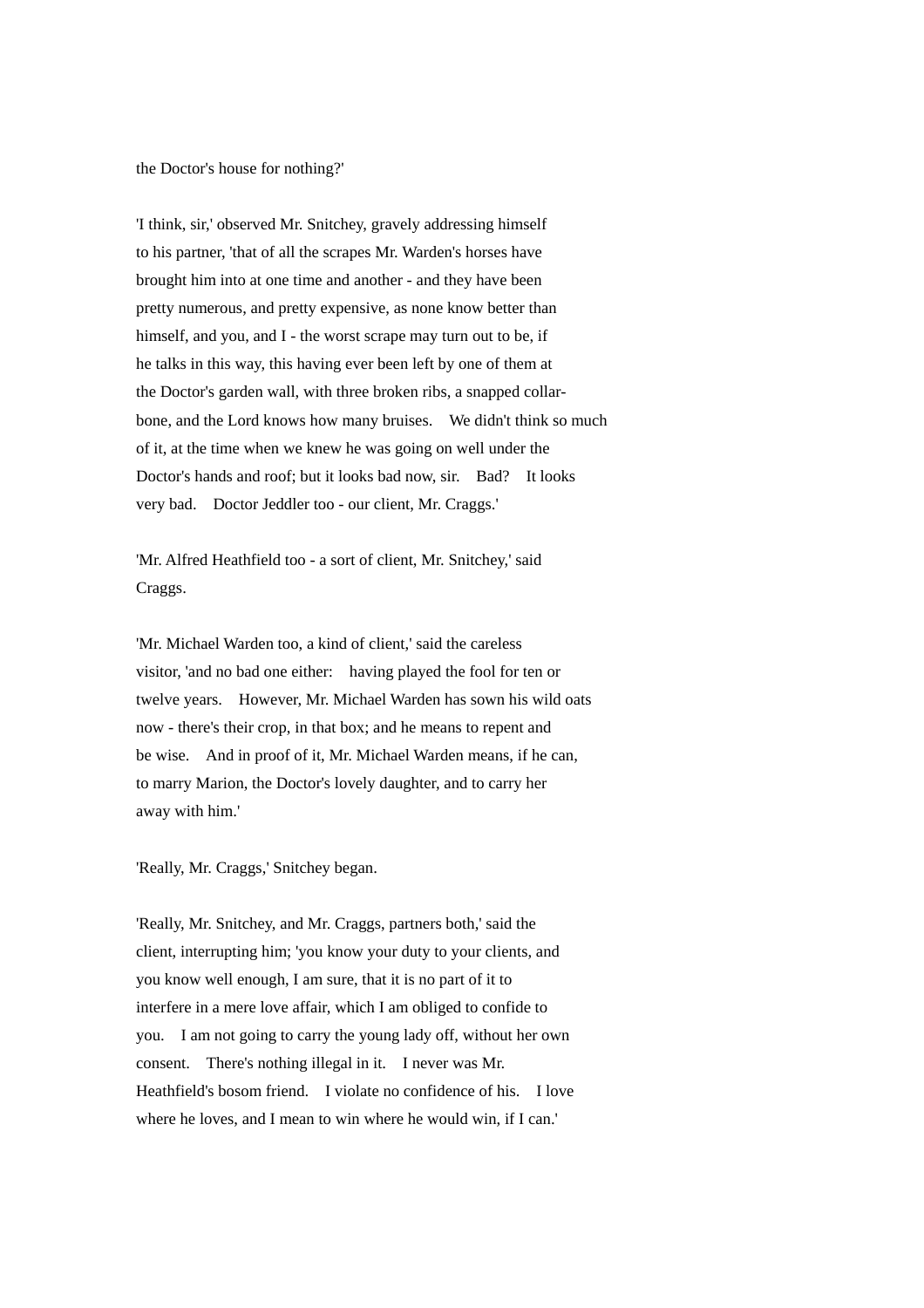the Doctor's house for nothing?'

'I think, sir,' observed Mr. Snitchey, gravely addressing himself to his partner, 'that of all the scrapes Mr. Warden's horses have brought him into at one time and another - and they have been pretty numerous, and pretty expensive, as none know better than himself, and you, and I - the worst scrape may turn out to be, if he talks in this way, this having ever been left by one of them at the Doctor's garden wall, with three broken ribs, a snapped collar-bone, and the Lord knows how many bruises. We didn't think so much of it, at the time when we knew he was going on well under the Doctor's hands and roof; but it looks bad now, sir. Bad? It looks very bad. Doctor Jeddler too - our client, Mr. Craggs.'

'Mr. Alfred Heathfield too - a sort of client, Mr. Snitchey,' said Craggs.

'Mr. Michael Warden too, a kind of client,' said the careless visitor, 'and no bad one either: having played the fool for ten or twelve years. However, Mr. Michael Warden has sown his wild oats now - there's their crop, in that box; and he means to repent and be wise. And in proof of it, Mr. Michael Warden means, if he can, to marry Marion, the Doctor's lovely daughter, and to carry her away with him.'

'Really, Mr. Craggs,' Snitchey began.

'Really, Mr. Snitchey, and Mr. Craggs, partners both,' said the client, interrupting him; 'you know your duty to your clients, and you know well enough, I am sure, that it is no part of it to interfere in a mere love affair, which I am obliged to confide to you. I am not going to carry the young lady off, without her own consent. There's nothing illegal in it. I never was Mr. Heathfield's bosom friend. I violate no confidence of his. I love where he loves, and I mean to win where he would win, if I can.'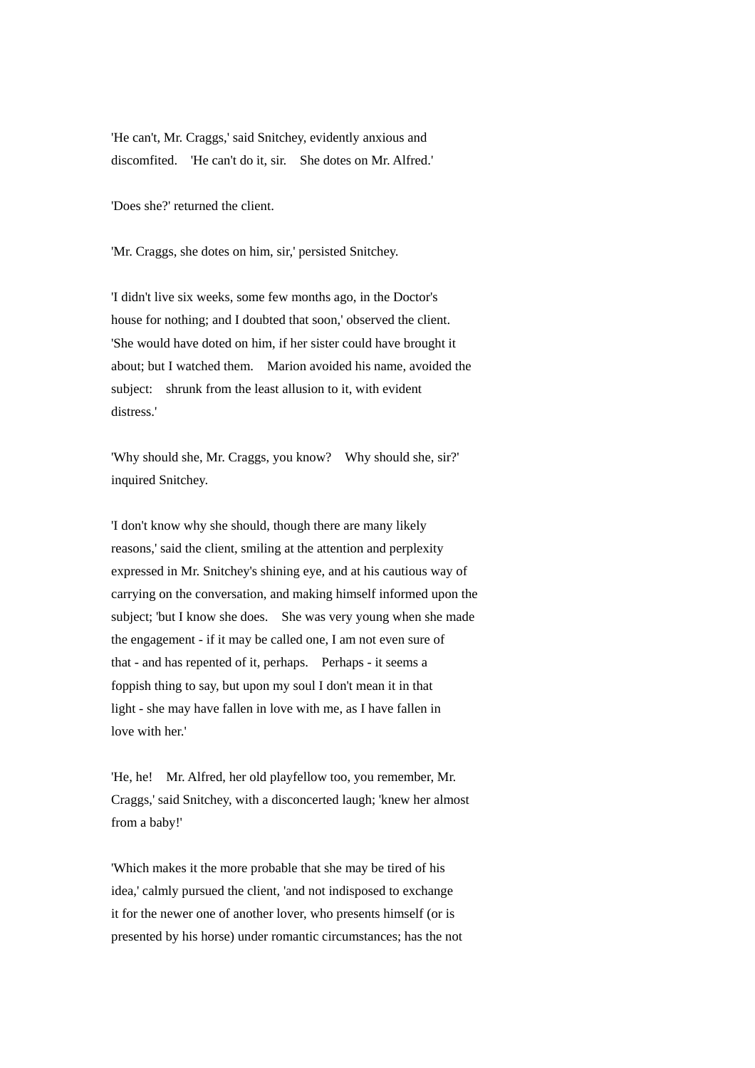'He can't, Mr. Craggs,' said Snitchey, evidently anxious and discomfited. 'He can't do it, sir. She dotes on Mr. Alfred.'

'Does she?' returned the client.

'Mr. Craggs, she dotes on him, sir,' persisted Snitchey.

'I didn't live six weeks, some few months ago, in the Doctor's house for nothing; and I doubted that soon,' observed the client. 'She would have doted on him, if her sister could have brought it about; but I watched them. Marion avoided his name, avoided the subject: shrunk from the least allusion to it, with evident distress.'

'Why should she, Mr. Craggs, you know? Why should she, sir?' inquired Snitchey.

'I don't know why she should, though there are many likely reasons,' said the client, smiling at the attention and perplexity expressed in Mr. Snitchey's shining eye, and at his cautious way of carrying on the conversation, and making himself informed upon the subject; 'but I know she does. She was very young when she made the engagement - if it may be called one, I am not even sure of that - and has repented of it, perhaps. Perhaps - it seems a foppish thing to say, but upon my soul I don't mean it in that light - she may have fallen in love with me, as I have fallen in love with her.'

'He, he! Mr. Alfred, her old playfellow too, you remember, Mr. Craggs,' said Snitchey, with a disconcerted laugh; 'knew her almost from a baby!'

'Which makes it the more probable that she may be tired of his idea,' calmly pursued the client, 'and not indisposed to exchange it for the newer one of another lover, who presents himself (or is presented by his horse) under romantic circumstances; has the not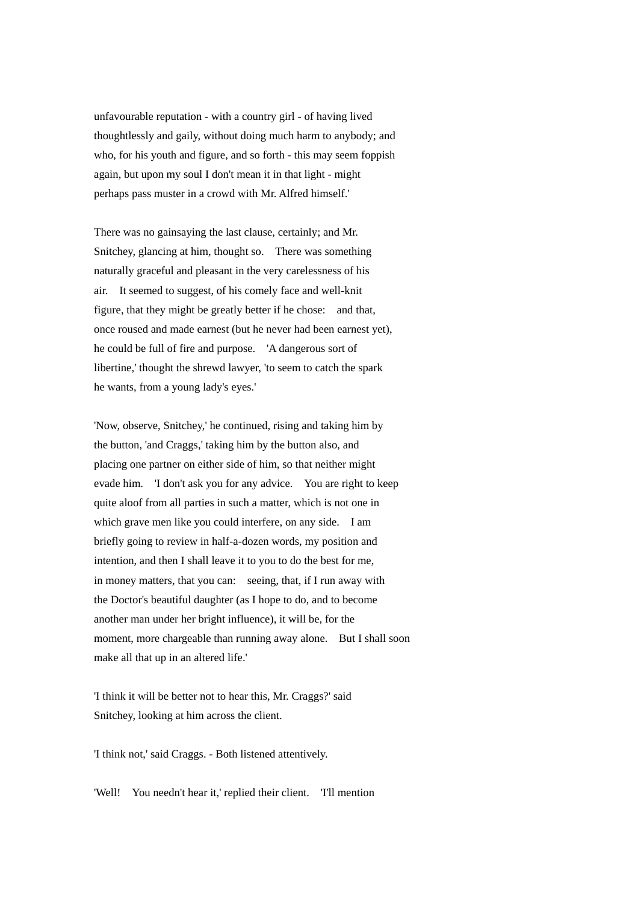unfavourable reputation - with a country girl - of having lived thoughtlessly and gaily, without doing much harm to anybody; and who, for his youth and figure, and so forth - this may seem foppish again, but upon my soul I don't mean it in that light - might perhaps pass muster in a crowd with Mr. Alfred himself.'

There was no gainsaying the last clause, certainly; and Mr. Snitchey, glancing at him, thought so. There was something naturally graceful and pleasant in the very carelessness of his air. It seemed to suggest, of his comely face and well-knit figure, that they might be greatly better if he chose: and that, once roused and made earnest (but he never had been earnest yet), he could be full of fire and purpose. 'A dangerous sort of libertine,' thought the shrewd lawyer, 'to seem to catch the spark he wants, from a young lady's eyes.'

'Now, observe, Snitchey,' he continued, rising and taking him by the button, 'and Craggs,' taking him by the button also, and placing one partner on either side of him, so that neither might evade him. 'I don't ask you for any advice. You are right to keep quite aloof from all parties in such a matter, which is not one in which grave men like you could interfere, on any side. I am briefly going to review in half-a-dozen words, my position and intention, and then I shall leave it to you to do the best for me, in money matters, that you can: seeing, that, if I run away with the Doctor's beautiful daughter (as I hope to do, and to become another man under her bright influence), it will be, for the moment, more chargeable than running away alone. But I shall soon make all that up in an altered life.'

'I think it will be better not to hear this, Mr. Craggs?' said Snitchey, looking at him across the client.

'I think not,' said Craggs. - Both listened attentively.

'Well! You needn't hear it,' replied their client. 'I'll mention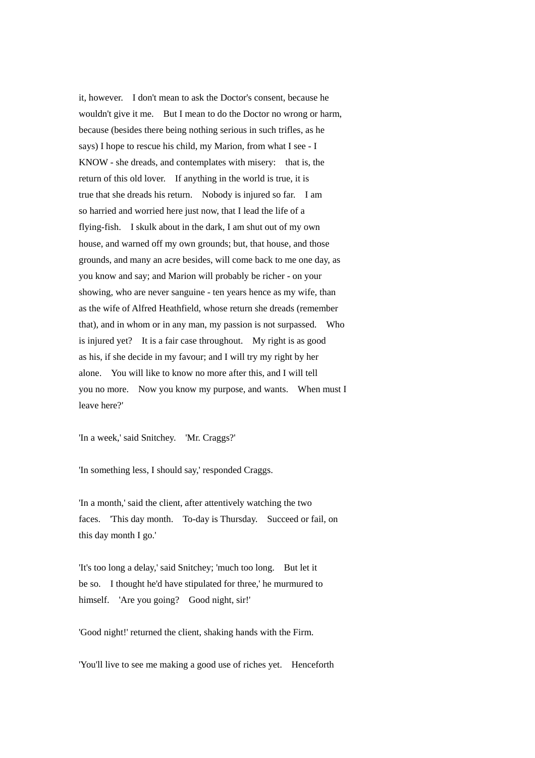it, however. I don't mean to ask the Doctor's consent, because he wouldn't give it me. But I mean to do the Doctor no wrong or harm, because (besides there being nothing serious in such trifles, as he says) I hope to rescue his child, my Marion, from what I see - I KNOW - she dreads, and contemplates with misery: that is, the return of this old lover. If anything in the world is true, it is true that she dreads his return. Nobody is injured so far. I am so harried and worried here just now, that I lead the life of a flying-fish. I skulk about in the dark, I am shut out of my own house, and warned off my own grounds; but, that house, and those grounds, and many an acre besides, will come back to me one day, as you know and say; and Marion will probably be richer - on your showing, who are never sanguine - ten years hence as my wife, than as the wife of Alfred Heathfield, whose return she dreads (remember that), and in whom or in any man, my passion is not surpassed. Who is injured yet? It is a fair case throughout. My right is as good as his, if she decide in my favour; and I will try my right by her alone. You will like to know no more after this, and I will tell you no more. Now you know my purpose, and wants. When must I leave here?'

'In a week,' said Snitchey. 'Mr. Craggs?'

'In something less, I should say,' responded Craggs.

'In a month,' said the client, after attentively watching the two faces. 'This day month. To-day is Thursday. Succeed or fail, on this day month I go.'

'It's too long a delay,' said Snitchey; 'much too long. But let it be so. I thought he'd have stipulated for three,' he murmured to himself. 'Are you going? Good night, sir!'

'Good night!' returned the client, shaking hands with the Firm.

'You'll live to see me making a good use of riches yet. Henceforth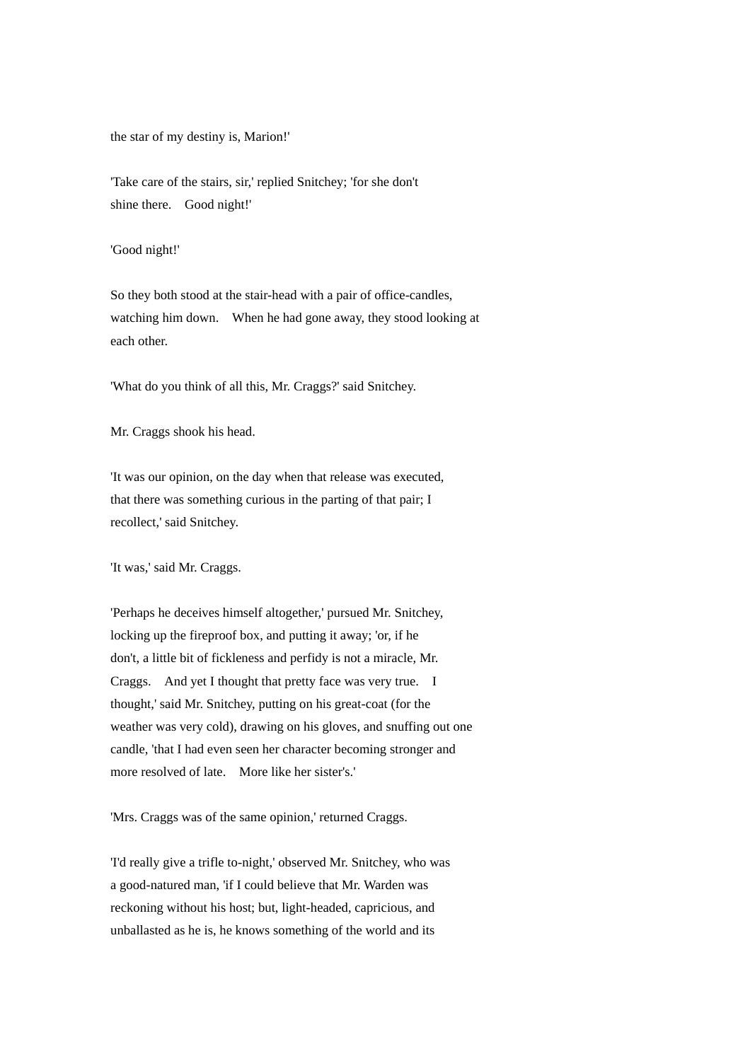the star of my destiny is, Marion!'

'Take care of the stairs, sir,' replied Snitchey; 'for she don't shine there. Good night!'

'Good night!'

So they both stood at the stair-head with a pair of office-candles, watching him down. When he had gone away, they stood looking at each other.

'What do you think of all this, Mr. Craggs?' said Snitchey.

Mr. Craggs shook his head.

'It was our opinion, on the day when that release was executed, that there was something curious in the parting of that pair; I recollect,' said Snitchey.

'It was,' said Mr. Craggs.

'Perhaps he deceives himself altogether,' pursued Mr. Snitchey, locking up the fireproof box, and putting it away; 'or, if he don't, a little bit of fickleness and perfidy is not a miracle, Mr. Craggs. And yet I thought that pretty face was very true. I thought,' said Mr. Snitchey, putting on his great-coat (for the weather was very cold), drawing on his gloves, and snuffing out one candle, 'that I had even seen her character becoming stronger and more resolved of late. More like her sister's.'

'Mrs. Craggs was of the same opinion,' returned Craggs.

'I'd really give a trifle to-night,' observed Mr. Snitchey, who was a good-natured man, 'if I could believe that Mr. Warden was reckoning without his host; but, light-headed, capricious, and unballasted as he is, he knows something of the world and its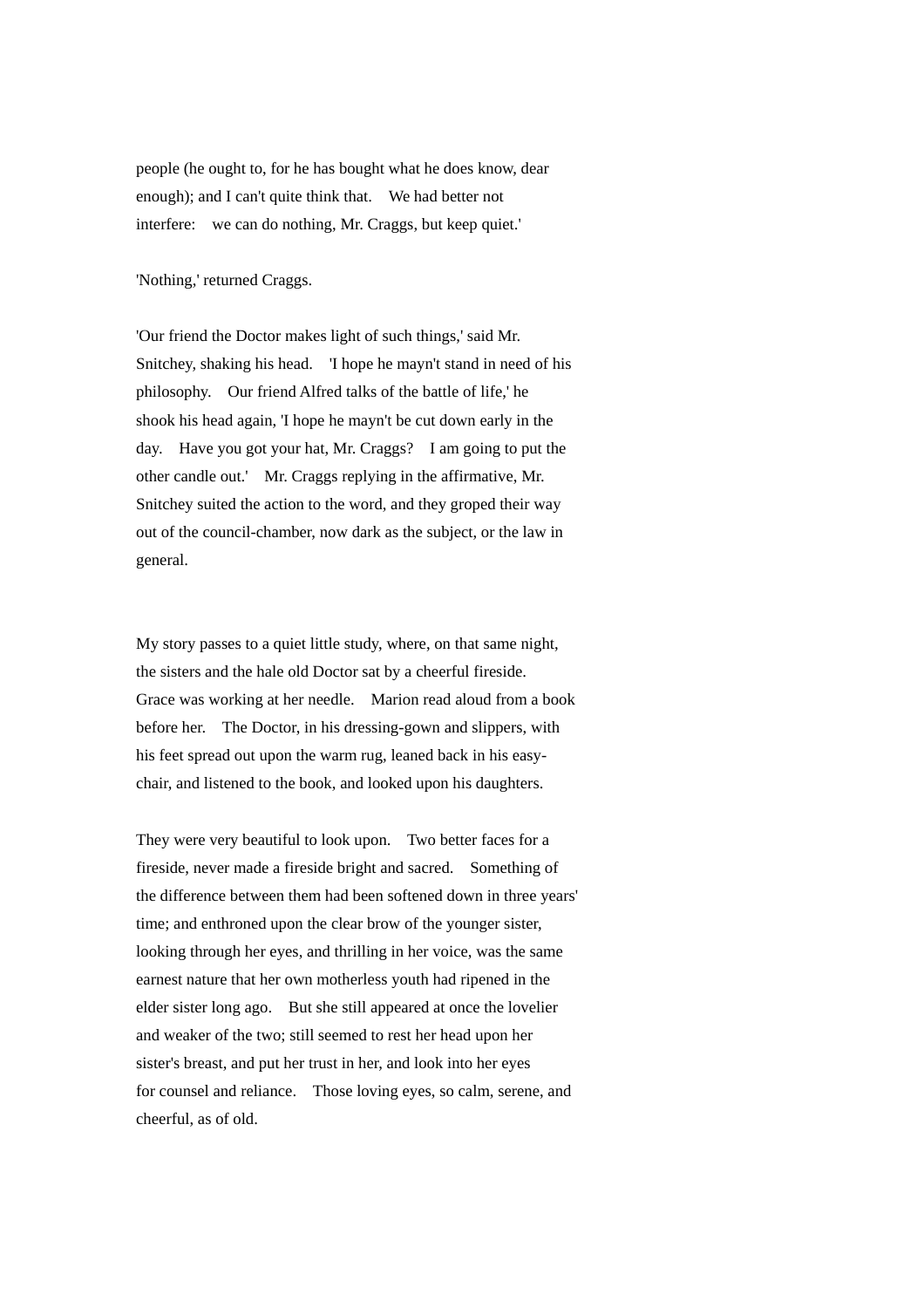people (he ought to, for he has bought what he does know, dear enough); and I can't quite think that. We had better not interfere: we can do nothing, Mr. Craggs, but keep quiet.'

'Nothing,' returned Craggs.

'Our friend the Doctor makes light of such things,' said Mr. Snitchey, shaking his head. 'I hope he mayn't stand in need of his philosophy. Our friend Alfred talks of the battle of life,' he shook his head again, 'I hope he mayn't be cut down early in the day. Have you got your hat, Mr. Craggs? I am going to put the other candle out.' Mr. Craggs replying in the affirmative, Mr. Snitchey suited the action to the word, and they groped their way out of the council-chamber, now dark as the subject, or the law in general.

My story passes to a quiet little study, where, on that same night, the sisters and the hale old Doctor sat by a cheerful fireside. Grace was working at her needle. Marion read aloud from a book before her. The Doctor, in his dressing-gown and slippers, with his feet spread out upon the warm rug, leaned back in his easy-chair, and listened to the book, and looked upon his daughters.

They were very beautiful to look upon. Two better faces for a fireside, never made a fireside bright and sacred. Something of the difference between them had been softened down in three years' time; and enthroned upon the clear brow of the younger sister, looking through her eyes, and thrilling in her voice, was the same earnest nature that her own motherless youth had ripened in the elder sister long ago. But she still appeared at once the lovelier and weaker of the two; still seemed to rest her head upon her sister's breast, and put her trust in her, and look into her eyes for counsel and reliance. Those loving eyes, so calm, serene, and cheerful, as of old.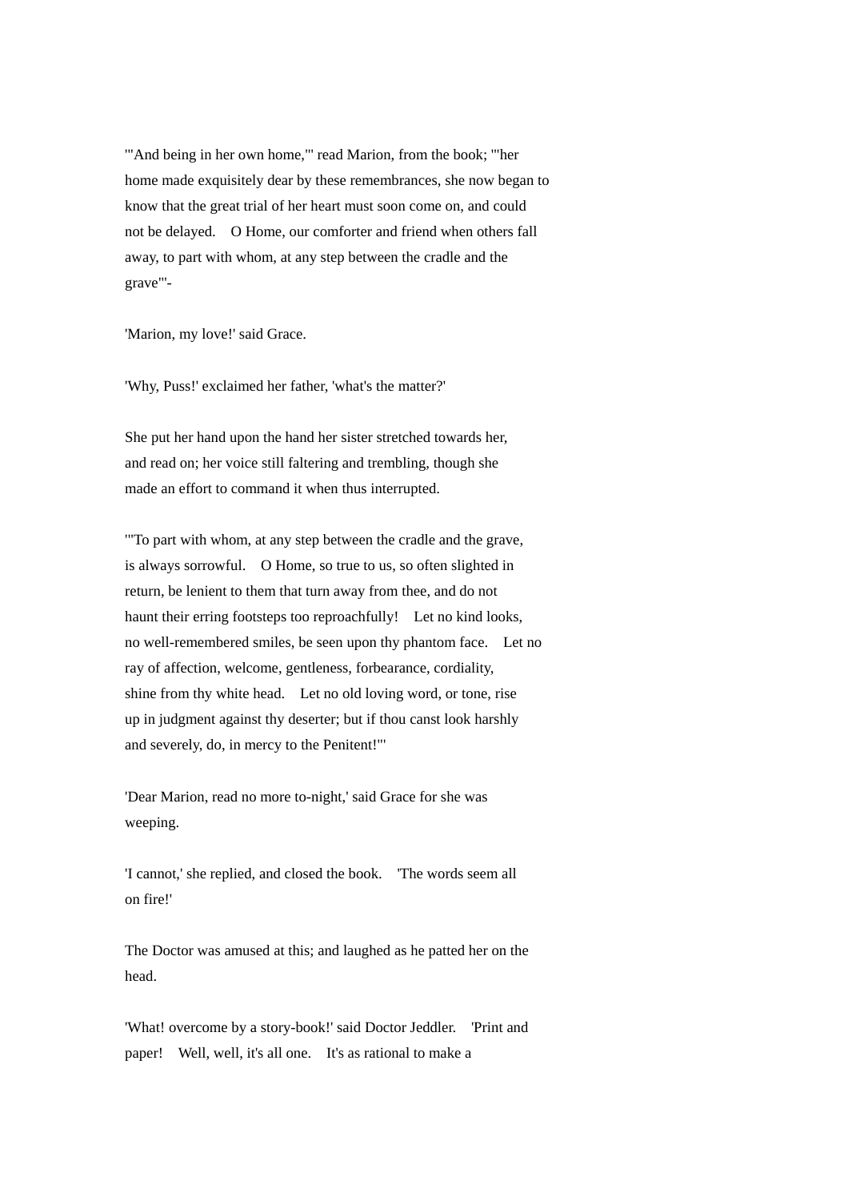'"And being in her own home,"' read Marion, from the book; '"her home made exquisitely dear by these remembrances, she now began to know that the great trial of her heart must soon come on, and could not be delayed.  O Home, our comforter and friend when others fall away, to part with whom, at any step between the cradle and the grave"'-

'Marion, my love!' said Grace.

'Why, Puss!' exclaimed her father, 'what's the matter?'

She put her hand upon the hand her sister stretched towards her, and read on; her voice still faltering and trembling, though she made an effort to command it when thus interrupted.

'"To part with whom, at any step between the cradle and the grave, is always sorrowful.  O Home, so true to us, so often slighted in return, be lenient to them that turn away from thee, and do not haunt their erring footsteps too reproachfully!  Let no kind looks, no well-remembered smiles, be seen upon thy phantom face.  Let no ray of affection, welcome, gentleness, forbearance, cordiality, shine from thy white head.  Let no old loving word, or tone, rise up in judgment against thy deserter; but if thou canst look harshly and severely, do, in mercy to the Penitent!"'

'Dear Marion, read no more to-night,' said Grace for she was weeping.

'I cannot,' she replied, and closed the book.  'The words seem all on fire!'

The Doctor was amused at this; and laughed as he patted her on the head.

'What! overcome by a story-book!' said Doctor Jeddler.  'Print and paper!  Well, well, it's all one.  It's as rational to make a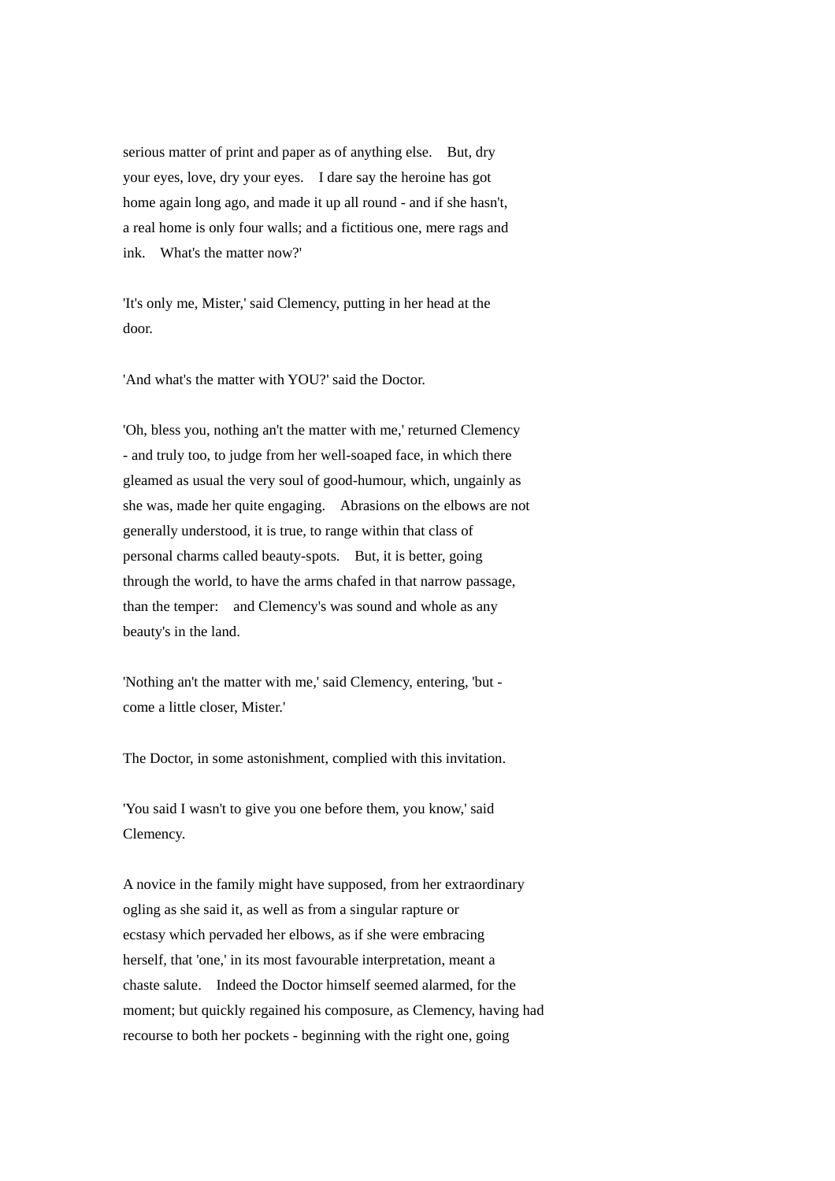serious matter of print and paper as of anything else. But, dry your eyes, love, dry your eyes. I dare say the heroine has got home again long ago, and made it up all round - and if she hasn't, a real home is only four walls; and a fictitious one, mere rags and ink. What's the matter now?'

'It's only me, Mister,' said Clemency, putting in her head at the door.

'And what's the matter with YOU?' said the Doctor.

'Oh, bless you, nothing an't the matter with me,' returned Clemency - and truly too, to judge from her well-soaped face, in which there gleamed as usual the very soul of good-humour, which, ungainly as she was, made her quite engaging. Abrasions on the elbows are not generally understood, it is true, to range within that class of personal charms called beauty-spots. But, it is better, going through the world, to have the arms chafed in that narrow passage, than the temper: and Clemency's was sound and whole as any beauty's in the land.

'Nothing an't the matter with me,' said Clemency, entering, 'but - come a little closer, Mister.'

The Doctor, in some astonishment, complied with this invitation.

'You said I wasn't to give you one before them, you know,' said Clemency.

A novice in the family might have supposed, from her extraordinary ogling as she said it, as well as from a singular rapture or ecstasy which pervaded her elbows, as if she were embracing herself, that 'one,' in its most favourable interpretation, meant a chaste salute. Indeed the Doctor himself seemed alarmed, for the moment; but quickly regained his composure, as Clemency, having had recourse to both her pockets - beginning with the right one, going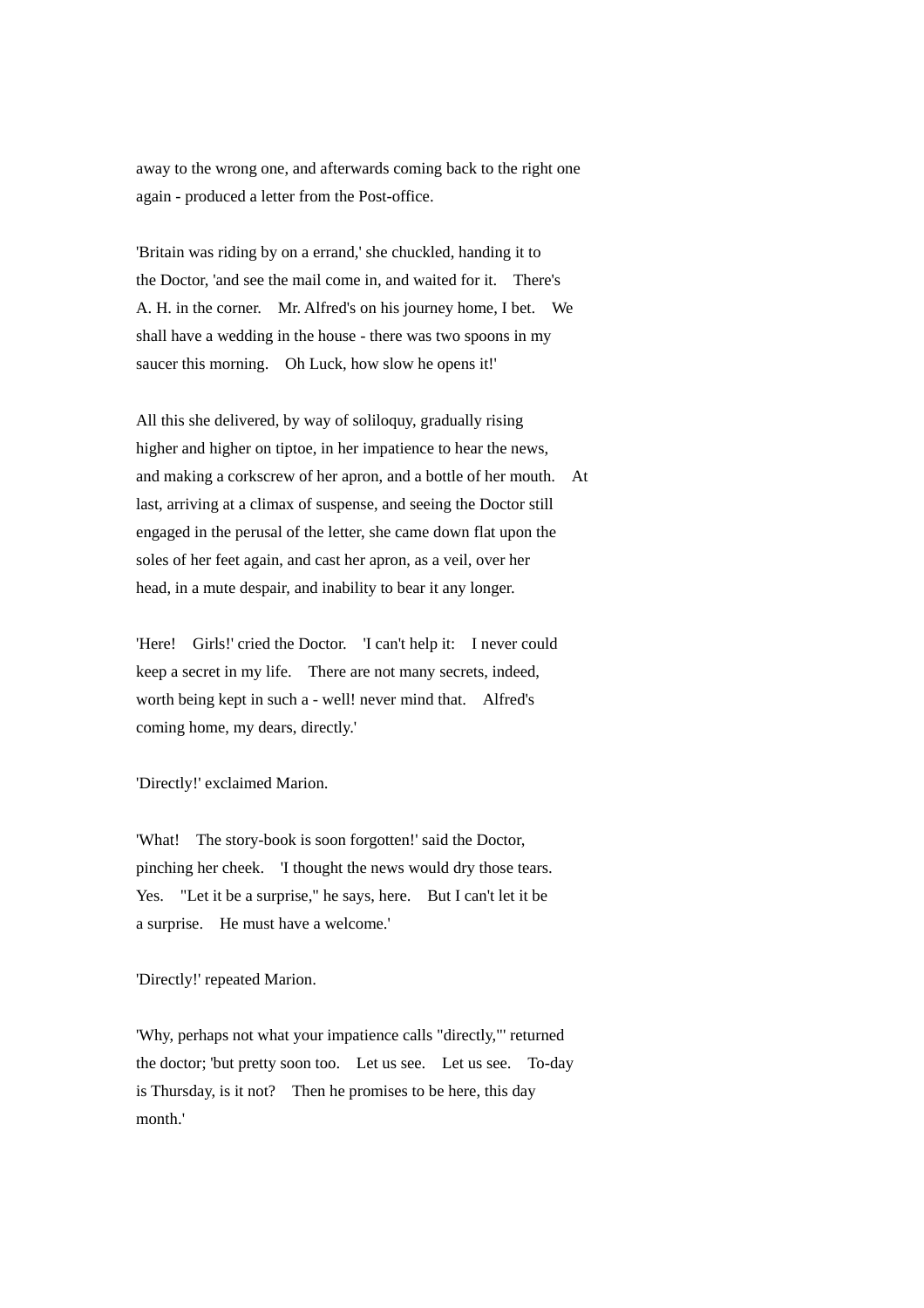away to the wrong one, and afterwards coming back to the right one again - produced a letter from the Post-office.

'Britain was riding by on a errand,' she chuckled, handing it to the Doctor, 'and see the mail come in, and waited for it. There's A. H. in the corner. Mr. Alfred's on his journey home, I bet. We shall have a wedding in the house - there was two spoons in my saucer this morning. Oh Luck, how slow he opens it!'

All this she delivered, by way of soliloquy, gradually rising higher and higher on tiptoe, in her impatience to hear the news, and making a corkscrew of her apron, and a bottle of her mouth. At last, arriving at a climax of suspense, and seeing the Doctor still engaged in the perusal of the letter, she came down flat upon the soles of her feet again, and cast her apron, as a veil, over her head, in a mute despair, and inability to bear it any longer.

'Here! Girls!' cried the Doctor. 'I can't help it: I never could keep a secret in my life. There are not many secrets, indeed, worth being kept in such a - well! never mind that. Alfred's coming home, my dears, directly.'

'Directly!' exclaimed Marion.

'What! The story-book is soon forgotten!' said the Doctor, pinching her cheek. 'I thought the news would dry those tears. Yes. "Let it be a surprise," he says, here. But I can't let it be a surprise. He must have a welcome.'

'Directly!' repeated Marion.

'Why, perhaps not what your impatience calls "directly,"' returned the doctor; 'but pretty soon too. Let us see. Let us see. To-day is Thursday, is it not? Then he promises to be here, this day month.'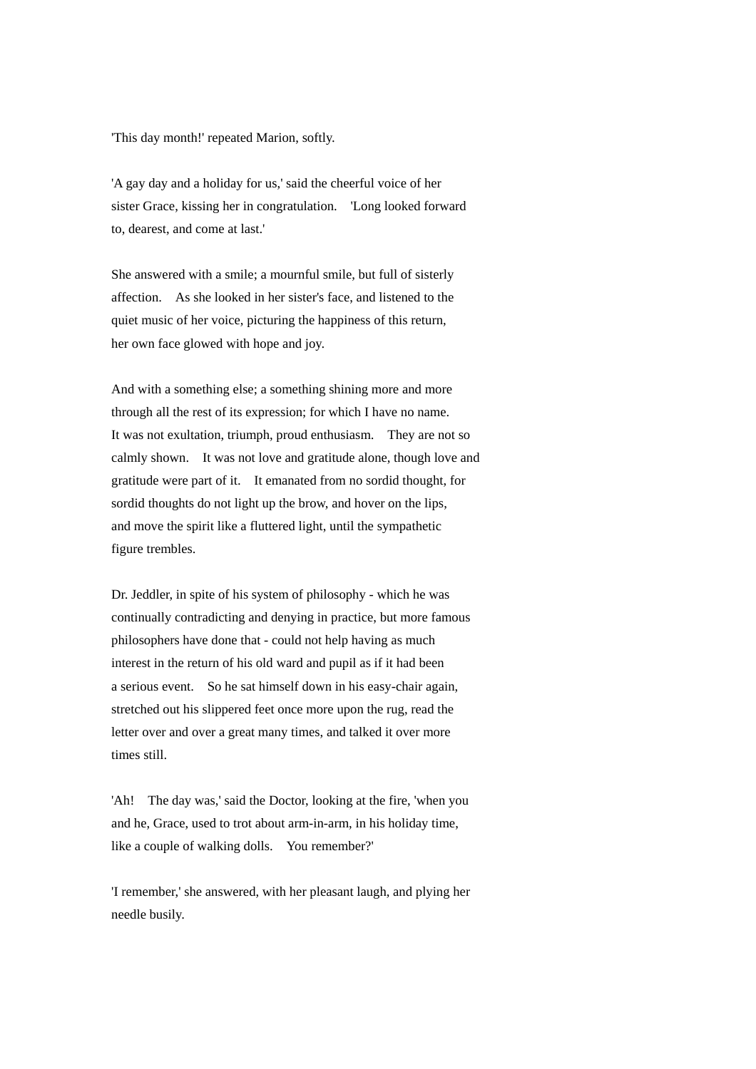'This day month!' repeated Marion, softly.

'A gay day and a holiday for us,' said the cheerful voice of her sister Grace, kissing her in congratulation. 'Long looked forward to, dearest, and come at last.'

She answered with a smile; a mournful smile, but full of sisterly affection. As she looked in her sister's face, and listened to the quiet music of her voice, picturing the happiness of this return, her own face glowed with hope and joy.

And with a something else; a something shining more and more through all the rest of its expression; for which I have no name. It was not exultation, triumph, proud enthusiasm. They are not so calmly shown. It was not love and gratitude alone, though love and gratitude were part of it. It emanated from no sordid thought, for sordid thoughts do not light up the brow, and hover on the lips, and move the spirit like a fluttered light, until the sympathetic figure trembles.

Dr. Jeddler, in spite of his system of philosophy - which he was continually contradicting and denying in practice, but more famous philosophers have done that - could not help having as much interest in the return of his old ward and pupil as if it had been a serious event. So he sat himself down in his easy-chair again, stretched out his slippered feet once more upon the rug, read the letter over and over a great many times, and talked it over more times still.

'Ah! The day was,' said the Doctor, looking at the fire, 'when you and he, Grace, used to trot about arm-in-arm, in his holiday time, like a couple of walking dolls. You remember?'

'I remember,' she answered, with her pleasant laugh, and plying her needle busily.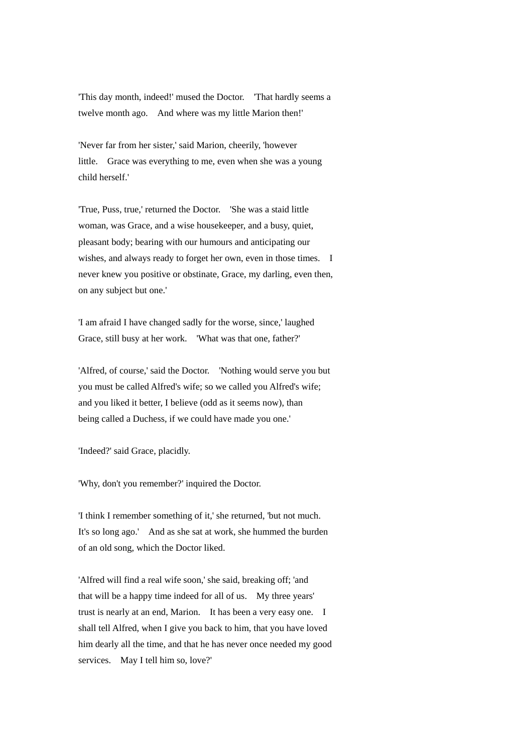'This day month, indeed!' mused the Doctor. 'That hardly seems a twelve month ago. And where was my little Marion then!'

'Never far from her sister,' said Marion, cheerily, 'however little. Grace was everything to me, even when she was a young child herself.'

'True, Puss, true,' returned the Doctor. 'She was a staid little woman, was Grace, and a wise housekeeper, and a busy, quiet, pleasant body; bearing with our humours and anticipating our wishes, and always ready to forget her own, even in those times. I never knew you positive or obstinate, Grace, my darling, even then, on any subject but one.'

'I am afraid I have changed sadly for the worse, since,' laughed Grace, still busy at her work. 'What was that one, father?'

'Alfred, of course,' said the Doctor. 'Nothing would serve you but you must be called Alfred's wife; so we called you Alfred's wife; and you liked it better, I believe (odd as it seems now), than being called a Duchess, if we could have made you one.'

'Indeed?' said Grace, placidly.

'Why, don't you remember?' inquired the Doctor.

'I think I remember something of it,' she returned, 'but not much. It's so long ago.' And as she sat at work, she hummed the burden of an old song, which the Doctor liked.

'Alfred will find a real wife soon,' she said, breaking off; 'and that will be a happy time indeed for all of us. My three years' trust is nearly at an end, Marion. It has been a very easy one. I shall tell Alfred, when I give you back to him, that you have loved him dearly all the time, and that he has never once needed my good services. May I tell him so, love?'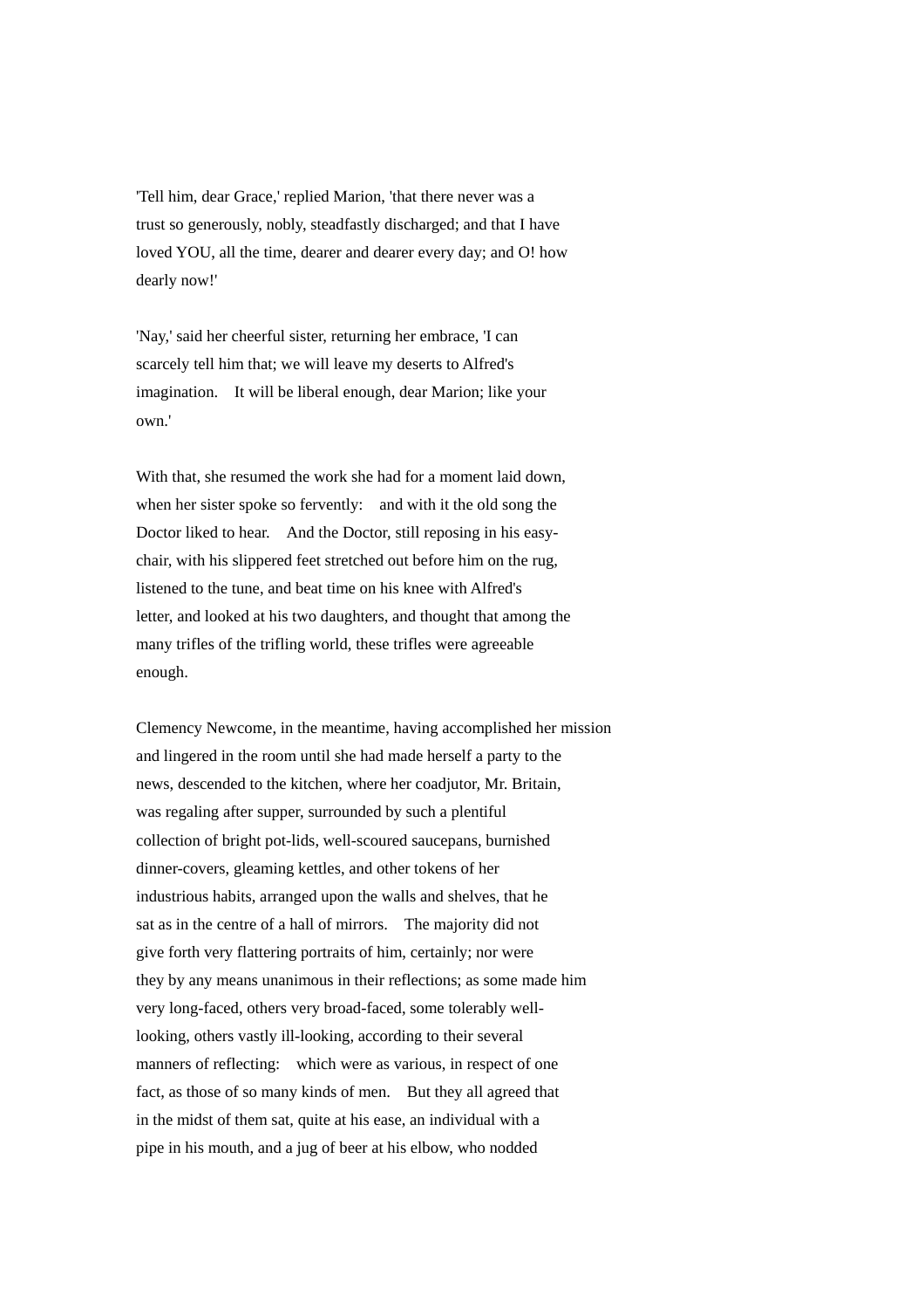'Tell him, dear Grace,' replied Marion, 'that there never was a trust so generously, nobly, steadfastly discharged; and that I have loved YOU, all the time, dearer and dearer every day; and O! how dearly now!'

'Nay,' said her cheerful sister, returning her embrace, 'I can scarcely tell him that; we will leave my deserts to Alfred's imagination. It will be liberal enough, dear Marion; like your own.'

With that, she resumed the work she had for a moment laid down, when her sister spoke so fervently: and with it the old song the Doctor liked to hear. And the Doctor, still reposing in his easy-chair, with his slippered feet stretched out before him on the rug, listened to the tune, and beat time on his knee with Alfred's letter, and looked at his two daughters, and thought that among the many trifles of the trifling world, these trifles were agreeable enough.

Clemency Newcome, in the meantime, having accomplished her mission and lingered in the room until she had made herself a party to the news, descended to the kitchen, where her coadjutor, Mr. Britain, was regaling after supper, surrounded by such a plentiful collection of bright pot-lids, well-scoured saucepans, burnished dinner-covers, gleaming kettles, and other tokens of her industrious habits, arranged upon the walls and shelves, that he sat as in the centre of a hall of mirrors. The majority did not give forth very flattering portraits of him, certainly; nor were they by any means unanimous in their reflections; as some made him very long-faced, others very broad-faced, some tolerably well-looking, others vastly ill-looking, according to their several manners of reflecting: which were as various, in respect of one fact, as those of so many kinds of men. But they all agreed that in the midst of them sat, quite at his ease, an individual with a pipe in his mouth, and a jug of beer at his elbow, who nodded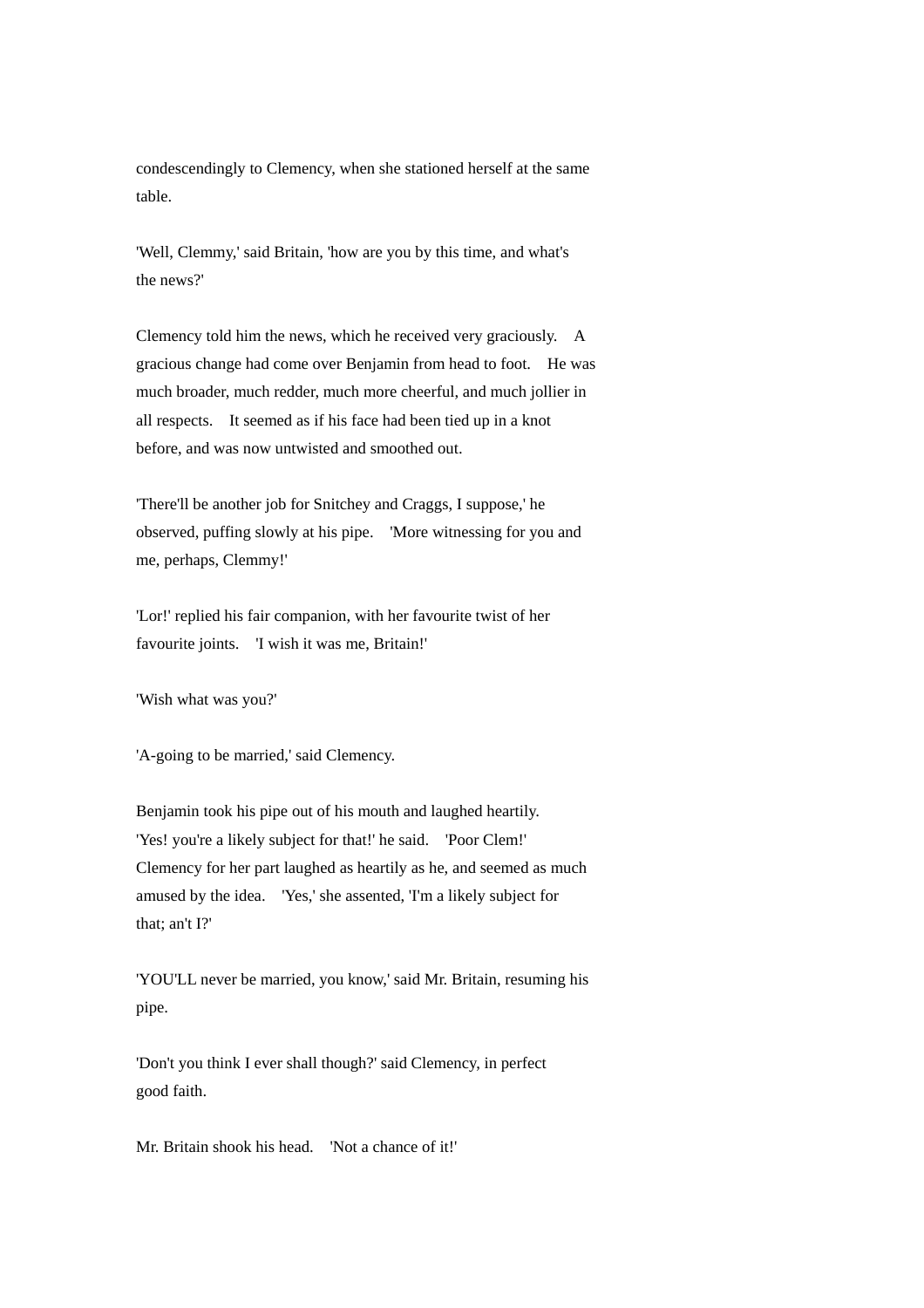condescendingly to Clemency, when she stationed herself at the same table.

'Well, Clemmy,' said Britain, 'how are you by this time, and what's the news?'

Clemency told him the news, which he received very graciously. A gracious change had come over Benjamin from head to foot. He was much broader, much redder, much more cheerful, and much jollier in all respects. It seemed as if his face had been tied up in a knot before, and was now untwisted and smoothed out.

'There'll be another job for Snitchey and Craggs, I suppose,' he observed, puffing slowly at his pipe. 'More witnessing for you and me, perhaps, Clemmy!'

'Lor!' replied his fair companion, with her favourite twist of her favourite joints. 'I wish it was me, Britain!'

'Wish what was you?'

'A-going to be married,' said Clemency.

Benjamin took his pipe out of his mouth and laughed heartily. 'Yes! you're a likely subject for that!' he said. 'Poor Clem!' Clemency for her part laughed as heartily as he, and seemed as much amused by the idea. 'Yes,' she assented, 'I'm a likely subject for that; an't I?'

'YOU'LL never be married, you know,' said Mr. Britain, resuming his pipe.

'Don't you think I ever shall though?' said Clemency, in perfect good faith.

Mr. Britain shook his head. 'Not a chance of it!'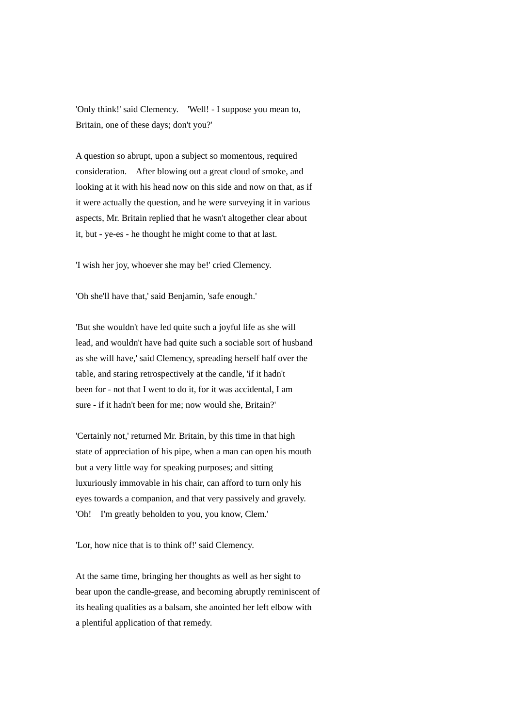'Only think!' said Clemency. 'Well! - I suppose you mean to, Britain, one of these days; don't you?'

A question so abrupt, upon a subject so momentous, required consideration. After blowing out a great cloud of smoke, and looking at it with his head now on this side and now on that, as if it were actually the question, and he were surveying it in various aspects, Mr. Britain replied that he wasn't altogether clear about it, but - ye-es - he thought he might come to that at last.

'I wish her joy, whoever she may be!' cried Clemency.

'Oh she'll have that,' said Benjamin, 'safe enough.'

'But she wouldn't have led quite such a joyful life as she will lead, and wouldn't have had quite such a sociable sort of husband as she will have,' said Clemency, spreading herself half over the table, and staring retrospectively at the candle, 'if it hadn't been for - not that I went to do it, for it was accidental, I am sure - if it hadn't been for me; now would she, Britain?'

'Certainly not,' returned Mr. Britain, by this time in that high state of appreciation of his pipe, when a man can open his mouth but a very little way for speaking purposes; and sitting luxuriously immovable in his chair, can afford to turn only his eyes towards a companion, and that very passively and gravely. 'Oh! I'm greatly beholden to you, you know, Clem.'

'Lor, how nice that is to think of!' said Clemency.

At the same time, bringing her thoughts as well as her sight to bear upon the candle-grease, and becoming abruptly reminiscent of its healing qualities as a balsam, she anointed her left elbow with a plentiful application of that remedy.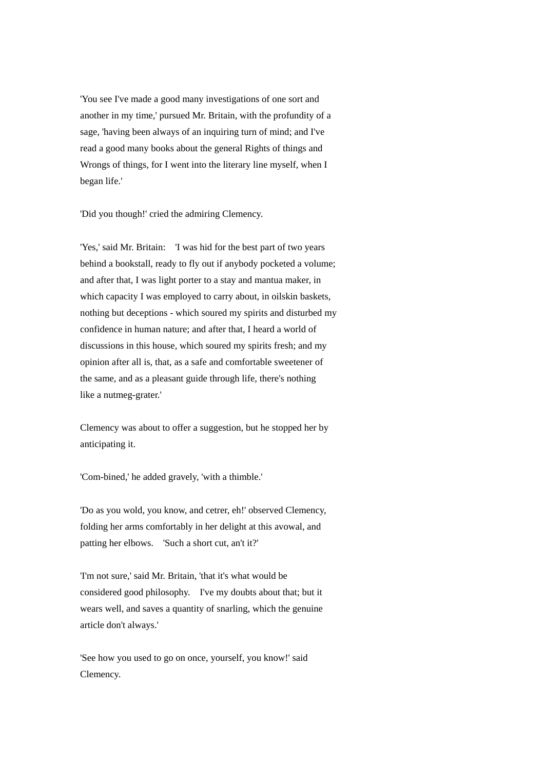'You see I've made a good many investigations of one sort and another in my time,' pursued Mr. Britain, with the profundity of a sage, 'having been always of an inquiring turn of mind; and I've read a good many books about the general Rights of things and Wrongs of things, for I went into the literary line myself, when I began life.'

'Did you though!' cried the admiring Clemency.

'Yes,' said Mr. Britain: 'I was hid for the best part of two years behind a bookstall, ready to fly out if anybody pocketed a volume; and after that, I was light porter to a stay and mantua maker, in which capacity I was employed to carry about, in oilskin baskets, nothing but deceptions - which soured my spirits and disturbed my confidence in human nature; and after that, I heard a world of discussions in this house, which soured my spirits fresh; and my opinion after all is, that, as a safe and comfortable sweetener of the same, and as a pleasant guide through life, there's nothing like a nutmeg-grater.'

Clemency was about to offer a suggestion, but he stopped her by anticipating it.

'Com-bined,' he added gravely, 'with a thimble.'

'Do as you wold, you know, and cetrer, eh!' observed Clemency, folding her arms comfortably in her delight at this avowal, and patting her elbows. 'Such a short cut, an't it?'

'I'm not sure,' said Mr. Britain, 'that it's what would be considered good philosophy. I've my doubts about that; but it wears well, and saves a quantity of snarling, which the genuine article don't always.'

'See how you used to go on once, yourself, you know!' said Clemency.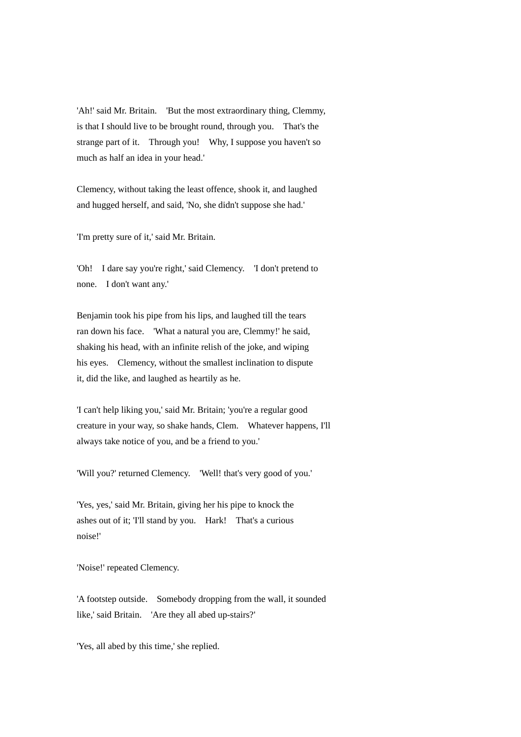'Ah!' said Mr. Britain. 'But the most extraordinary thing, Clemmy, is that I should live to be brought round, through you. That's the strange part of it. Through you! Why, I suppose you haven't so much as half an idea in your head.'

Clemency, without taking the least offence, shook it, and laughed and hugged herself, and said, 'No, she didn't suppose she had.'

'I'm pretty sure of it,' said Mr. Britain.

'Oh! I dare say you're right,' said Clemency. 'I don't pretend to none. I don't want any.'

Benjamin took his pipe from his lips, and laughed till the tears ran down his face. 'What a natural you are, Clemmy!' he said, shaking his head, with an infinite relish of the joke, and wiping his eyes. Clemency, without the smallest inclination to dispute it, did the like, and laughed as heartily as he.

'I can't help liking you,' said Mr. Britain; 'you're a regular good creature in your way, so shake hands, Clem. Whatever happens, I'll always take notice of you, and be a friend to you.'

'Will you?' returned Clemency. 'Well! that's very good of you.'

'Yes, yes,' said Mr. Britain, giving her his pipe to knock the ashes out of it; 'I'll stand by you. Hark! That's a curious noise!'

'Noise!' repeated Clemency.

'A footstep outside. Somebody dropping from the wall, it sounded like,' said Britain. 'Are they all abed up-stairs?'

'Yes, all abed by this time,' she replied.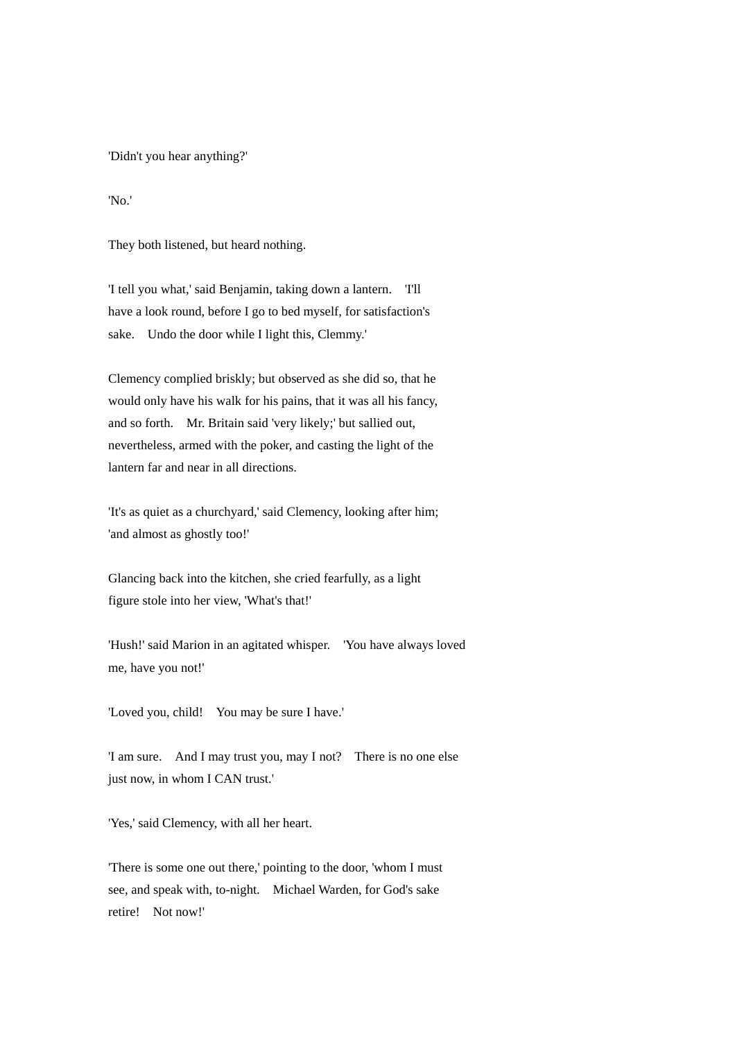'Didn't you hear anything?'

'No.'

They both listened, but heard nothing.

'I tell you what,' said Benjamin, taking down a lantern. 'I'll have a look round, before I go to bed myself, for satisfaction's sake. Undo the door while I light this, Clemmy.'

Clemency complied briskly; but observed as she did so, that he would only have his walk for his pains, that it was all his fancy, and so forth. Mr. Britain said 'very likely;' but sallied out, nevertheless, armed with the poker, and casting the light of the lantern far and near in all directions.

'It's as quiet as a churchyard,' said Clemency, looking after him; 'and almost as ghostly too!'

Glancing back into the kitchen, she cried fearfully, as a light figure stole into her view, 'What's that!'

'Hush!' said Marion in an agitated whisper. 'You have always loved me, have you not!'

'Loved you, child! You may be sure I have.'

'I am sure. And I may trust you, may I not? There is no one else just now, in whom I CAN trust.'

'Yes,' said Clemency, with all her heart.

'There is some one out there,' pointing to the door, 'whom I must see, and speak with, to-night. Michael Warden, for God's sake retire! Not now!'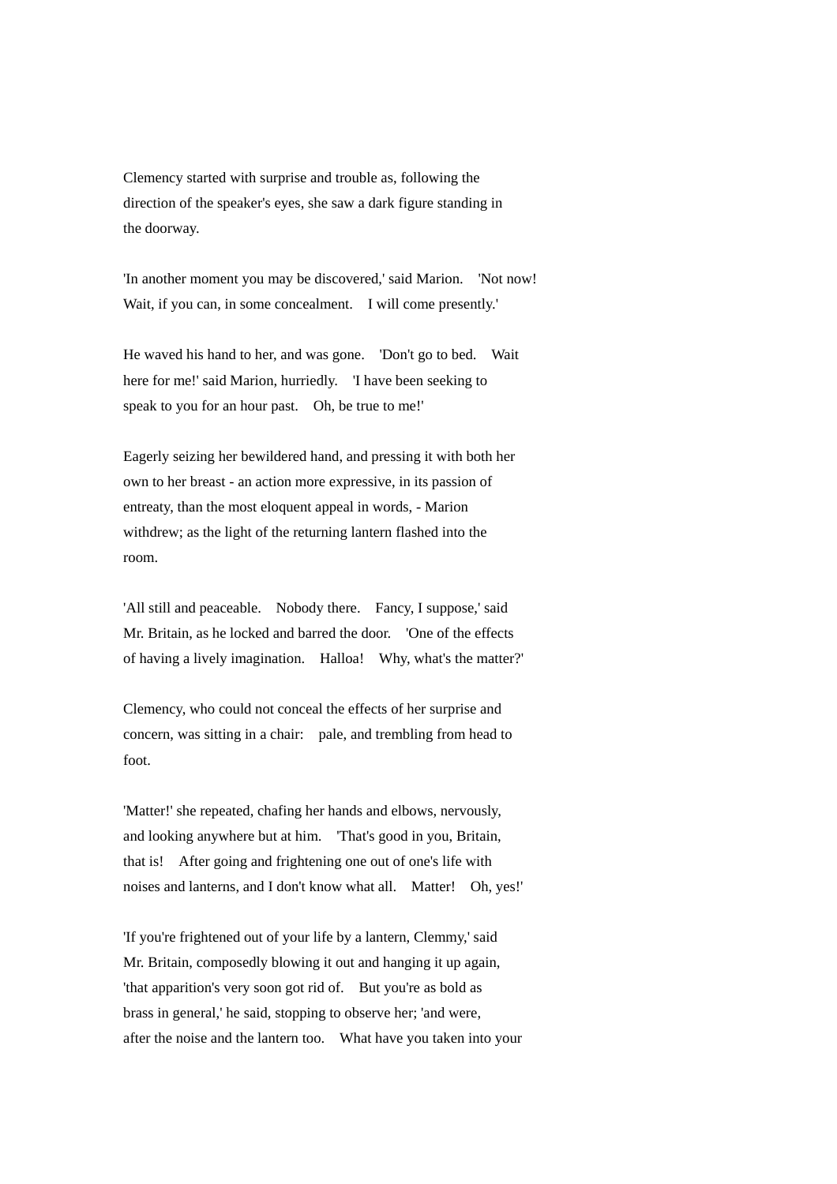Clemency started with surprise and trouble as, following the direction of the speaker's eyes, she saw a dark figure standing in the doorway.

'In another moment you may be discovered,' said Marion. 'Not now! Wait, if you can, in some concealment. I will come presently.'

He waved his hand to her, and was gone. 'Don't go to bed. Wait here for me!' said Marion, hurriedly. 'I have been seeking to speak to you for an hour past. Oh, be true to me!'

Eagerly seizing her bewildered hand, and pressing it with both her own to her breast - an action more expressive, in its passion of entreaty, than the most eloquent appeal in words, - Marion withdrew; as the light of the returning lantern flashed into the room.

'All still and peaceable. Nobody there. Fancy, I suppose,' said Mr. Britain, as he locked and barred the door. 'One of the effects of having a lively imagination. Halloa! Why, what's the matter?'

Clemency, who could not conceal the effects of her surprise and concern, was sitting in a chair: pale, and trembling from head to foot.

'Matter!' she repeated, chafing her hands and elbows, nervously, and looking anywhere but at him. 'That's good in you, Britain, that is! After going and frightening one out of one's life with noises and lanterns, and I don't know what all. Matter! Oh, yes!'

'If you're frightened out of your life by a lantern, Clemmy,' said Mr. Britain, composedly blowing it out and hanging it up again, 'that apparition's very soon got rid of. But you're as bold as brass in general,' he said, stopping to observe her; 'and were, after the noise and the lantern too. What have you taken into your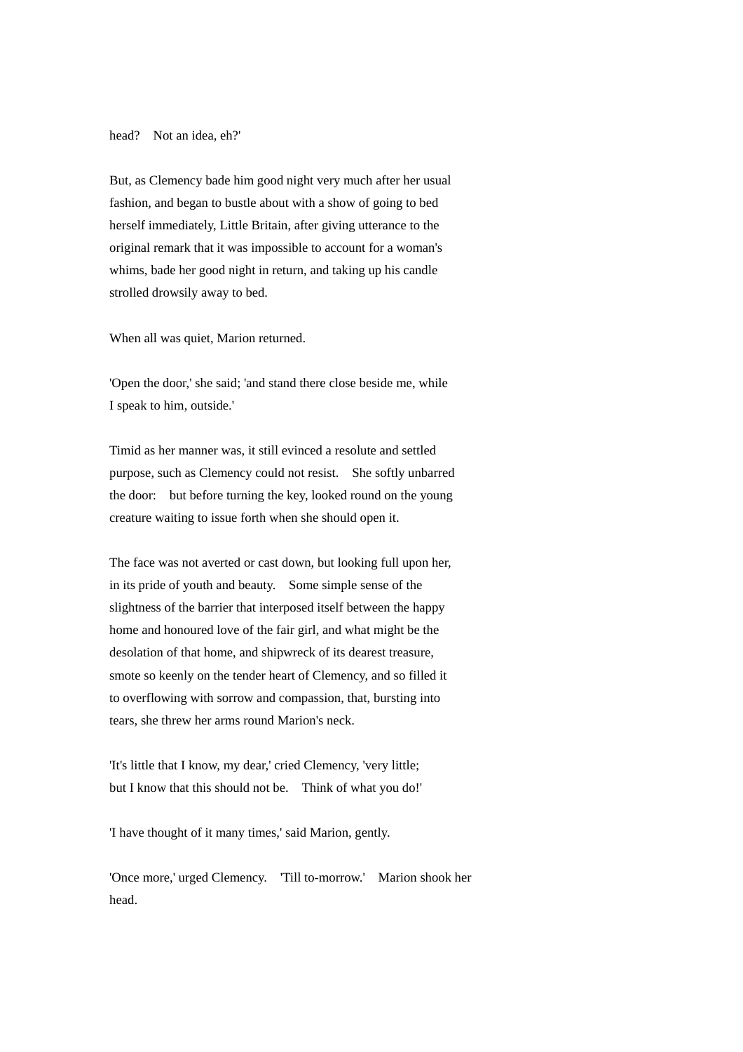head? Not an idea, eh?'

But, as Clemency bade him good night very much after her usual fashion, and began to bustle about with a show of going to bed herself immediately, Little Britain, after giving utterance to the original remark that it was impossible to account for a woman's whims, bade her good night in return, and taking up his candle strolled drowsily away to bed.

When all was quiet, Marion returned.

'Open the door,' she said; 'and stand there close beside me, while I speak to him, outside.'

Timid as her manner was, it still evinced a resolute and settled purpose, such as Clemency could not resist. She softly unbarred the door: but before turning the key, looked round on the young creature waiting to issue forth when she should open it.

The face was not averted or cast down, but looking full upon her, in its pride of youth and beauty. Some simple sense of the slightness of the barrier that interposed itself between the happy home and honoured love of the fair girl, and what might be the desolation of that home, and shipwreck of its dearest treasure, smote so keenly on the tender heart of Clemency, and so filled it to overflowing with sorrow and compassion, that, bursting into tears, she threw her arms round Marion's neck.

'It's little that I know, my dear,' cried Clemency, 'very little; but I know that this should not be. Think of what you do!'

'I have thought of it many times,' said Marion, gently.

'Once more,' urged Clemency. 'Till to-morrow.' Marion shook her head.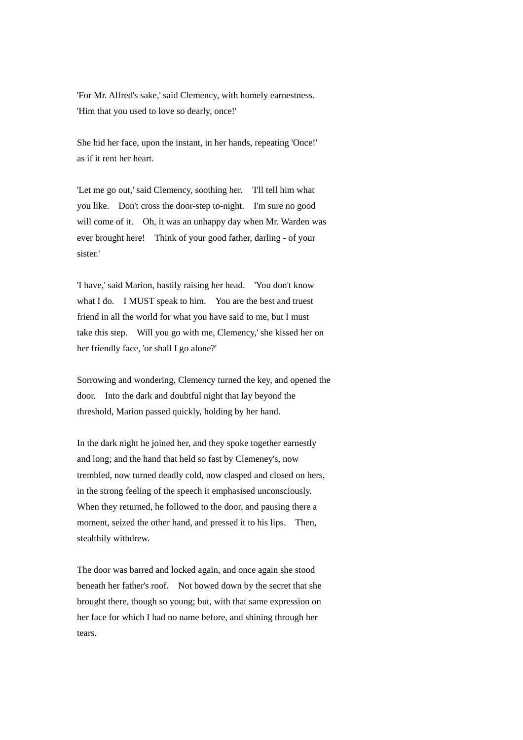'For Mr. Alfred's sake,' said Clemency, with homely earnestness. 'Him that you used to love so dearly, once!'

She hid her face, upon the instant, in her hands, repeating 'Once!' as if it rent her heart.

'Let me go out,' said Clemency, soothing her. 'I'll tell him what you like. Don't cross the door-step to-night. I'm sure no good will come of it. Oh, it was an unhappy day when Mr. Warden was ever brought here! Think of your good father, darling - of your sister.'

'I have,' said Marion, hastily raising her head. 'You don't know what I do. I MUST speak to him. You are the best and truest friend in all the world for what you have said to me, but I must take this step. Will you go with me, Clemency,' she kissed her on her friendly face, 'or shall I go alone?'

Sorrowing and wondering, Clemency turned the key, and opened the door. Into the dark and doubtful night that lay beyond the threshold, Marion passed quickly, holding by her hand.

In the dark night he joined her, and they spoke together earnestly and long; and the hand that held so fast by Clemeney's, now trembled, now turned deadly cold, now clasped and closed on hers, in the strong feeling of the speech it emphasised unconsciously. When they returned, he followed to the door, and pausing there a moment, seized the other hand, and pressed it to his lips. Then, stealthily withdrew.

The door was barred and locked again, and once again she stood beneath her father's roof. Not bowed down by the secret that she brought there, though so young; but, with that same expression on her face for which I had no name before, and shining through her tears.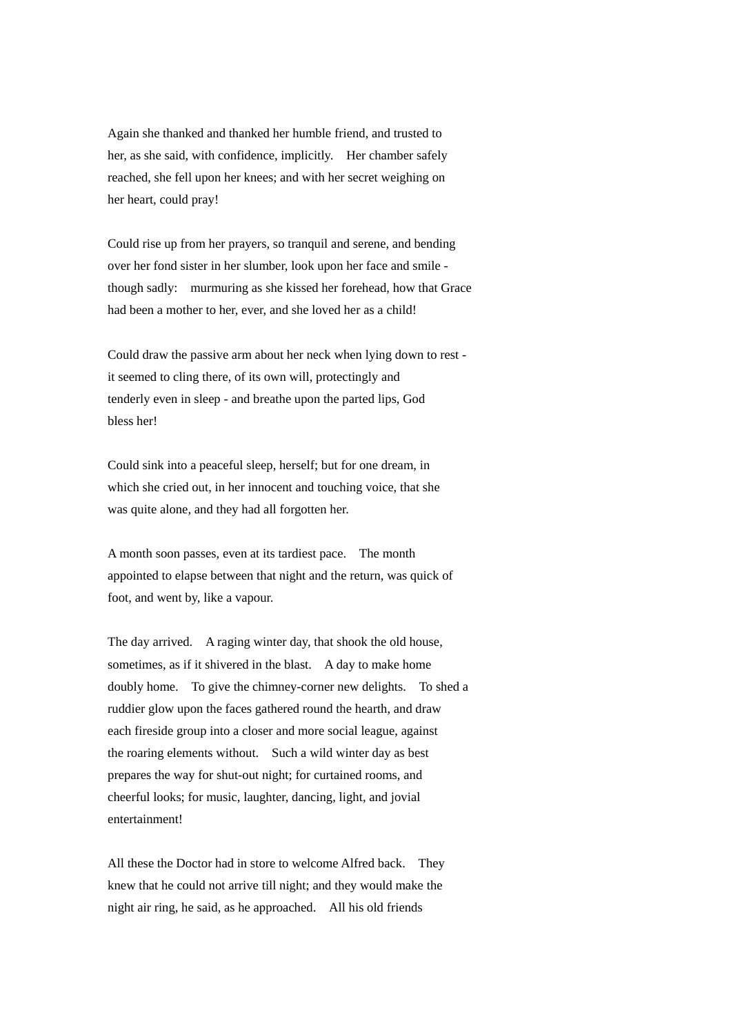Again she thanked and thanked her humble friend, and trusted to her, as she said, with confidence, implicitly. Her chamber safely reached, she fell upon her knees; and with her secret weighing on her heart, could pray!

Could rise up from her prayers, so tranquil and serene, and bending over her fond sister in her slumber, look upon her face and smile - though sadly: murmuring as she kissed her forehead, how that Grace had been a mother to her, ever, and she loved her as a child!

Could draw the passive arm about her neck when lying down to rest - it seemed to cling there, of its own will, protectingly and tenderly even in sleep - and breathe upon the parted lips, God bless her!

Could sink into a peaceful sleep, herself; but for one dream, in which she cried out, in her innocent and touching voice, that she was quite alone, and they had all forgotten her.

A month soon passes, even at its tardiest pace. The month appointed to elapse between that night and the return, was quick of foot, and went by, like a vapour.

The day arrived. A raging winter day, that shook the old house, sometimes, as if it shivered in the blast. A day to make home doubly home. To give the chimney-corner new delights. To shed a ruddier glow upon the faces gathered round the hearth, and draw each fireside group into a closer and more social league, against the roaring elements without. Such a wild winter day as best prepares the way for shut-out night; for curtained rooms, and cheerful looks; for music, laughter, dancing, light, and jovial entertainment!

All these the Doctor had in store to welcome Alfred back. They knew that he could not arrive till night; and they would make the night air ring, he said, as he approached. All his old friends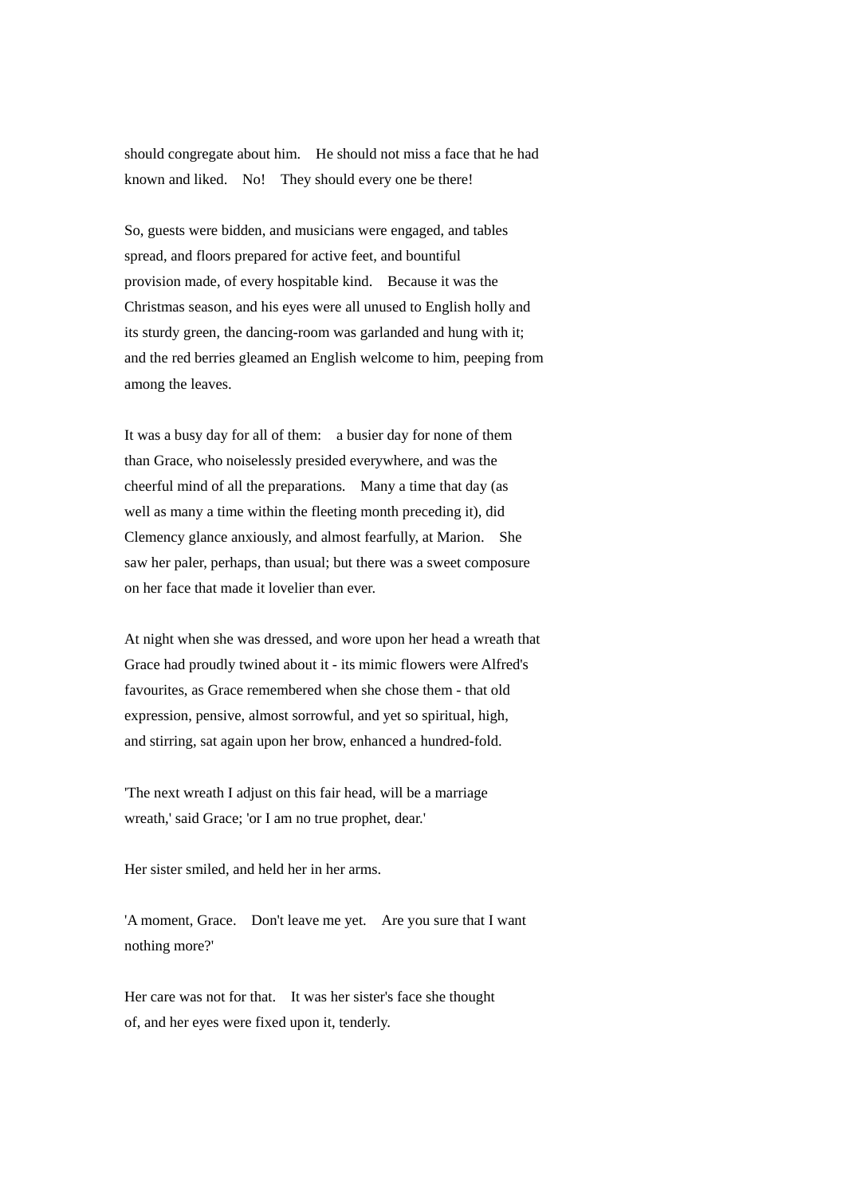should congregate about him. He should not miss a face that he had known and liked. No! They should every one be there!

So, guests were bidden, and musicians were engaged, and tables spread, and floors prepared for active feet, and bountiful provision made, of every hospitable kind. Because it was the Christmas season, and his eyes were all unused to English holly and its sturdy green, the dancing-room was garlanded and hung with it; and the red berries gleamed an English welcome to him, peeping from among the leaves.

It was a busy day for all of them: a busier day for none of them than Grace, who noiselessly presided everywhere, and was the cheerful mind of all the preparations. Many a time that day (as well as many a time within the fleeting month preceding it), did Clemency glance anxiously, and almost fearfully, at Marion. She saw her paler, perhaps, than usual; but there was a sweet composure on her face that made it lovelier than ever.

At night when she was dressed, and wore upon her head a wreath that Grace had proudly twined about it - its mimic flowers were Alfred's favourites, as Grace remembered when she chose them - that old expression, pensive, almost sorrowful, and yet so spiritual, high, and stirring, sat again upon her brow, enhanced a hundred-fold.

'The next wreath I adjust on this fair head, will be a marriage wreath,' said Grace; 'or I am no true prophet, dear.'

Her sister smiled, and held her in her arms.

'A moment, Grace. Don't leave me yet. Are you sure that I want nothing more?'

Her care was not for that. It was her sister's face she thought of, and her eyes were fixed upon it, tenderly.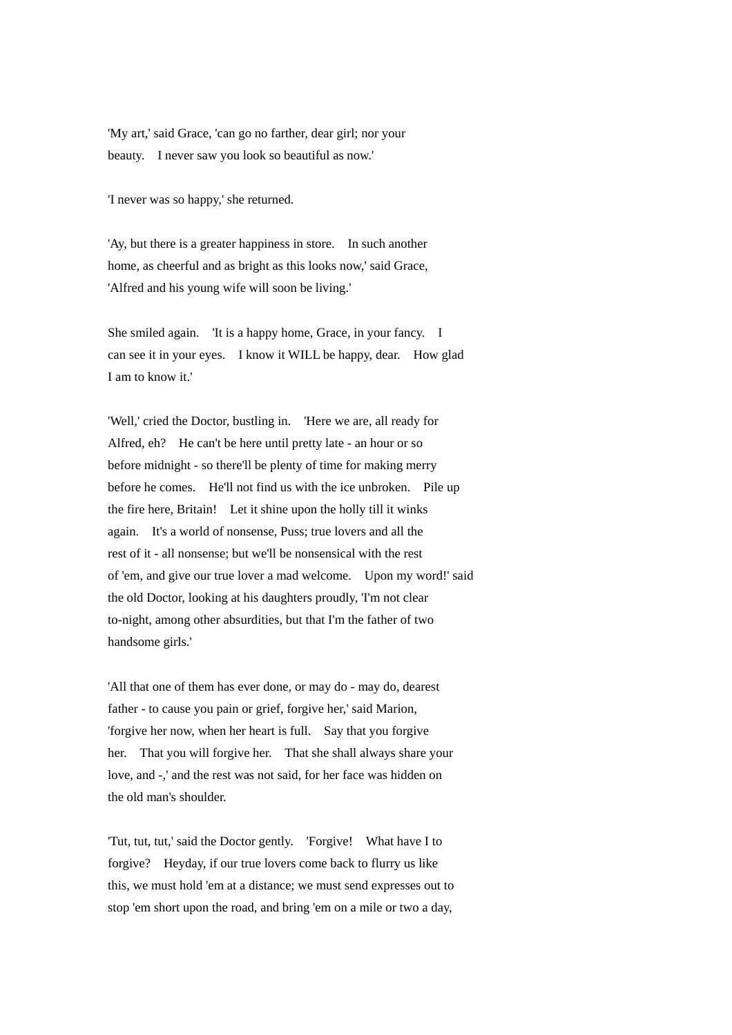'My art,' said Grace, 'can go no farther, dear girl; nor your beauty.  I never saw you look so beautiful as now.'

'I never was so happy,' she returned.

'Ay, but there is a greater happiness in store.  In such another home, as cheerful and as bright as this looks now,' said Grace, 'Alfred and his young wife will soon be living.'

She smiled again.  'It is a happy home, Grace, in your fancy.  I can see it in your eyes.  I know it WILL be happy, dear.  How glad I am to know it.'

'Well,' cried the Doctor, bustling in.  'Here we are, all ready for Alfred, eh?  He can't be here until pretty late - an hour or so before midnight - so there'll be plenty of time for making merry before he comes.  He'll not find us with the ice unbroken.  Pile up the fire here, Britain!  Let it shine upon the holly till it winks again.  It's a world of nonsense, Puss; true lovers and all the rest of it - all nonsense; but we'll be nonsensical with the rest of 'em, and give our true lover a mad welcome.  Upon my word!' said the old Doctor, looking at his daughters proudly, 'I'm not clear to-night, among other absurdities, but that I'm the father of two handsome girls.'

'All that one of them has ever done, or may do - may do, dearest father - to cause you pain or grief, forgive her,' said Marion, 'forgive her now, when her heart is full.  Say that you forgive her.  That you will forgive her.  That she shall always share your love, and -,' and the rest was not said, for her face was hidden on the old man's shoulder.

'Tut, tut, tut,' said the Doctor gently.  'Forgive!  What have I to forgive?  Heyday, if our true lovers come back to flurry us like this, we must hold 'em at a distance; we must send expresses out to stop 'em short upon the road, and bring 'em on a mile or two a day,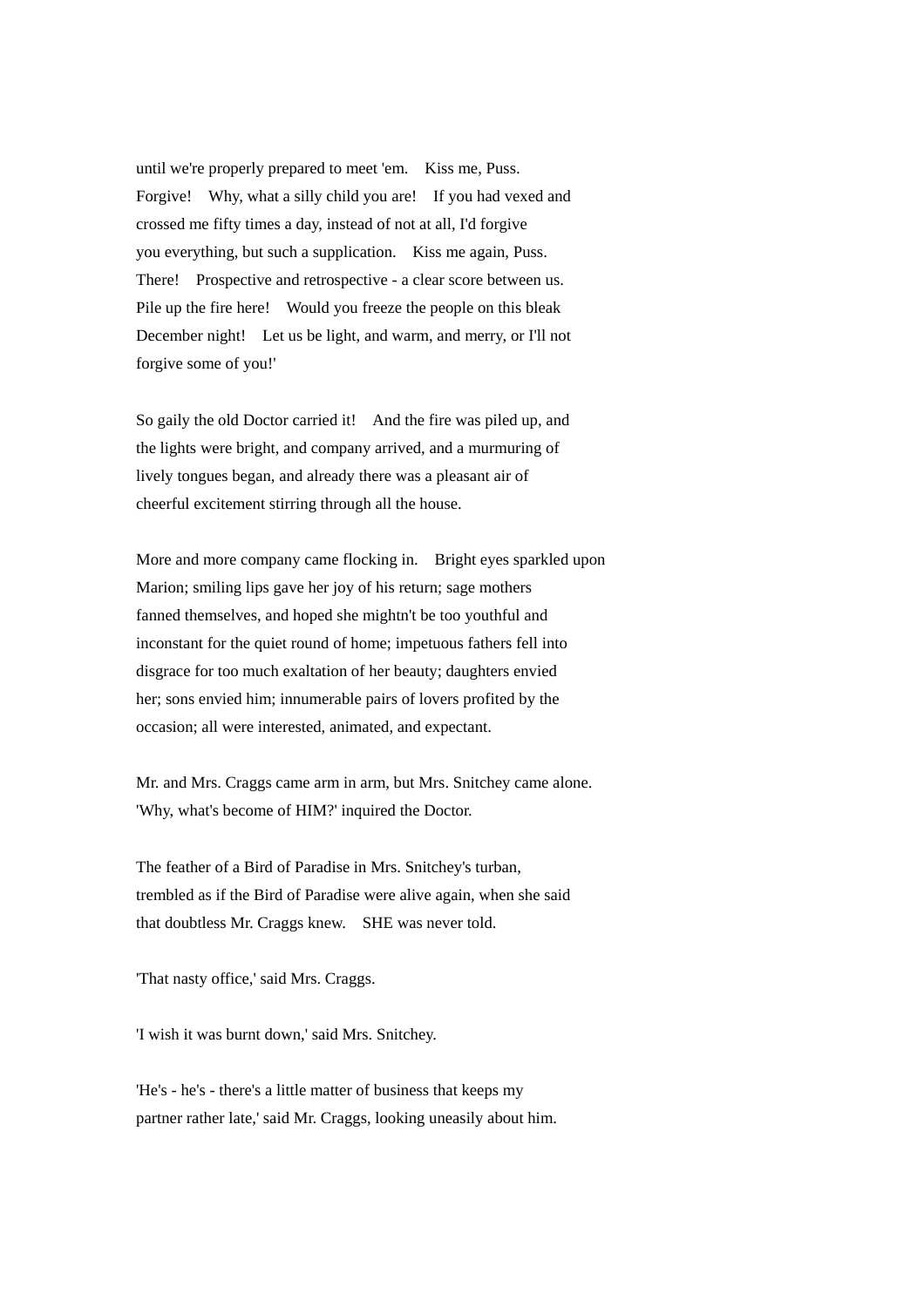until we're properly prepared to meet 'em. Kiss me, Puss. Forgive! Why, what a silly child you are! If you had vexed and crossed me fifty times a day, instead of not at all, I'd forgive you everything, but such a supplication. Kiss me again, Puss. There! Prospective and retrospective - a clear score between us. Pile up the fire here! Would you freeze the people on this bleak December night! Let us be light, and warm, and merry, or I'll not forgive some of you!'

So gaily the old Doctor carried it! And the fire was piled up, and the lights were bright, and company arrived, and a murmuring of lively tongues began, and already there was a pleasant air of cheerful excitement stirring through all the house.

More and more company came flocking in. Bright eyes sparkled upon Marion; smiling lips gave her joy of his return; sage mothers fanned themselves, and hoped she mightn't be too youthful and inconstant for the quiet round of home; impetuous fathers fell into disgrace for too much exaltation of her beauty; daughters envied her; sons envied him; innumerable pairs of lovers profited by the occasion; all were interested, animated, and expectant.

Mr. and Mrs. Craggs came arm in arm, but Mrs. Snitchey came alone. 'Why, what's become of HIM?' inquired the Doctor.

The feather of a Bird of Paradise in Mrs. Snitchey's turban, trembled as if the Bird of Paradise were alive again, when she said that doubtless Mr. Craggs knew. SHE was never told.

'That nasty office,' said Mrs. Craggs.

'I wish it was burnt down,' said Mrs. Snitchey.

'He's - he's - there's a little matter of business that keeps my partner rather late,' said Mr. Craggs, looking uneasily about him.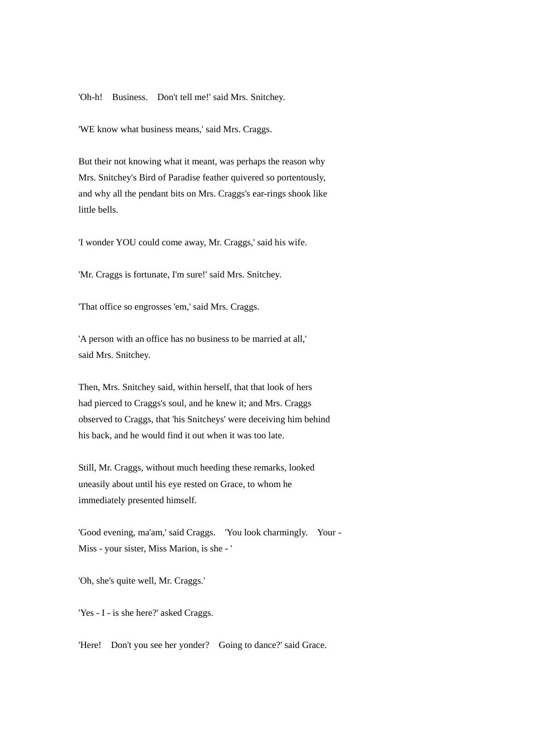'Oh-h! Business. Don't tell me!' said Mrs. Snitchey.

'WE know what business means,' said Mrs. Craggs.

But their not knowing what it meant, was perhaps the reason why Mrs. Snitchey's Bird of Paradise feather quivered so portentously, and why all the pendant bits on Mrs. Craggs's ear-rings shook like little bells.

'I wonder YOU could come away, Mr. Craggs,' said his wife.

'Mr. Craggs is fortunate, I'm sure!' said Mrs. Snitchey.

'That office so engrosses 'em,' said Mrs. Craggs.

'A person with an office has no business to be married at all,' said Mrs. Snitchey.

Then, Mrs. Snitchey said, within herself, that that look of hers had pierced to Craggs's soul, and he knew it; and Mrs. Craggs observed to Craggs, that 'his Snitcheys' were deceiving him behind his back, and he would find it out when it was too late.

Still, Mr. Craggs, without much heeding these remarks, looked uneasily about until his eye rested on Grace, to whom he immediately presented himself.

'Good evening, ma'am,' said Craggs. 'You look charmingly. Your - Miss - your sister, Miss Marion, is she - '

'Oh, she's quite well, Mr. Craggs.'

'Yes - I - is she here?' asked Craggs.

'Here! Don't you see her yonder? Going to dance?' said Grace.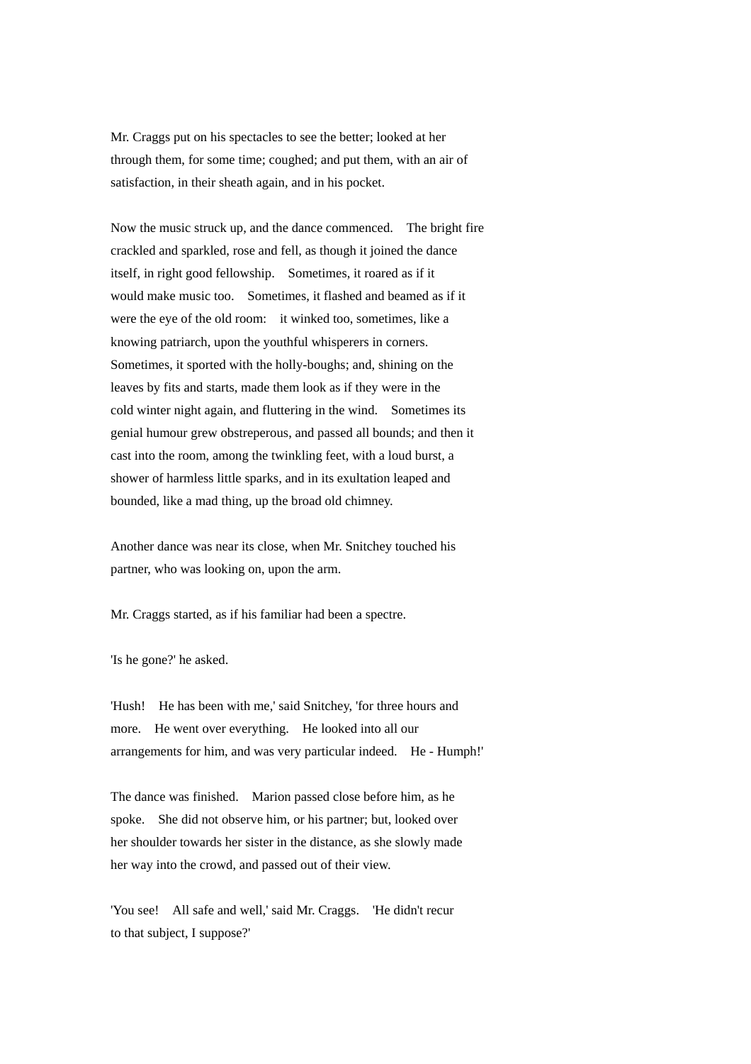Mr. Craggs put on his spectacles to see the better; looked at her through them, for some time; coughed; and put them, with an air of satisfaction, in their sheath again, and in his pocket.

Now the music struck up, and the dance commenced. The bright fire crackled and sparkled, rose and fell, as though it joined the dance itself, in right good fellowship. Sometimes, it roared as if it would make music too. Sometimes, it flashed and beamed as if it were the eye of the old room: it winked too, sometimes, like a knowing patriarch, upon the youthful whisperers in corners. Sometimes, it sported with the holly-boughs; and, shining on the leaves by fits and starts, made them look as if they were in the cold winter night again, and fluttering in the wind. Sometimes its genial humour grew obstreperous, and passed all bounds; and then it cast into the room, among the twinkling feet, with a loud burst, a shower of harmless little sparks, and in its exultation leaped and bounded, like a mad thing, up the broad old chimney.

Another dance was near its close, when Mr. Snitchey touched his partner, who was looking on, upon the arm.

Mr. Craggs started, as if his familiar had been a spectre.

'Is he gone?' he asked.

'Hush! He has been with me,' said Snitchey, 'for three hours and more. He went over everything. He looked into all our arrangements for him, and was very particular indeed. He - Humph!'

The dance was finished. Marion passed close before him, as he spoke. She did not observe him, or his partner; but, looked over her shoulder towards her sister in the distance, as she slowly made her way into the crowd, and passed out of their view.

'You see! All safe and well,' said Mr. Craggs. 'He didn't recur to that subject, I suppose?'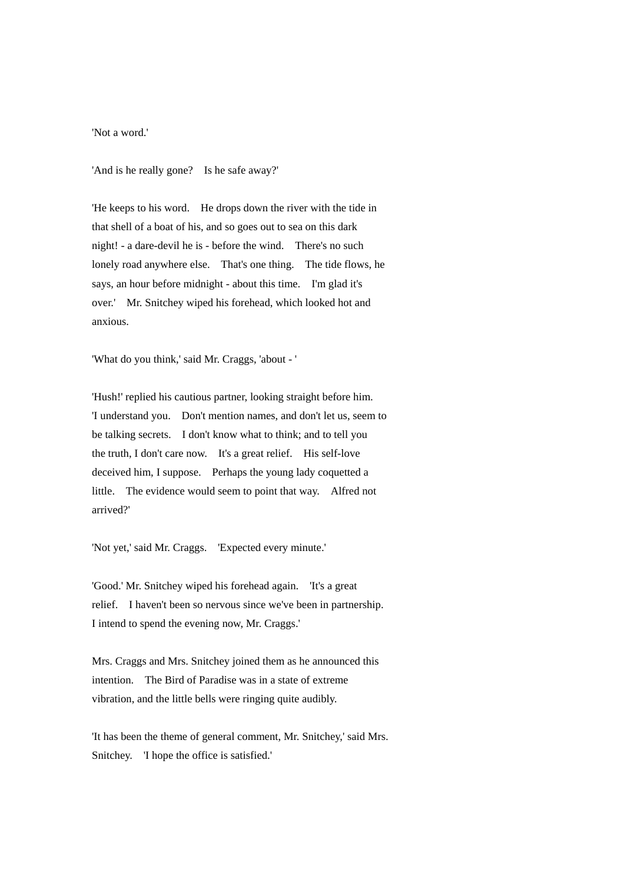'Not a word.'

'And is he really gone?  Is he safe away?'

'He keeps to his word.  He drops down the river with the tide in that shell of a boat of his, and so goes out to sea on this dark night! - a dare-devil he is - before the wind.  There's no such lonely road anywhere else.  That's one thing.  The tide flows, he says, an hour before midnight - about this time.  I'm glad it's over.'  Mr. Snitchey wiped his forehead, which looked hot and anxious.

'What do you think,' said Mr. Craggs, 'about - '

'Hush!' replied his cautious partner, looking straight before him. 'I understand you.  Don't mention names, and don't let us, seem to be talking secrets.  I don't know what to think; and to tell you the truth, I don't care now.  It's a great relief.  His self-love deceived him, I suppose.  Perhaps the young lady coquetted a little.  The evidence would seem to point that way.  Alfred not arrived?'

'Not yet,' said Mr. Craggs.  'Expected every minute.'

'Good.' Mr. Snitchey wiped his forehead again.  'It's a great relief.  I haven't been so nervous since we've been in partnership. I intend to spend the evening now, Mr. Craggs.'

Mrs. Craggs and Mrs. Snitchey joined them as he announced this intention.  The Bird of Paradise was in a state of extreme vibration, and the little bells were ringing quite audibly.

'It has been the theme of general comment, Mr. Snitchey,' said Mrs. Snitchey.  'I hope the office is satisfied.'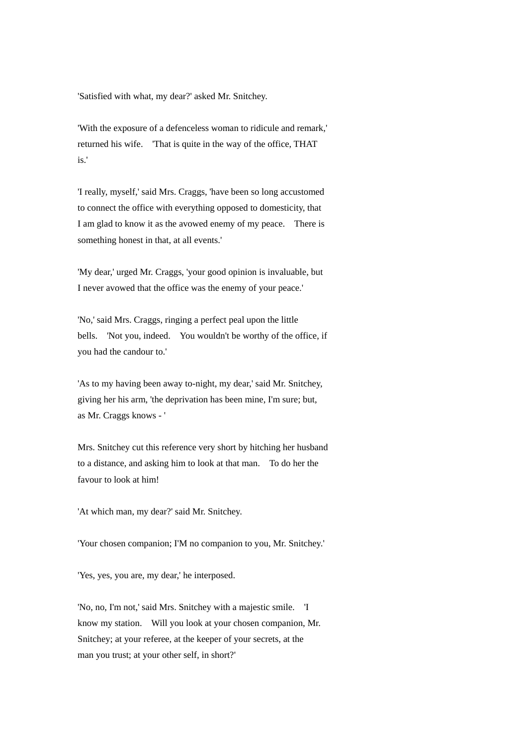'Satisfied with what, my dear?' asked Mr. Snitchey.

'With the exposure of a defenceless woman to ridicule and remark,' returned his wife. 'That is quite in the way of the office, THAT is.'

'I really, myself,' said Mrs. Craggs, 'have been so long accustomed to connect the office with everything opposed to domesticity, that I am glad to know it as the avowed enemy of my peace. There is something honest in that, at all events.'

'My dear,' urged Mr. Craggs, 'your good opinion is invaluable, but I never avowed that the office was the enemy of your peace.'

'No,' said Mrs. Craggs, ringing a perfect peal upon the little bells. 'Not you, indeed. You wouldn't be worthy of the office, if you had the candour to.'

'As to my having been away to-night, my dear,' said Mr. Snitchey, giving her his arm, 'the deprivation has been mine, I'm sure; but, as Mr. Craggs knows - '

Mrs. Snitchey cut this reference very short by hitching her husband to a distance, and asking him to look at that man. To do her the favour to look at him!

'At which man, my dear?' said Mr. Snitchey.

'Your chosen companion; I'M no companion to you, Mr. Snitchey.'

'Yes, yes, you are, my dear,' he interposed.

'No, no, I'm not,' said Mrs. Snitchey with a majestic smile. 'I know my station. Will you look at your chosen companion, Mr. Snitchey; at your referee, at the keeper of your secrets, at the man you trust; at your other self, in short?'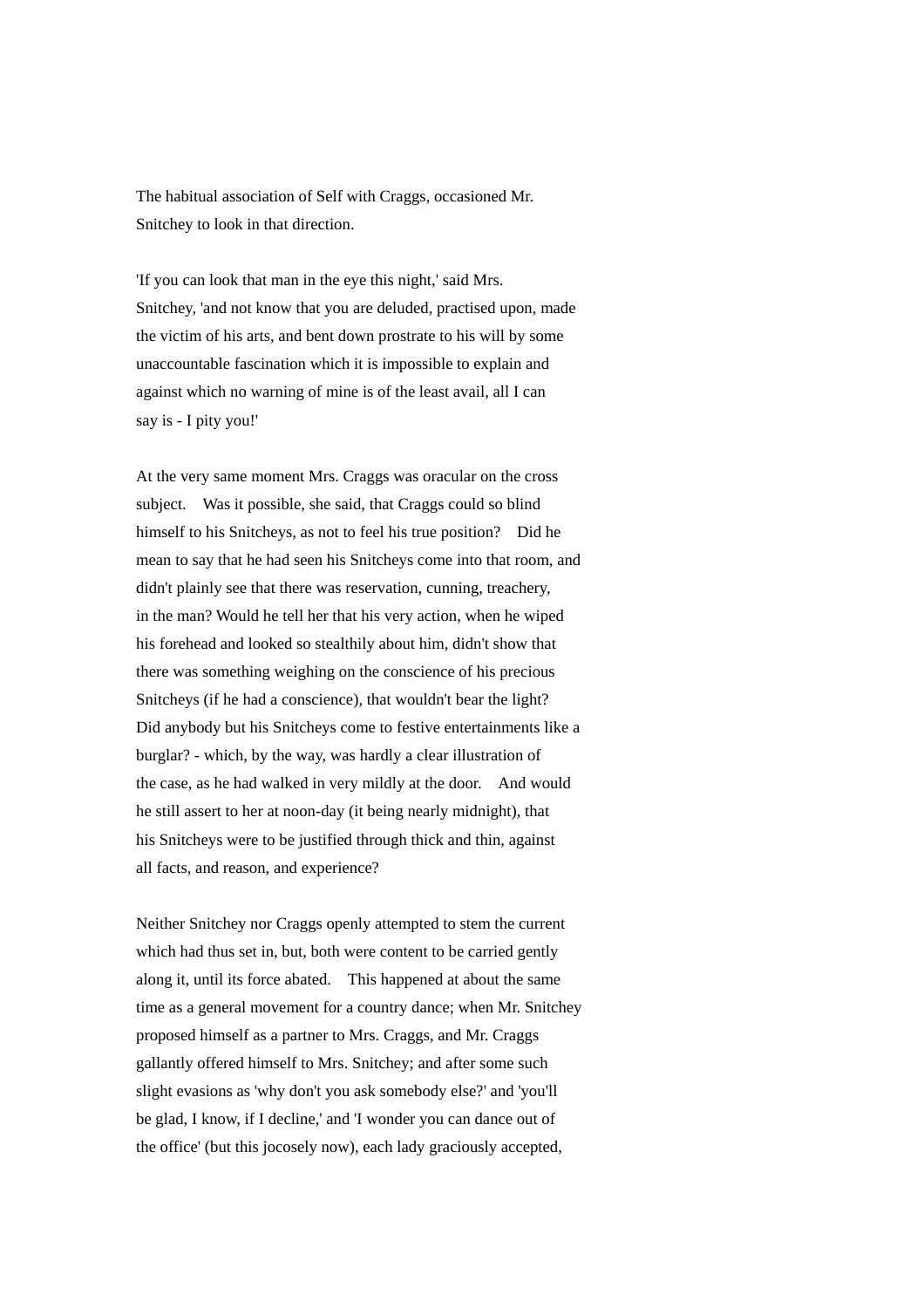The habitual association of Self with Craggs, occasioned Mr. Snitchey to look in that direction.

'If you can look that man in the eye this night,' said Mrs. Snitchey, 'and not know that you are deluded, practised upon, made the victim of his arts, and bent down prostrate to his will by some unaccountable fascination which it is impossible to explain and against which no warning of mine is of the least avail, all I can say is - I pity you!'

At the very same moment Mrs. Craggs was oracular on the cross subject. Was it possible, she said, that Craggs could so blind himself to his Snitcheys, as not to feel his true position? Did he mean to say that he had seen his Snitcheys come into that room, and didn't plainly see that there was reservation, cunning, treachery, in the man? Would he tell her that his very action, when he wiped his forehead and looked so stealthily about him, didn't show that there was something weighing on the conscience of his precious Snitcheys (if he had a conscience), that wouldn't bear the light? Did anybody but his Snitcheys come to festive entertainments like a burglar? - which, by the way, was hardly a clear illustration of the case, as he had walked in very mildly at the door. And would he still assert to her at noon-day (it being nearly midnight), that his Snitcheys were to be justified through thick and thin, against all facts, and reason, and experience?

Neither Snitchey nor Craggs openly attempted to stem the current which had thus set in, but, both were content to be carried gently along it, until its force abated. This happened at about the same time as a general movement for a country dance; when Mr. Snitchey proposed himself as a partner to Mrs. Craggs, and Mr. Craggs gallantly offered himself to Mrs. Snitchey; and after some such slight evasions as 'why don't you ask somebody else?' and 'you'll be glad, I know, if I decline,' and 'I wonder you can dance out of the office' (but this jocosely now), each lady graciously accepted,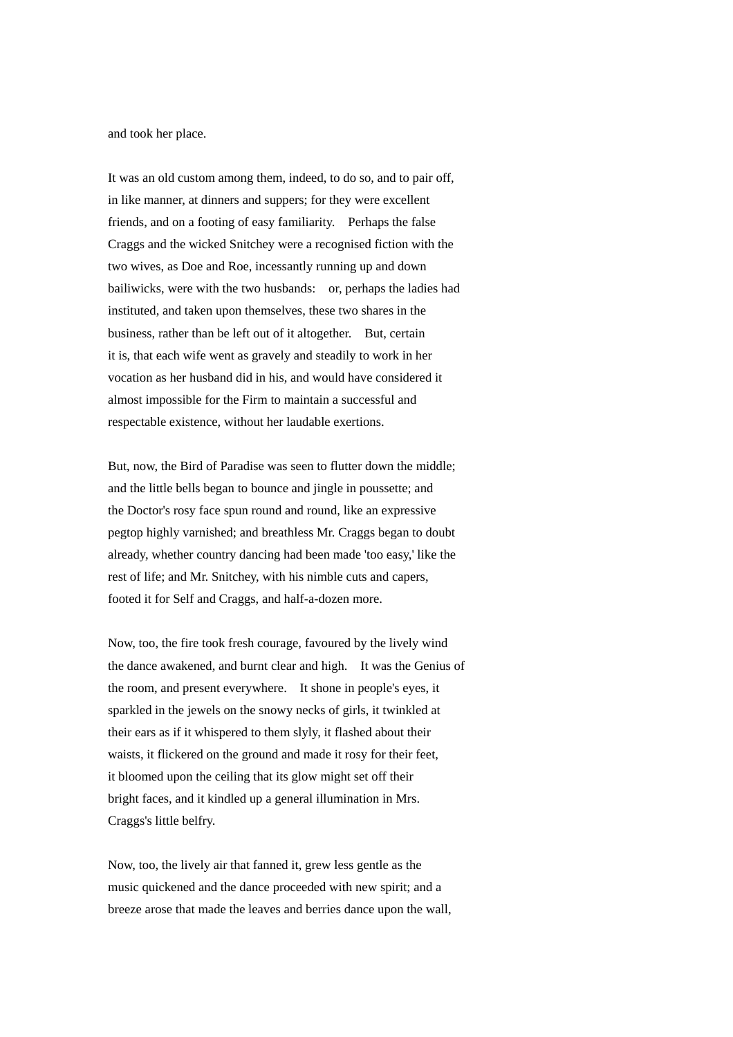and took her place.

It was an old custom among them, indeed, to do so, and to pair off, in like manner, at dinners and suppers; for they were excellent friends, and on a footing of easy familiarity. Perhaps the false Craggs and the wicked Snitchey were a recognised fiction with the two wives, as Doe and Roe, incessantly running up and down bailiwicks, were with the two husbands: or, perhaps the ladies had instituted, and taken upon themselves, these two shares in the business, rather than be left out of it altogether. But, certain it is, that each wife went as gravely and steadily to work in her vocation as her husband did in his, and would have considered it almost impossible for the Firm to maintain a successful and respectable existence, without her laudable exertions.

But, now, the Bird of Paradise was seen to flutter down the middle; and the little bells began to bounce and jingle in poussette; and the Doctor's rosy face spun round and round, like an expressive pegtop highly varnished; and breathless Mr. Craggs began to doubt already, whether country dancing had been made 'too easy,' like the rest of life; and Mr. Snitchey, with his nimble cuts and capers, footed it for Self and Craggs, and half-a-dozen more.

Now, too, the fire took fresh courage, favoured by the lively wind the dance awakened, and burnt clear and high. It was the Genius of the room, and present everywhere. It shone in people's eyes, it sparkled in the jewels on the snowy necks of girls, it twinkled at their ears as if it whispered to them slyly, it flashed about their waists, it flickered on the ground and made it rosy for their feet, it bloomed upon the ceiling that its glow might set off their bright faces, and it kindled up a general illumination in Mrs. Craggs's little belfry.

Now, too, the lively air that fanned it, grew less gentle as the music quickened and the dance proceeded with new spirit; and a breeze arose that made the leaves and berries dance upon the wall,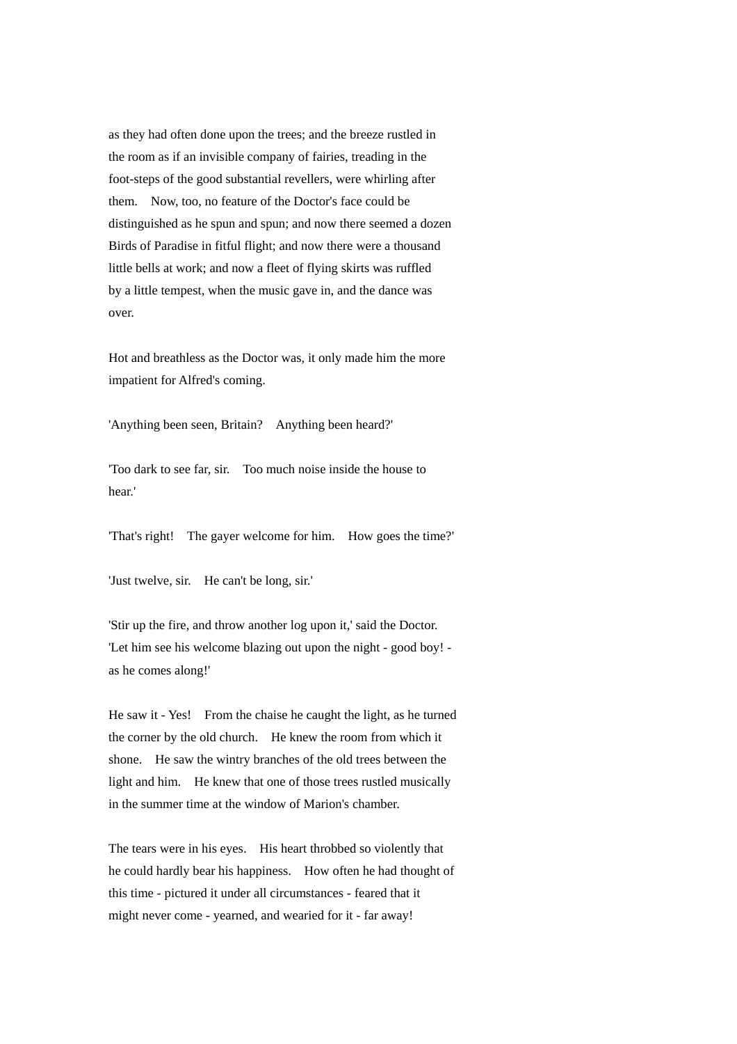as they had often done upon the trees; and the breeze rustled in the room as if an invisible company of fairies, treading in the foot-steps of the good substantial revellers, were whirling after them. Now, too, no feature of the Doctor's face could be distinguished as he spun and spun; and now there seemed a dozen Birds of Paradise in fitful flight; and now there were a thousand little bells at work; and now a fleet of flying skirts was ruffled by a little tempest, when the music gave in, and the dance was over.

Hot and breathless as the Doctor was, it only made him the more impatient for Alfred's coming.

'Anything been seen, Britain? Anything been heard?'

'Too dark to see far, sir. Too much noise inside the house to hear.'

'That's right! The gayer welcome for him. How goes the time?'

'Just twelve, sir. He can't be long, sir.'

'Stir up the fire, and throw another log upon it,' said the Doctor. 'Let him see his welcome blazing out upon the night - good boy! - as he comes along!'

He saw it - Yes! From the chaise he caught the light, as he turned the corner by the old church. He knew the room from which it shone. He saw the wintry branches of the old trees between the light and him. He knew that one of those trees rustled musically in the summer time at the window of Marion's chamber.

The tears were in his eyes. His heart throbbed so violently that he could hardly bear his happiness. How often he had thought of this time - pictured it under all circumstances - feared that it might never come - yearned, and wearied for it - far away!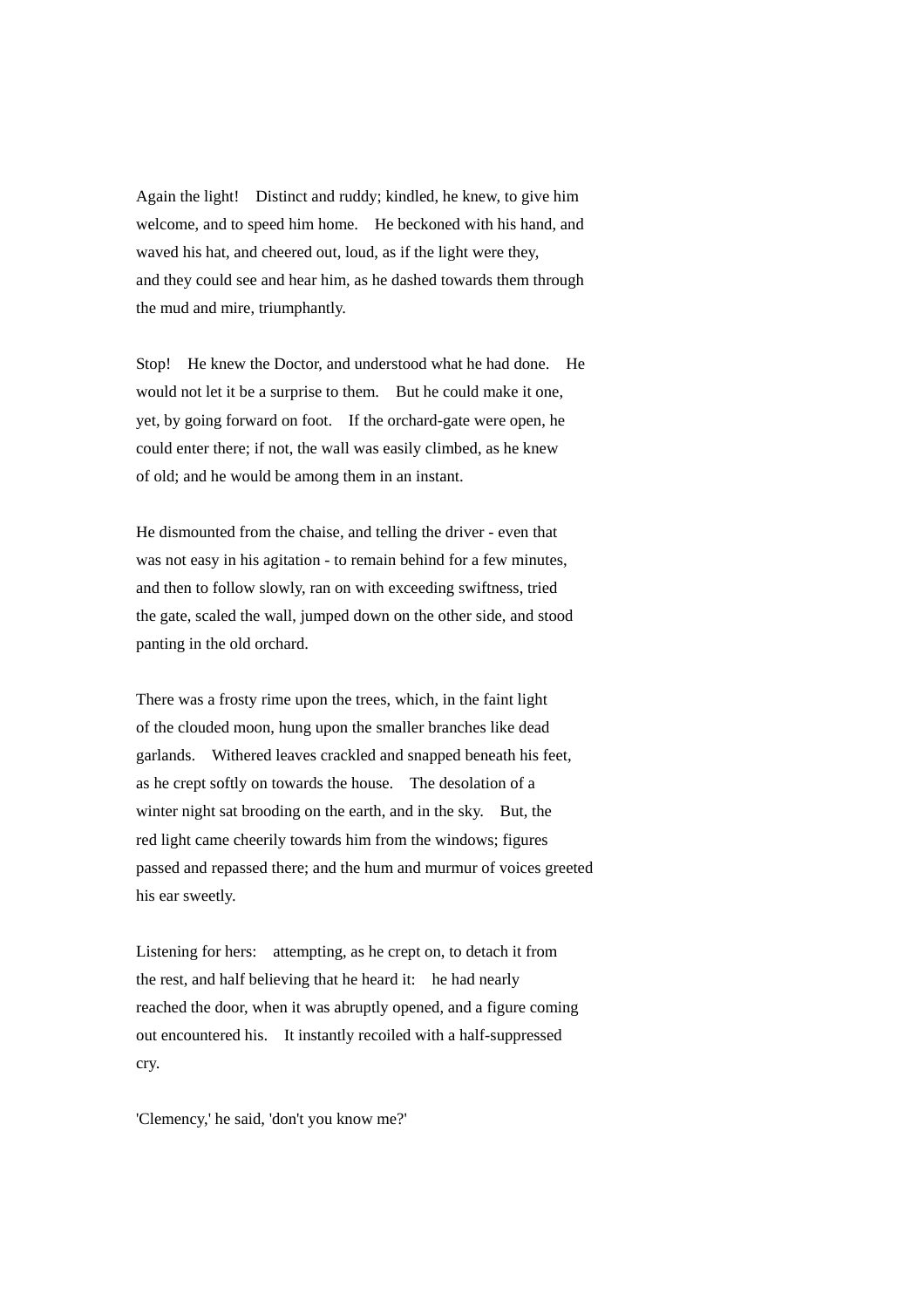Again the light! Distinct and ruddy; kindled, he knew, to give him welcome, and to speed him home. He beckoned with his hand, and waved his hat, and cheered out, loud, as if the light were they, and they could see and hear him, as he dashed towards them through the mud and mire, triumphantly.

Stop! He knew the Doctor, and understood what he had done. He would not let it be a surprise to them. But he could make it one, yet, by going forward on foot. If the orchard-gate were open, he could enter there; if not, the wall was easily climbed, as he knew of old; and he would be among them in an instant.

He dismounted from the chaise, and telling the driver - even that was not easy in his agitation - to remain behind for a few minutes, and then to follow slowly, ran on with exceeding swiftness, tried the gate, scaled the wall, jumped down on the other side, and stood panting in the old orchard.

There was a frosty rime upon the trees, which, in the faint light of the clouded moon, hung upon the smaller branches like dead garlands. Withered leaves crackled and snapped beneath his feet, as he crept softly on towards the house. The desolation of a winter night sat brooding on the earth, and in the sky. But, the red light came cheerily towards him from the windows; figures passed and repassed there; and the hum and murmur of voices greeted his ear sweetly.

Listening for hers: attempting, as he crept on, to detach it from the rest, and half believing that he heard it: he had nearly reached the door, when it was abruptly opened, and a figure coming out encountered his. It instantly recoiled with a half-suppressed cry.

'Clemency,' he said, 'don't you know me?'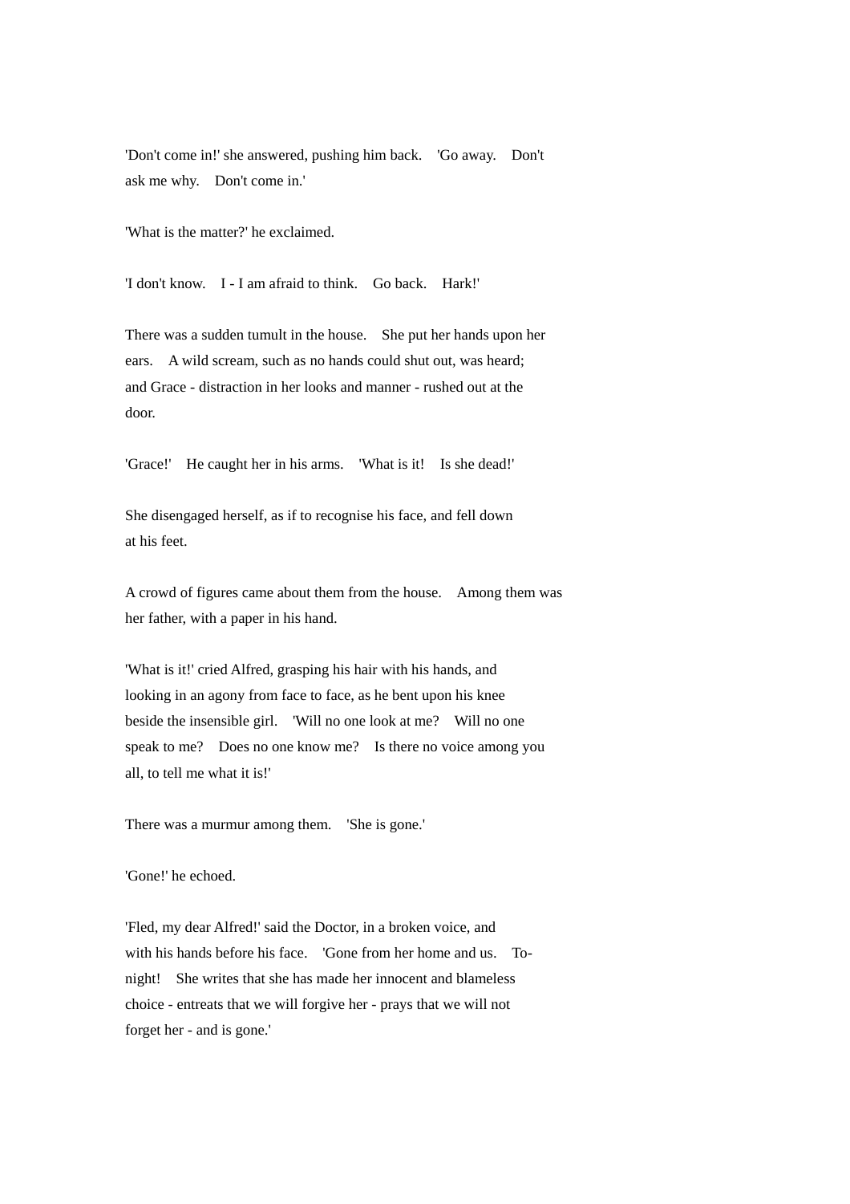'Don't come in!' she answered, pushing him back. 'Go away. Don't ask me why. Don't come in.'

'What is the matter?' he exclaimed.

'I don't know. I - I am afraid to think. Go back. Hark!'

There was a sudden tumult in the house. She put her hands upon her ears. A wild scream, such as no hands could shut out, was heard; and Grace - distraction in her looks and manner - rushed out at the door.

'Grace!' He caught her in his arms. 'What is it! Is she dead!'

She disengaged herself, as if to recognise his face, and fell down at his feet.

A crowd of figures came about them from the house. Among them was her father, with a paper in his hand.

'What is it!' cried Alfred, grasping his hair with his hands, and looking in an agony from face to face, as he bent upon his knee beside the insensible girl. 'Will no one look at me? Will no one speak to me? Does no one know me? Is there no voice among you all, to tell me what it is!'

There was a murmur among them. 'She is gone.'

'Gone!' he echoed.

'Fled, my dear Alfred!' said the Doctor, in a broken voice, and with his hands before his face. 'Gone from her home and us. To-night! She writes that she has made her innocent and blameless choice - entreats that we will forgive her - prays that we will not forget her - and is gone.'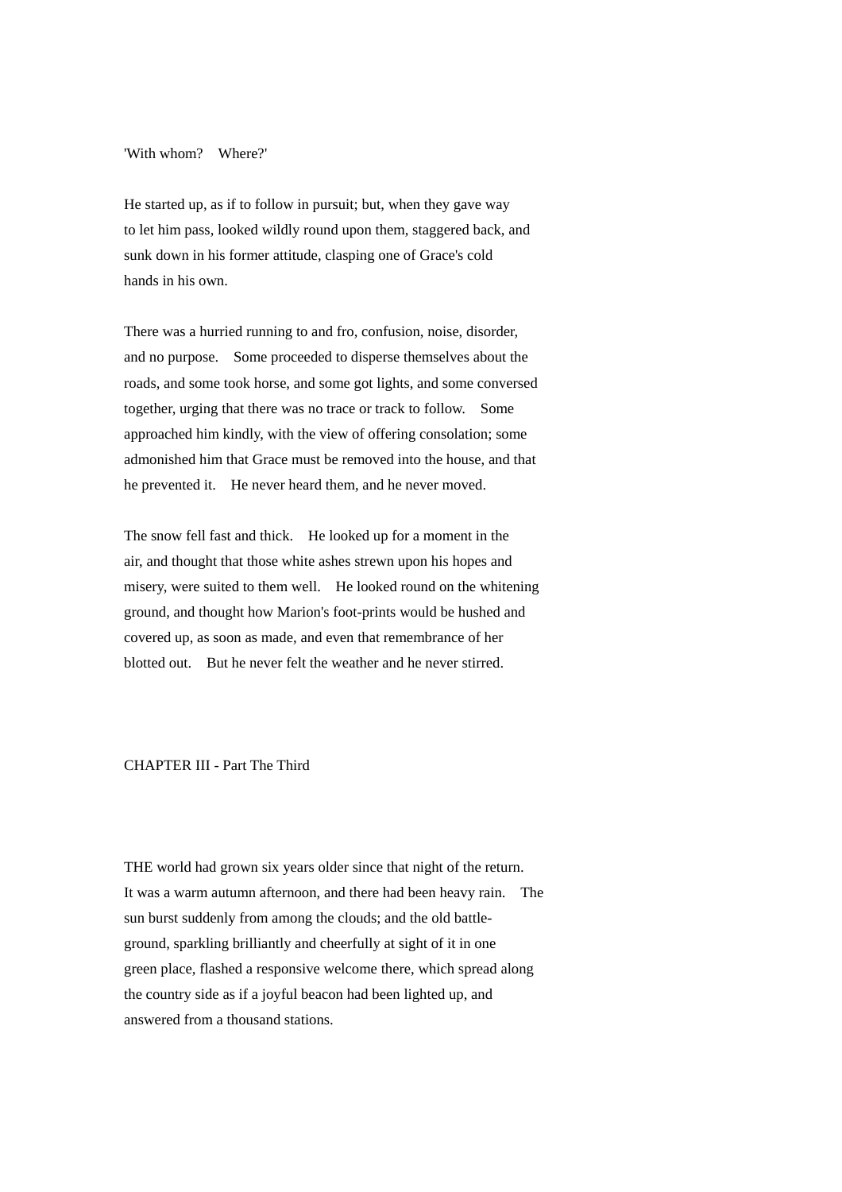'With whom? Where?'

He started up, as if to follow in pursuit; but, when they gave way to let him pass, looked wildly round upon them, staggered back, and sunk down in his former attitude, clasping one of Grace's cold hands in his own.

There was a hurried running to and fro, confusion, noise, disorder, and no purpose. Some proceeded to disperse themselves about the roads, and some took horse, and some got lights, and some conversed together, urging that there was no trace or track to follow. Some approached him kindly, with the view of offering consolation; some admonished him that Grace must be removed into the house, and that he prevented it. He never heard them, and he never moved.

The snow fell fast and thick. He looked up for a moment in the air, and thought that those white ashes strewn upon his hopes and misery, were suited to them well. He looked round on the whitening ground, and thought how Marion's foot-prints would be hushed and covered up, as soon as made, and even that remembrance of her blotted out. But he never felt the weather and he never stirred.

## CHAPTER III - Part The Third

THE world had grown six years older since that night of the return. It was a warm autumn afternoon, and there had been heavy rain. The sun burst suddenly from among the clouds; and the old battle-ground, sparkling brilliantly and cheerfully at sight of it in one green place, flashed a responsive welcome there, which spread along the country side as if a joyful beacon had been lighted up, and answered from a thousand stations.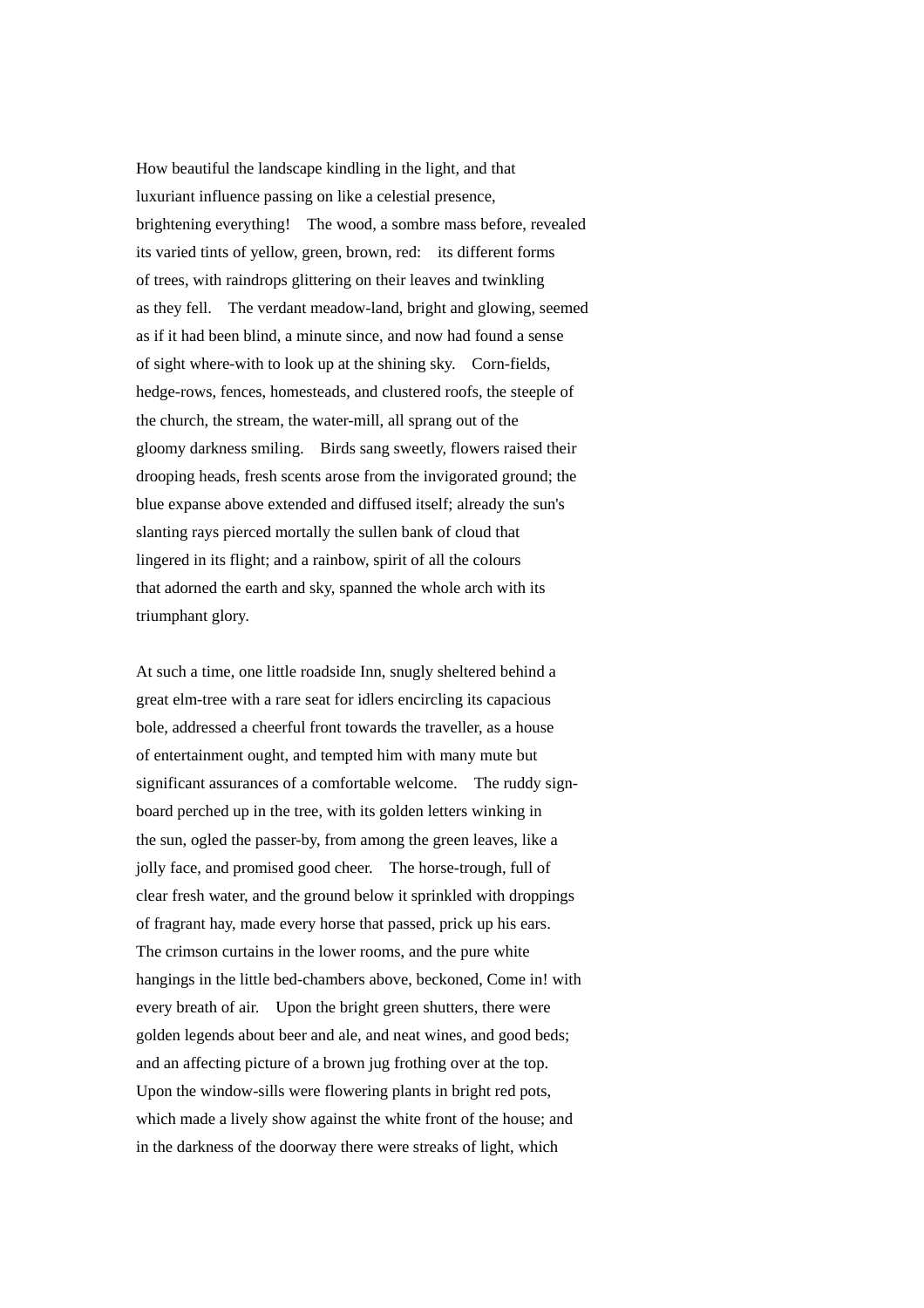How beautiful the landscape kindling in the light, and that luxuriant influence passing on like a celestial presence, brightening everything! The wood, a sombre mass before, revealed its varied tints of yellow, green, brown, red: its different forms of trees, with raindrops glittering on their leaves and twinkling as they fell. The verdant meadow-land, bright and glowing, seemed as if it had been blind, a minute since, and now had found a sense of sight where-with to look up at the shining sky. Corn-fields, hedge-rows, fences, homesteads, and clustered roofs, the steeple of the church, the stream, the water-mill, all sprang out of the gloomy darkness smiling. Birds sang sweetly, flowers raised their drooping heads, fresh scents arose from the invigorated ground; the blue expanse above extended and diffused itself; already the sun's slanting rays pierced mortally the sullen bank of cloud that lingered in its flight; and a rainbow, spirit of all the colours that adorned the earth and sky, spanned the whole arch with its triumphant glory.

At such a time, one little roadside Inn, snugly sheltered behind a great elm-tree with a rare seat for idlers encircling its capacious bole, addressed a cheerful front towards the traveller, as a house of entertainment ought, and tempted him with many mute but significant assurances of a comfortable welcome. The ruddy sign-board perched up in the tree, with its golden letters winking in the sun, ogled the passer-by, from among the green leaves, like a jolly face, and promised good cheer. The horse-trough, full of clear fresh water, and the ground below it sprinkled with droppings of fragrant hay, made every horse that passed, prick up his ears. The crimson curtains in the lower rooms, and the pure white hangings in the little bed-chambers above, beckoned, Come in! with every breath of air. Upon the bright green shutters, there were golden legends about beer and ale, and neat wines, and good beds; and an affecting picture of a brown jug frothing over at the top. Upon the window-sills were flowering plants in bright red pots, which made a lively show against the white front of the house; and in the darkness of the doorway there were streaks of light, which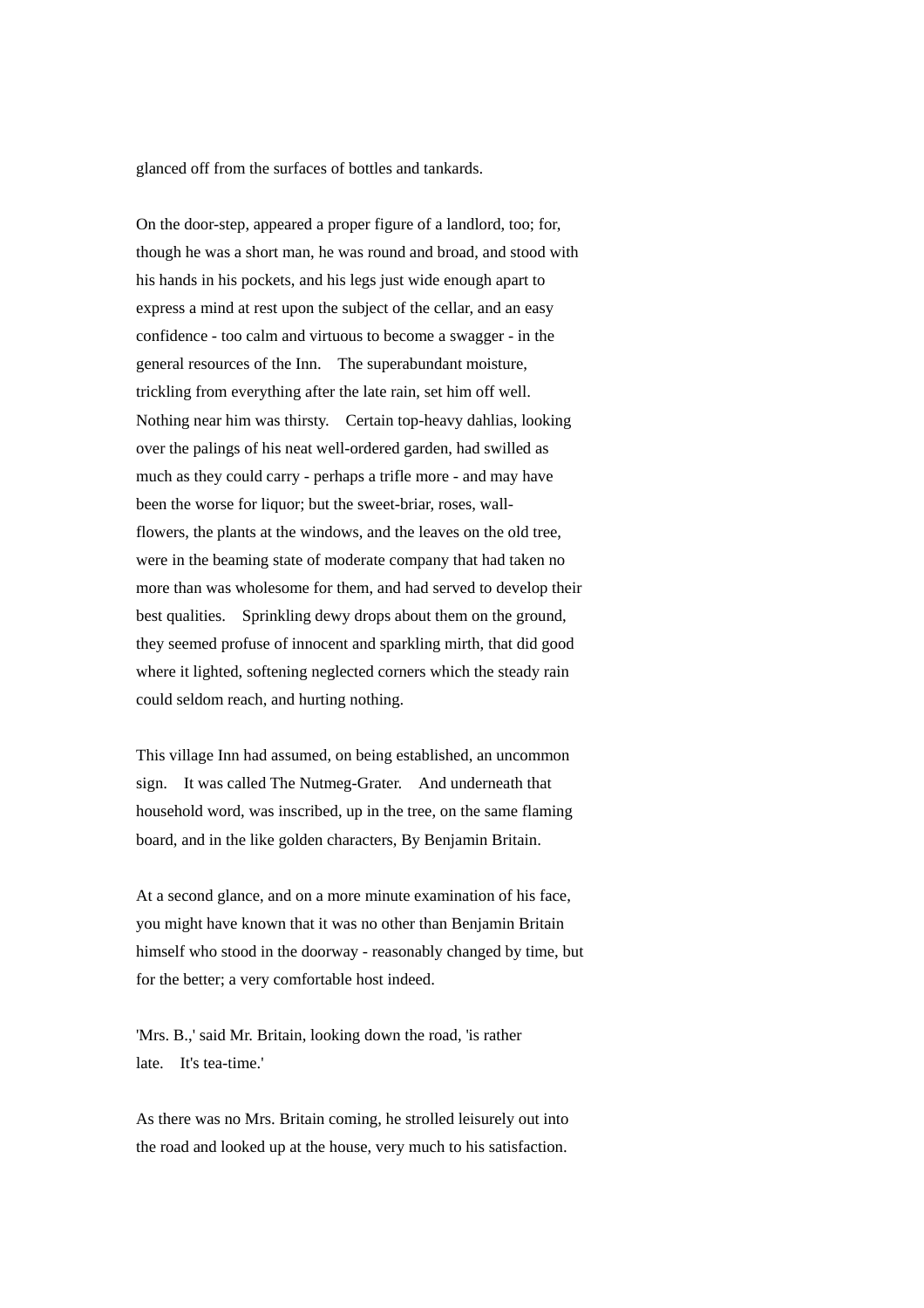glanced off from the surfaces of bottles and tankards.

On the door-step, appeared a proper figure of a landlord, too; for, though he was a short man, he was round and broad, and stood with his hands in his pockets, and his legs just wide enough apart to express a mind at rest upon the subject of the cellar, and an easy confidence - too calm and virtuous to become a swagger - in the general resources of the Inn. The superabundant moisture, trickling from everything after the late rain, set him off well. Nothing near him was thirsty. Certain top-heavy dahlias, looking over the palings of his neat well-ordered garden, had swilled as much as they could carry - perhaps a trifle more - and may have been the worse for liquor; but the sweet-briar, roses, wall-flowers, the plants at the windows, and the leaves on the old tree, were in the beaming state of moderate company that had taken no more than was wholesome for them, and had served to develop their best qualities. Sprinkling dewy drops about them on the ground, they seemed profuse of innocent and sparkling mirth, that did good where it lighted, softening neglected corners which the steady rain could seldom reach, and hurting nothing.

This village Inn had assumed, on being established, an uncommon sign. It was called The Nutmeg-Grater. And underneath that household word, was inscribed, up in the tree, on the same flaming board, and in the like golden characters, By Benjamin Britain.

At a second glance, and on a more minute examination of his face, you might have known that it was no other than Benjamin Britain himself who stood in the doorway - reasonably changed by time, but for the better; a very comfortable host indeed.

'Mrs. B.,' said Mr. Britain, looking down the road, 'is rather late. It's tea-time.'

As there was no Mrs. Britain coming, he strolled leisurely out into the road and looked up at the house, very much to his satisfaction.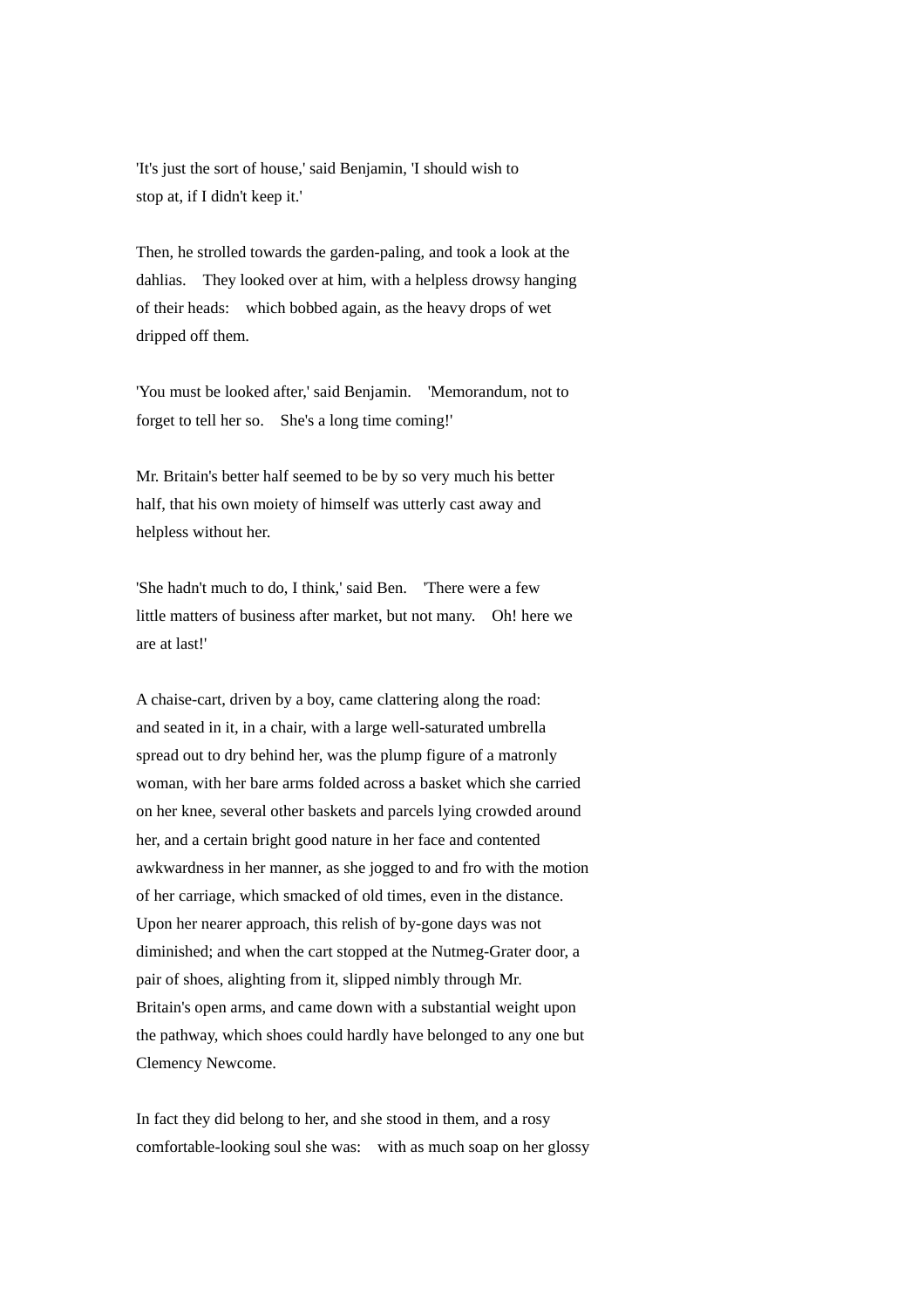'It's just the sort of house,' said Benjamin, 'I should wish to stop at, if I didn't keep it.'

Then, he strolled towards the garden-paling, and took a look at the dahlias. They looked over at him, with a helpless drowsy hanging of their heads: which bobbed again, as the heavy drops of wet dripped off them.

'You must be looked after,' said Benjamin. 'Memorandum, not to forget to tell her so. She's a long time coming!'

Mr. Britain's better half seemed to be by so very much his better half, that his own moiety of himself was utterly cast away and helpless without her.

'She hadn't much to do, I think,' said Ben. 'There were a few little matters of business after market, but not many. Oh! here we are at last!'

A chaise-cart, driven by a boy, came clattering along the road: and seated in it, in a chair, with a large well-saturated umbrella spread out to dry behind her, was the plump figure of a matronly woman, with her bare arms folded across a basket which she carried on her knee, several other baskets and parcels lying crowded around her, and a certain bright good nature in her face and contented awkwardness in her manner, as she jogged to and fro with the motion of her carriage, which smacked of old times, even in the distance. Upon her nearer approach, this relish of by-gone days was not diminished; and when the cart stopped at the Nutmeg-Grater door, a pair of shoes, alighting from it, slipped nimbly through Mr. Britain's open arms, and came down with a substantial weight upon the pathway, which shoes could hardly have belonged to any one but Clemency Newcome.

In fact they did belong to her, and she stood in them, and a rosy comfortable-looking soul she was: with as much soap on her glossy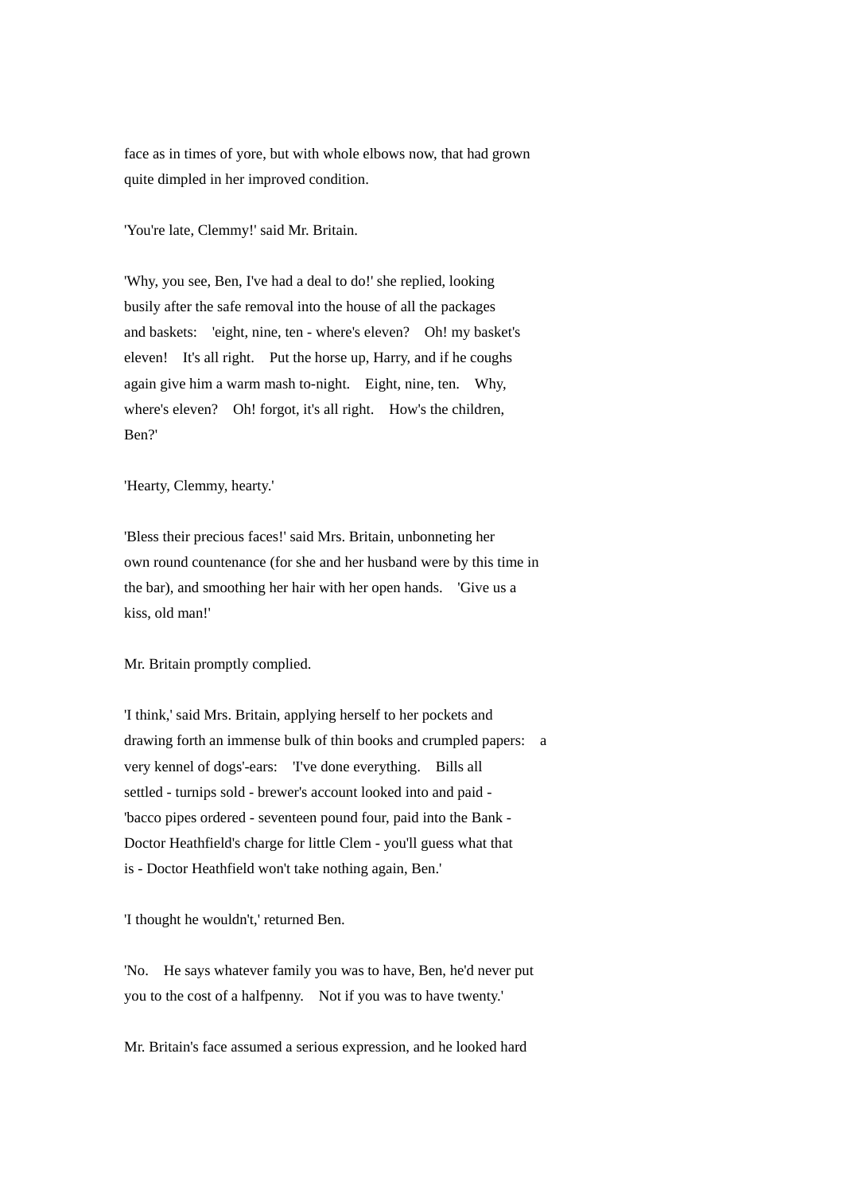face as in times of yore, but with whole elbows now, that had grown quite dimpled in her improved condition.

'You're late, Clemmy!' said Mr. Britain.

'Why, you see, Ben, I've had a deal to do!' she replied, looking busily after the safe removal into the house of all the packages and baskets: 'eight, nine, ten - where's eleven? Oh! my basket's eleven! It's all right. Put the horse up, Harry, and if he coughs again give him a warm mash to-night. Eight, nine, ten. Why, where's eleven? Oh! forgot, it's all right. How's the children, Ben?'

'Hearty, Clemmy, hearty.'

'Bless their precious faces!' said Mrs. Britain, unbonneting her own round countenance (for she and her husband were by this time in the bar), and smoothing her hair with her open hands. 'Give us a kiss, old man!'

Mr. Britain promptly complied.

'I think,' said Mrs. Britain, applying herself to her pockets and drawing forth an immense bulk of thin books and crumpled papers: a very kennel of dogs'-ears: 'I've done everything. Bills all settled - turnips sold - brewer's account looked into and paid - 'bacco pipes ordered - seventeen pound four, paid into the Bank - Doctor Heathfield's charge for little Clem - you'll guess what that is - Doctor Heathfield won't take nothing again, Ben.'

'I thought he wouldn't,' returned Ben.

'No. He says whatever family you was to have, Ben, he'd never put you to the cost of a halfpenny. Not if you was to have twenty.'

Mr. Britain's face assumed a serious expression, and he looked hard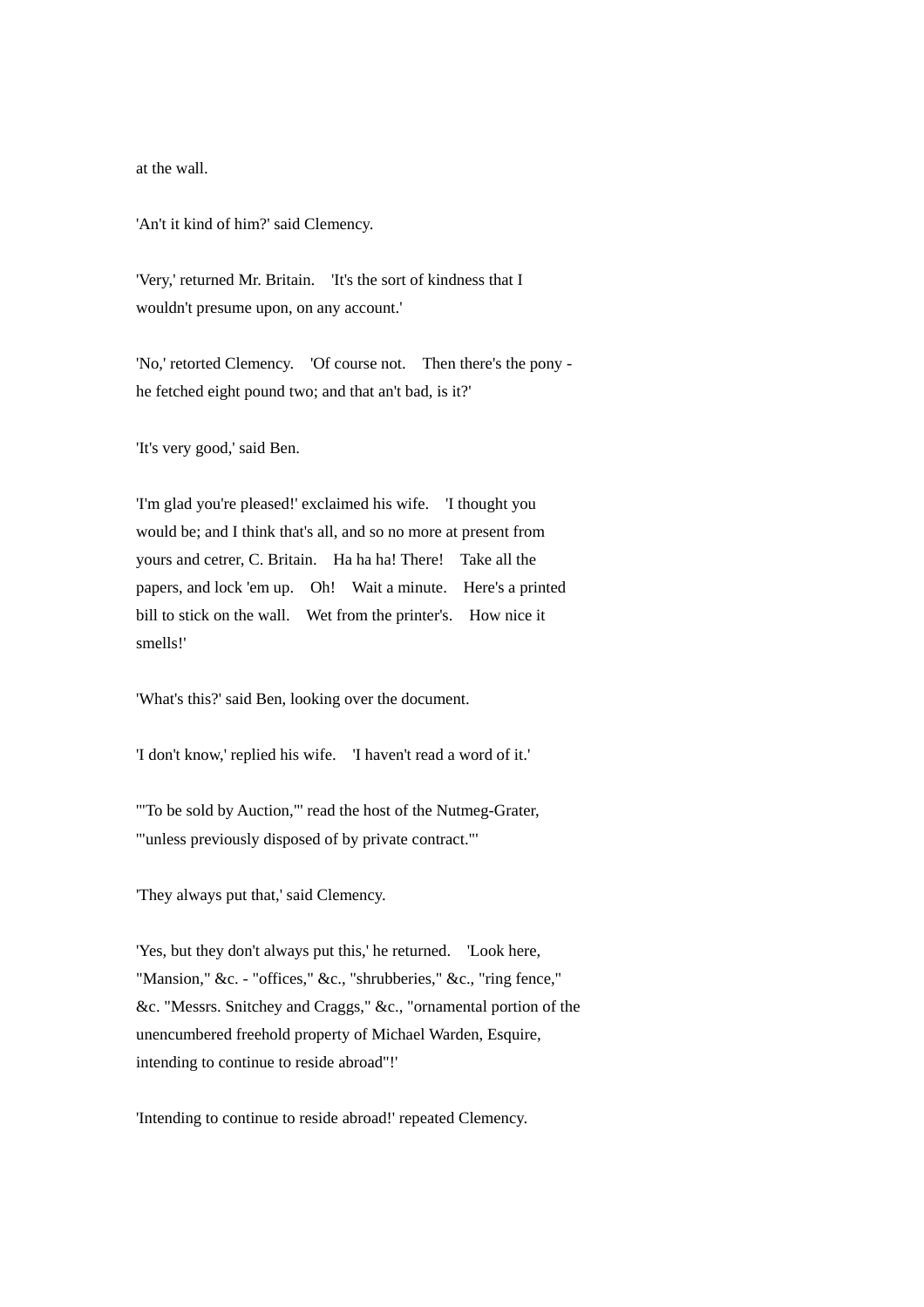at the wall.

'An't it kind of him?' said Clemency.

'Very,' returned Mr. Britain. 'It's the sort of kindness that I wouldn't presume upon, on any account.'

'No,' retorted Clemency. 'Of course not. Then there's the pony - he fetched eight pound two; and that an't bad, is it?'

'It's very good,' said Ben.

'I'm glad you're pleased!' exclaimed his wife. 'I thought you would be; and I think that's all, and so no more at present from yours and cetrer, C. Britain. Ha ha ha! There! Take all the papers, and lock 'em up. Oh! Wait a minute. Here's a printed bill to stick on the wall. Wet from the printer's. How nice it smells!'

'What's this?' said Ben, looking over the document.

'I don't know,' replied his wife. 'I haven't read a word of it.'

'"To be sold by Auction,"' read the host of the Nutmeg-Grater, '"unless previously disposed of by private contract."'

'They always put that,' said Clemency.

'Yes, but they don't always put this,' he returned. 'Look here, "Mansion," &c. - "offices," &c., "shrubberies," &c., "ring fence," &c. "Messrs. Snitchey and Craggs," &c., "ornamental portion of the unencumbered freehold property of Michael Warden, Esquire, intending to continue to reside abroad"!'

'Intending to continue to reside abroad!' repeated Clemency.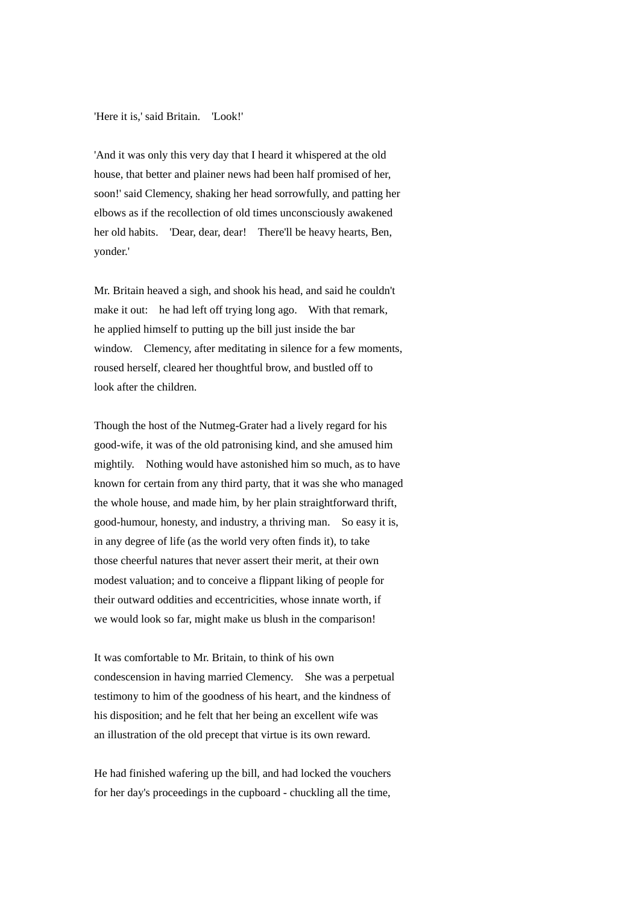'Here it is,' said Britain. 'Look!'

'And it was only this very day that I heard it whispered at the old house, that better and plainer news had been half promised of her, soon!' said Clemency, shaking her head sorrowfully, and patting her elbows as if the recollection of old times unconsciously awakened her old habits. 'Dear, dear, dear! There'll be heavy hearts, Ben, yonder.'

Mr. Britain heaved a sigh, and shook his head, and said he couldn't make it out: he had left off trying long ago. With that remark, he applied himself to putting up the bill just inside the bar window. Clemency, after meditating in silence for a few moments, roused herself, cleared her thoughtful brow, and bustled off to look after the children.

Though the host of the Nutmeg-Grater had a lively regard for his good-wife, it was of the old patronising kind, and she amused him mightily. Nothing would have astonished him so much, as to have known for certain from any third party, that it was she who managed the whole house, and made him, by her plain straightforward thrift, good-humour, honesty, and industry, a thriving man. So easy it is, in any degree of life (as the world very often finds it), to take those cheerful natures that never assert their merit, at their own modest valuation; and to conceive a flippant liking of people for their outward oddities and eccentricities, whose innate worth, if we would look so far, might make us blush in the comparison!

It was comfortable to Mr. Britain, to think of his own condescension in having married Clemency. She was a perpetual testimony to him of the goodness of his heart, and the kindness of his disposition; and he felt that her being an excellent wife was an illustration of the old precept that virtue is its own reward.

He had finished wafering up the bill, and had locked the vouchers for her day's proceedings in the cupboard - chuckling all the time,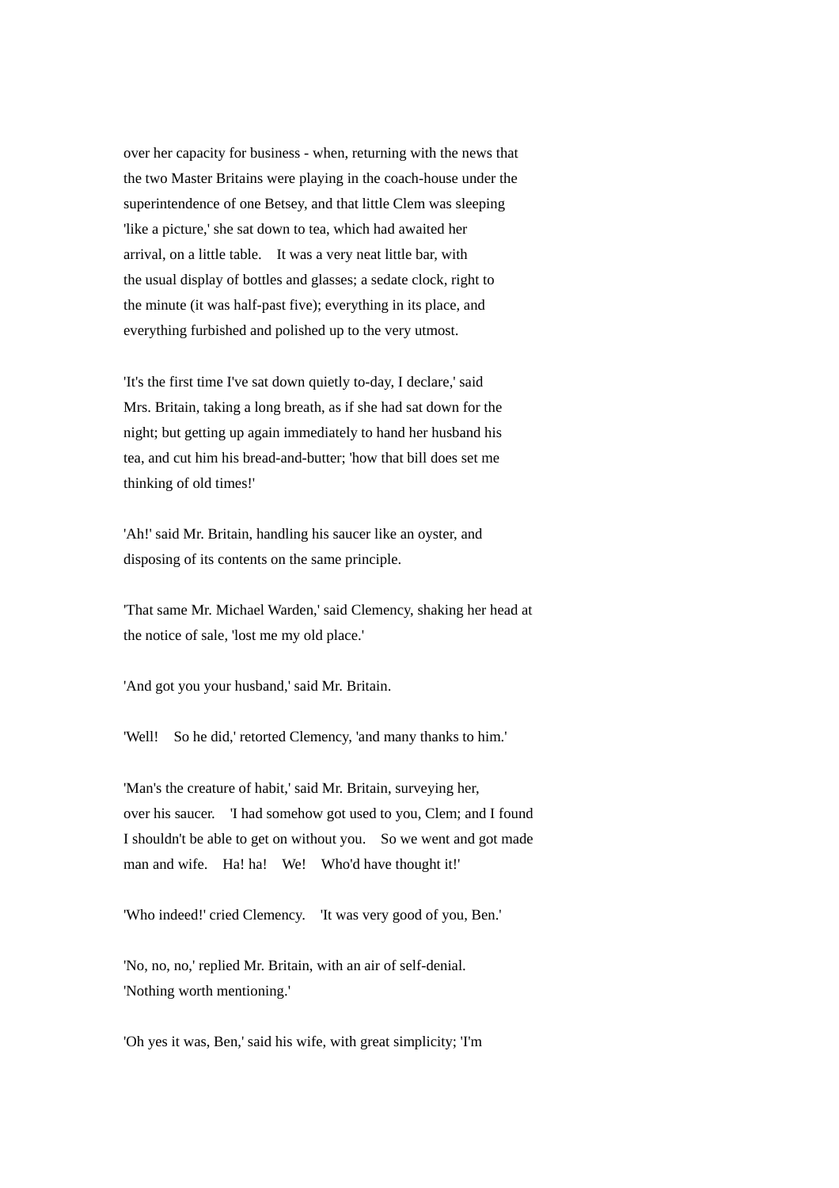over her capacity for business - when, returning with the news that the two Master Britains were playing in the coach-house under the superintendence of one Betsey, and that little Clem was sleeping 'like a picture,' she sat down to tea, which had awaited her arrival, on a little table. It was a very neat little bar, with the usual display of bottles and glasses; a sedate clock, right to the minute (it was half-past five); everything in its place, and everything furbished and polished up to the very utmost.

'It's the first time I've sat down quietly to-day, I declare,' said Mrs. Britain, taking a long breath, as if she had sat down for the night; but getting up again immediately to hand her husband his tea, and cut him his bread-and-butter; 'how that bill does set me thinking of old times!'

'Ah!' said Mr. Britain, handling his saucer like an oyster, and disposing of its contents on the same principle.

'That same Mr. Michael Warden,' said Clemency, shaking her head at the notice of sale, 'lost me my old place.'

'And got you your husband,' said Mr. Britain.

'Well! So he did,' retorted Clemency, 'and many thanks to him.'

'Man's the creature of habit,' said Mr. Britain, surveying her, over his saucer. 'I had somehow got used to you, Clem; and I found I shouldn't be able to get on without you. So we went and got made man and wife. Ha! ha! We! Who'd have thought it!'

'Who indeed!' cried Clemency. 'It was very good of you, Ben.'

'No, no, no,' replied Mr. Britain, with an air of self-denial. 'Nothing worth mentioning.'

'Oh yes it was, Ben,' said his wife, with great simplicity; 'I'm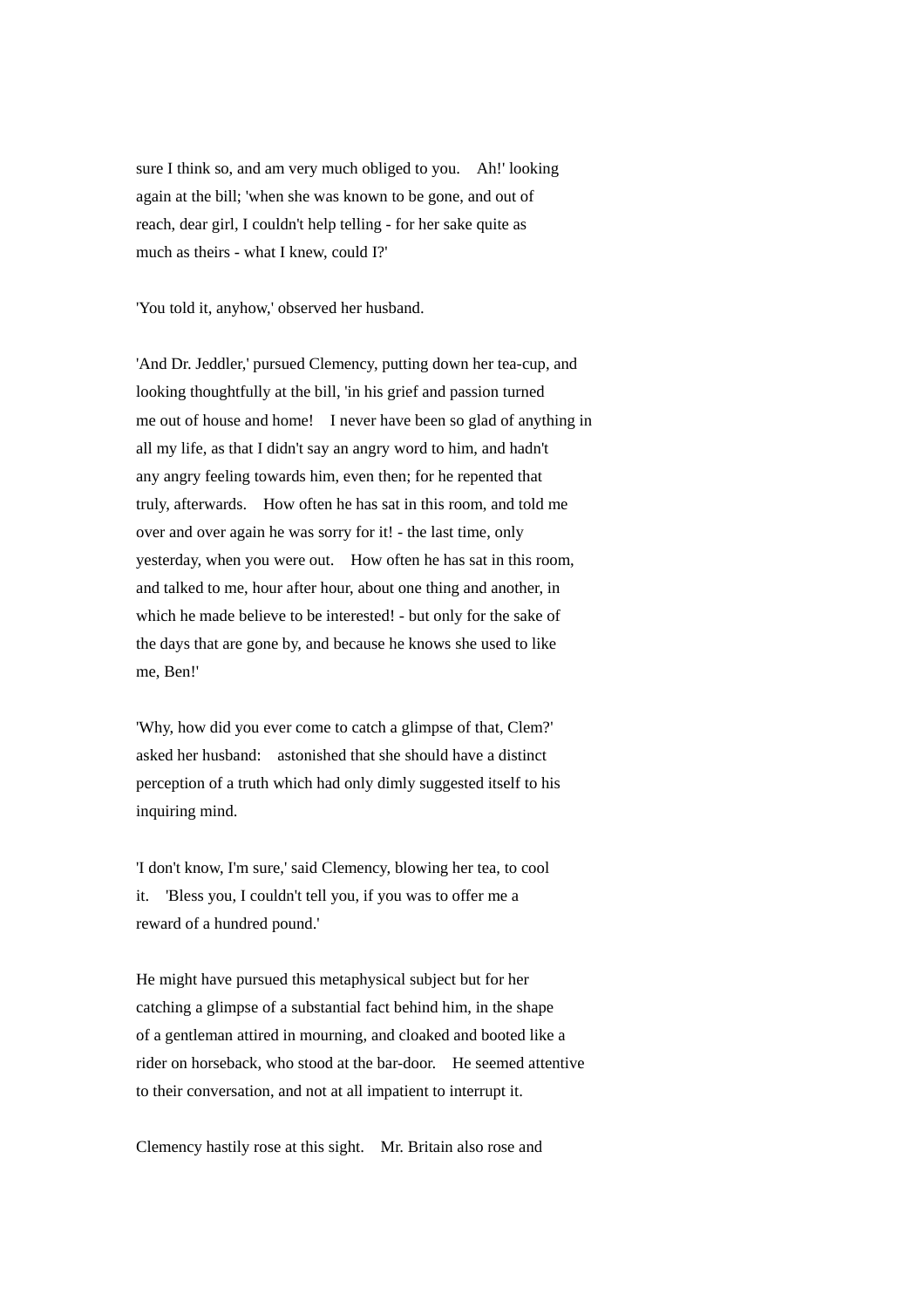sure I think so, and am very much obliged to you. Ah!' looking again at the bill; 'when she was known to be gone, and out of reach, dear girl, I couldn't help telling - for her sake quite as much as theirs - what I knew, could I?'

'You told it, anyhow,' observed her husband.

'And Dr. Jeddler,' pursued Clemency, putting down her tea-cup, and looking thoughtfully at the bill, 'in his grief and passion turned me out of house and home! I never have been so glad of anything in all my life, as that I didn't say an angry word to him, and hadn't any angry feeling towards him, even then; for he repented that truly, afterwards. How often he has sat in this room, and told me over and over again he was sorry for it! - the last time, only yesterday, when you were out. How often he has sat in this room, and talked to me, hour after hour, about one thing and another, in which he made believe to be interested! - but only for the sake of the days that are gone by, and because he knows she used to like me, Ben!'

'Why, how did you ever come to catch a glimpse of that, Clem?' asked her husband: astonished that she should have a distinct perception of a truth which had only dimly suggested itself to his inquiring mind.

'I don't know, I'm sure,' said Clemency, blowing her tea, to cool it. 'Bless you, I couldn't tell you, if you was to offer me a reward of a hundred pound.'

He might have pursued this metaphysical subject but for her catching a glimpse of a substantial fact behind him, in the shape of a gentleman attired in mourning, and cloaked and booted like a rider on horseback, who stood at the bar-door. He seemed attentive to their conversation, and not at all impatient to interrupt it.

Clemency hastily rose at this sight. Mr. Britain also rose and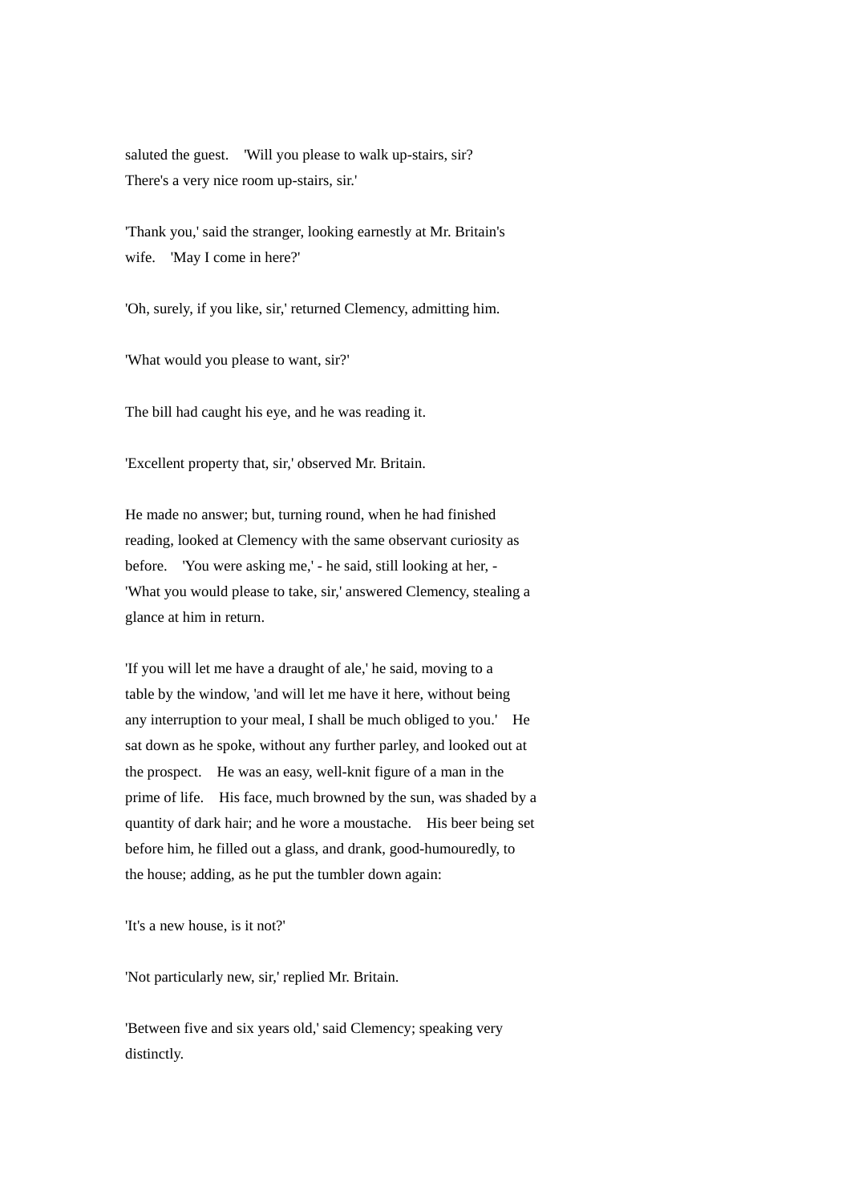saluted the guest. 'Will you please to walk up-stairs, sir? There's a very nice room up-stairs, sir.'

'Thank you,' said the stranger, looking earnestly at Mr. Britain's wife. 'May I come in here?'

'Oh, surely, if you like, sir,' returned Clemency, admitting him.

'What would you please to want, sir?'

The bill had caught his eye, and he was reading it.

'Excellent property that, sir,' observed Mr. Britain.

He made no answer; but, turning round, when he had finished reading, looked at Clemency with the same observant curiosity as before. 'You were asking me,' - he said, still looking at her, - 'What you would please to take, sir,' answered Clemency, stealing a glance at him in return.

'If you will let me have a draught of ale,' he said, moving to a table by the window, 'and will let me have it here, without being any interruption to your meal, I shall be much obliged to you.' He sat down as he spoke, without any further parley, and looked out at the prospect. He was an easy, well-knit figure of a man in the prime of life. His face, much browned by the sun, was shaded by a quantity of dark hair; and he wore a moustache. His beer being set before him, he filled out a glass, and drank, good-humouredly, to the house; adding, as he put the tumbler down again:

'It's a new house, is it not?'

'Not particularly new, sir,' replied Mr. Britain.

'Between five and six years old,' said Clemency; speaking very distinctly.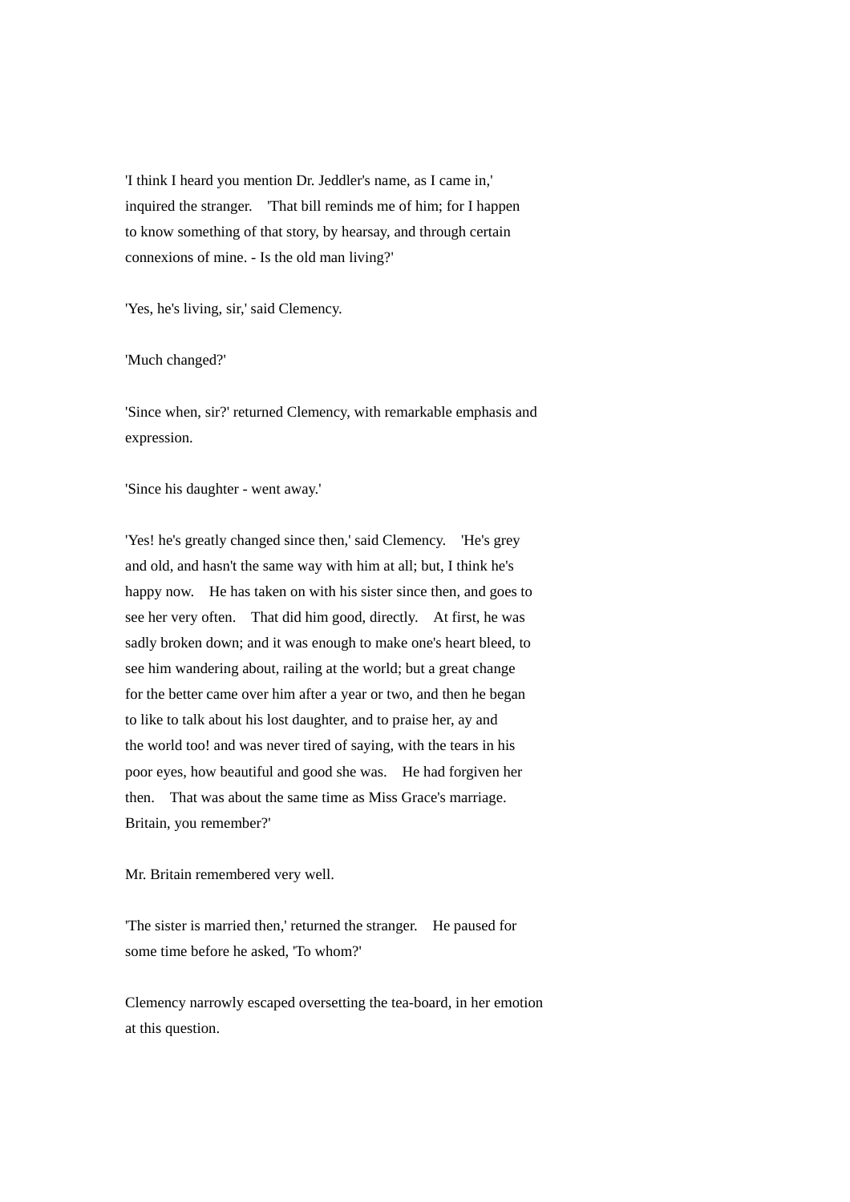'I think I heard you mention Dr. Jeddler's name, as I came in,' inquired the stranger. 'That bill reminds me of him; for I happen to know something of that story, by hearsay, and through certain connexions of mine. - Is the old man living?'

'Yes, he's living, sir,' said Clemency.

'Much changed?'

'Since when, sir?' returned Clemency, with remarkable emphasis and expression.

'Since his daughter - went away.'

'Yes! he's greatly changed since then,' said Clemency. 'He's grey and old, and hasn't the same way with him at all; but, I think he's happy now. He has taken on with his sister since then, and goes to see her very often. That did him good, directly. At first, he was sadly broken down; and it was enough to make one's heart bleed, to see him wandering about, railing at the world; but a great change for the better came over him after a year or two, and then he began to like to talk about his lost daughter, and to praise her, ay and the world too! and was never tired of saying, with the tears in his poor eyes, how beautiful and good she was. He had forgiven her then. That was about the same time as Miss Grace's marriage. Britain, you remember?'

Mr. Britain remembered very well.

'The sister is married then,' returned the stranger. He paused for some time before he asked, 'To whom?'

Clemency narrowly escaped oversetting the tea-board, in her emotion at this question.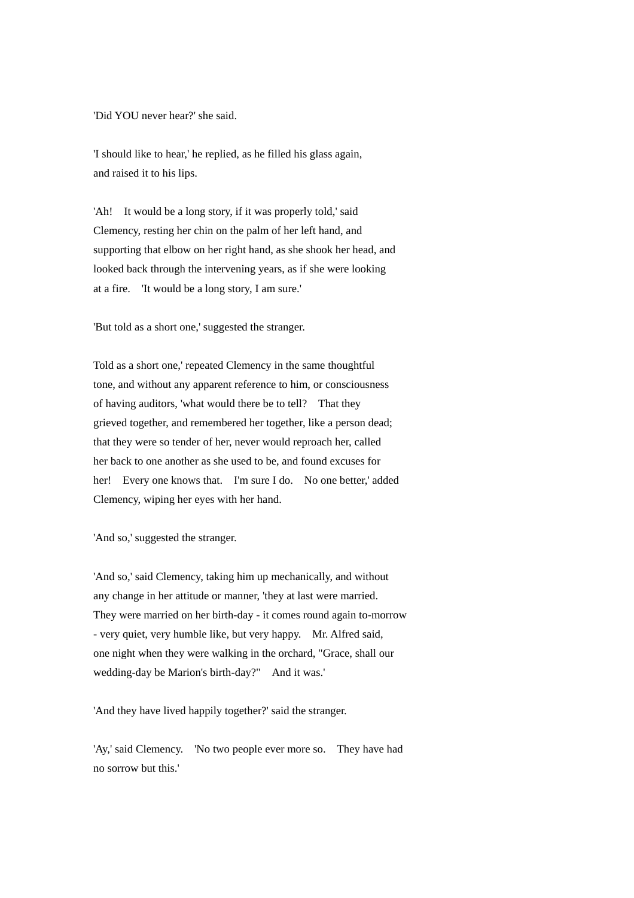'Did YOU never hear?' she said.

'I should like to hear,' he replied, as he filled his glass again, and raised it to his lips.

'Ah! It would be a long story, if it was properly told,' said Clemency, resting her chin on the palm of her left hand, and supporting that elbow on her right hand, as she shook her head, and looked back through the intervening years, as if she were looking at a fire. 'It would be a long story, I am sure.'

'But told as a short one,' suggested the stranger.

Told as a short one,' repeated Clemency in the same thoughtful tone, and without any apparent reference to him, or consciousness of having auditors, 'what would there be to tell? That they grieved together, and remembered her together, like a person dead; that they were so tender of her, never would reproach her, called her back to one another as she used to be, and found excuses for her! Every one knows that. I'm sure I do. No one better,' added Clemency, wiping her eyes with her hand.

'And so,' suggested the stranger.

'And so,' said Clemency, taking him up mechanically, and without any change in her attitude or manner, 'they at last were married. They were married on her birth-day - it comes round again to-morrow - very quiet, very humble like, but very happy. Mr. Alfred said, one night when they were walking in the orchard, "Grace, shall our wedding-day be Marion's birth-day?" And it was.'

'And they have lived happily together?' said the stranger.

'Ay,' said Clemency. 'No two people ever more so. They have had no sorrow but this.'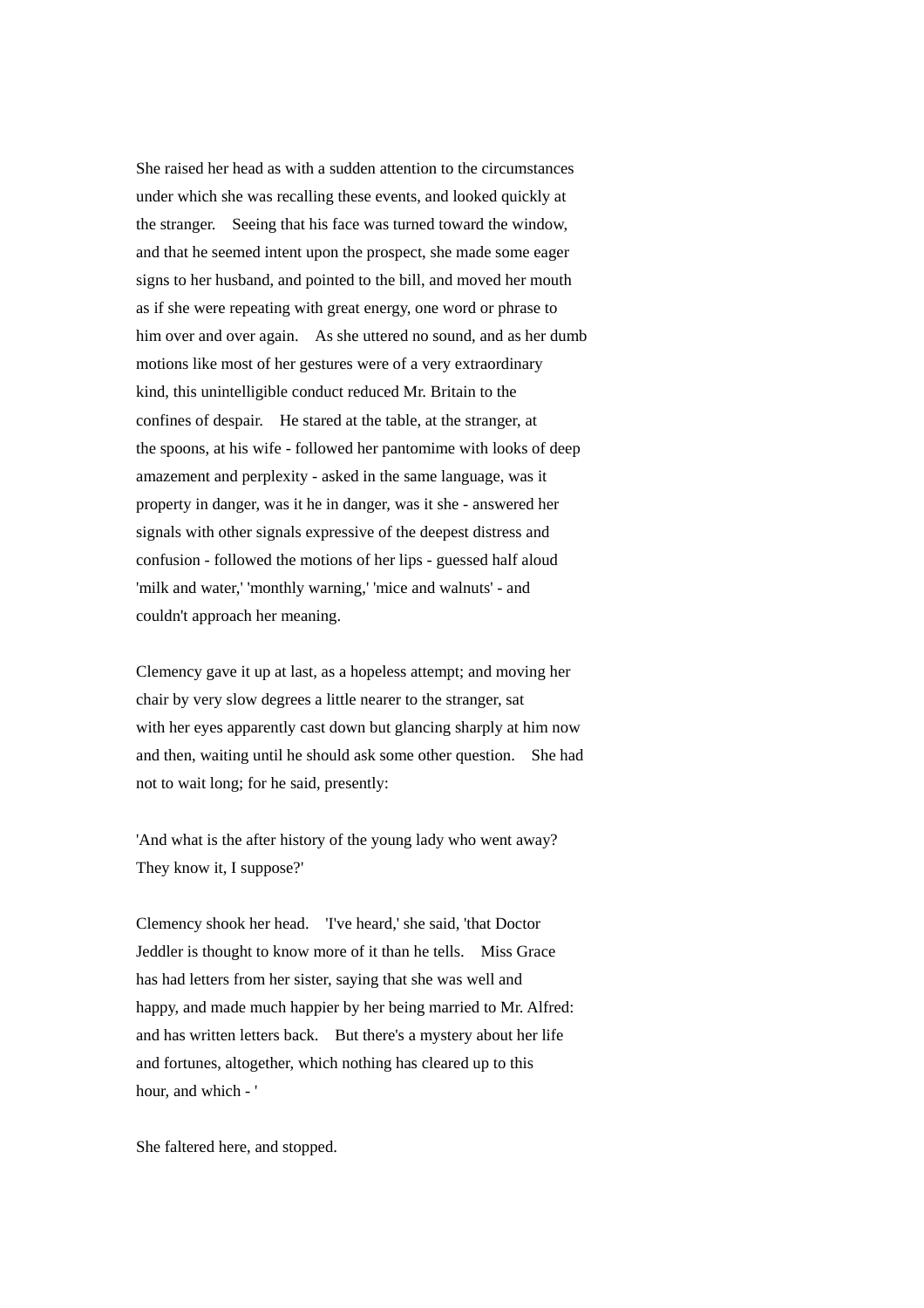She raised her head as with a sudden attention to the circumstances under which she was recalling these events, and looked quickly at the stranger. Seeing that his face was turned toward the window, and that he seemed intent upon the prospect, she made some eager signs to her husband, and pointed to the bill, and moved her mouth as if she were repeating with great energy, one word or phrase to him over and over again. As she uttered no sound, and as her dumb motions like most of her gestures were of a very extraordinary kind, this unintelligible conduct reduced Mr. Britain to the confines of despair. He stared at the table, at the stranger, at the spoons, at his wife - followed her pantomime with looks of deep amazement and perplexity - asked in the same language, was it property in danger, was it he in danger, was it she - answered her signals with other signals expressive of the deepest distress and confusion - followed the motions of her lips - guessed half aloud 'milk and water,' 'monthly warning,' 'mice and walnuts' - and couldn't approach her meaning.

Clemency gave it up at last, as a hopeless attempt; and moving her chair by very slow degrees a little nearer to the stranger, sat with her eyes apparently cast down but glancing sharply at him now and then, waiting until he should ask some other question. She had not to wait long; for he said, presently:

'And what is the after history of the young lady who went away? They know it, I suppose?'

Clemency shook her head. 'I've heard,' she said, 'that Doctor Jeddler is thought to know more of it than he tells. Miss Grace has had letters from her sister, saying that she was well and happy, and made much happier by her being married to Mr. Alfred: and has written letters back. But there's a mystery about her life and fortunes, altogether, which nothing has cleared up to this hour, and which - '

She faltered here, and stopped.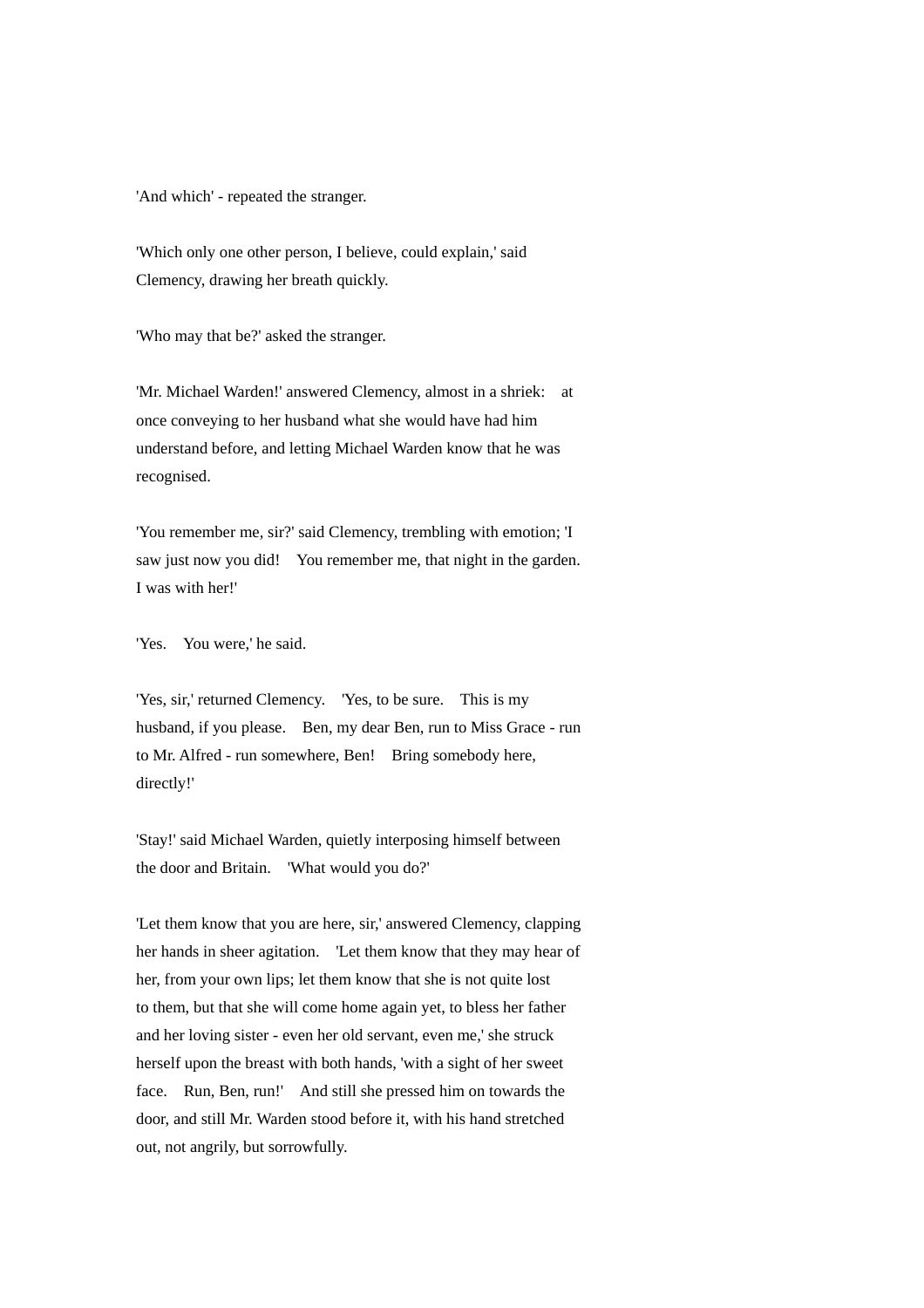'And which' - repeated the stranger.

'Which only one other person, I believe, could explain,' said Clemency, drawing her breath quickly.

'Who may that be?' asked the stranger.

'Mr. Michael Warden!' answered Clemency, almost in a shriek: at once conveying to her husband what she would have had him understand before, and letting Michael Warden know that he was recognised.

'You remember me, sir?' said Clemency, trembling with emotion; 'I saw just now you did! You remember me, that night in the garden. I was with her!'

'Yes. You were,' he said.

'Yes, sir,' returned Clemency. 'Yes, to be sure. This is my husband, if you please. Ben, my dear Ben, run to Miss Grace - run to Mr. Alfred - run somewhere, Ben! Bring somebody here, directly!'

'Stay!' said Michael Warden, quietly interposing himself between the door and Britain. 'What would you do?'

'Let them know that you are here, sir,' answered Clemency, clapping her hands in sheer agitation. 'Let them know that they may hear of her, from your own lips; let them know that she is not quite lost to them, but that she will come home again yet, to bless her father and her loving sister - even her old servant, even me,' she struck herself upon the breast with both hands, 'with a sight of her sweet face. Run, Ben, run!' And still she pressed him on towards the door, and still Mr. Warden stood before it, with his hand stretched out, not angrily, but sorrowfully.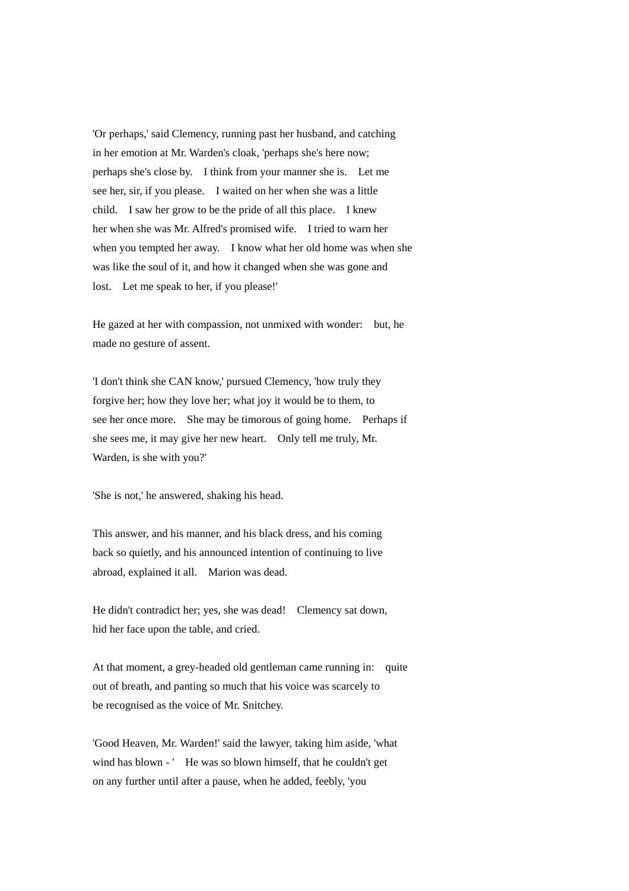'Or perhaps,' said Clemency, running past her husband, and catching in her emotion at Mr. Warden's cloak, 'perhaps she's here now; perhaps she's close by. I think from your manner she is. Let me see her, sir, if you please. I waited on her when she was a little child. I saw her grow to be the pride of all this place. I knew her when she was Mr. Alfred's promised wife. I tried to warn her when you tempted her away. I know what her old home was when she was like the soul of it, and how it changed when she was gone and lost. Let me speak to her, if you please!'

He gazed at her with compassion, not unmixed with wonder: but, he made no gesture of assent.

'I don't think she CAN know,' pursued Clemency, 'how truly they forgive her; how they love her; what joy it would be to them, to see her once more. She may be timorous of going home. Perhaps if she sees me, it may give her new heart. Only tell me truly, Mr. Warden, is she with you?'

'She is not,' he answered, shaking his head.

This answer, and his manner, and his black dress, and his coming back so quietly, and his announced intention of continuing to live abroad, explained it all. Marion was dead.

He didn't contradict her; yes, she was dead! Clemency sat down, hid her face upon the table, and cried.

At that moment, a grey-headed old gentleman came running in: quite out of breath, and panting so much that his voice was scarcely to be recognised as the voice of Mr. Snitchey.

'Good Heaven, Mr. Warden!' said the lawyer, taking him aside, 'what wind has blown - ' He was so blown himself, that he couldn't get on any further until after a pause, when he added, feebly, 'you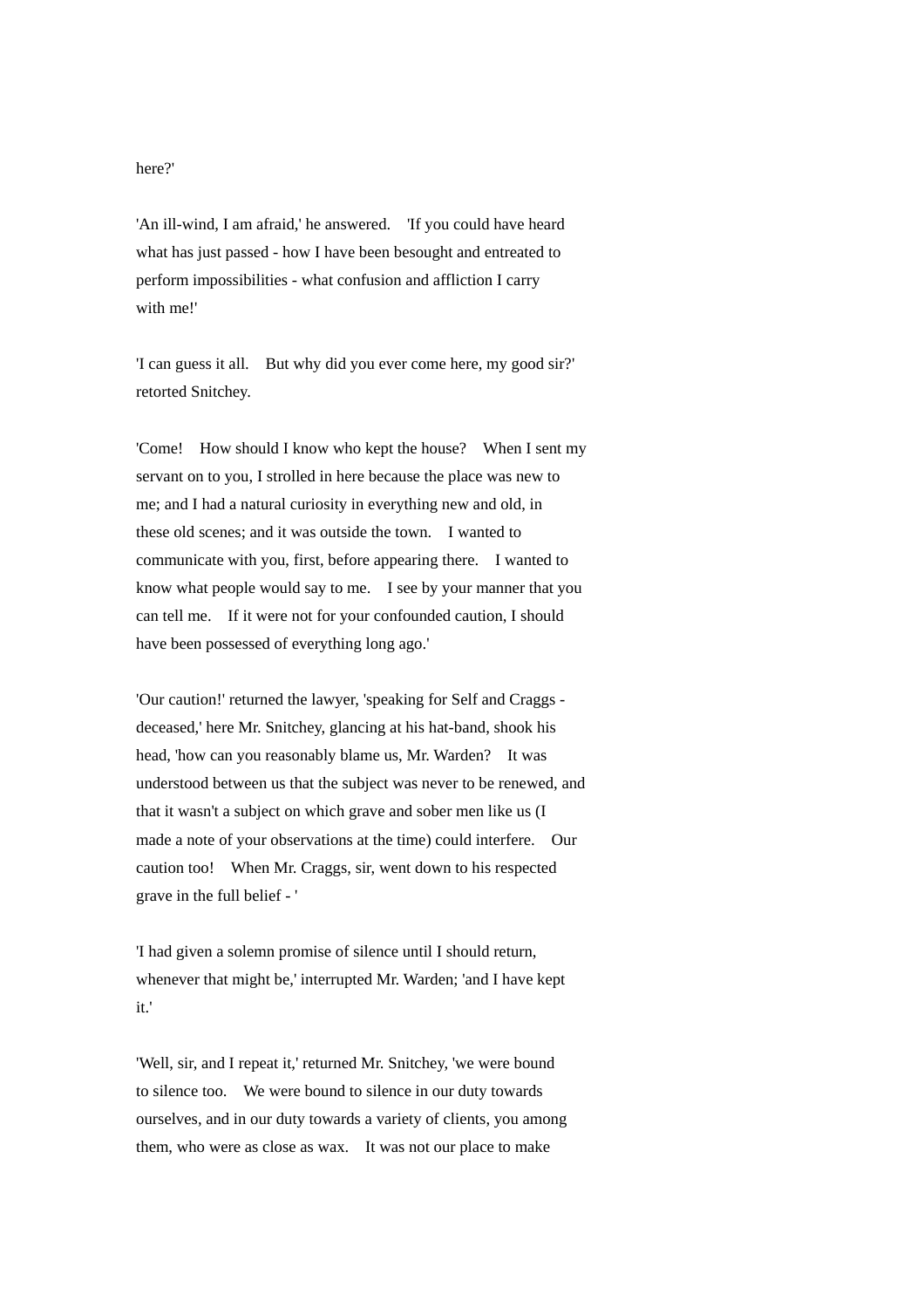here?'

'An ill-wind, I am afraid,' he answered. 'If you could have heard what has just passed - how I have been besought and entreated to perform impossibilities - what confusion and affliction I carry with me!'

'I can guess it all. But why did you ever come here, my good sir?' retorted Snitchey.

'Come! How should I know who kept the house? When I sent my servant on to you, I strolled in here because the place was new to me; and I had a natural curiosity in everything new and old, in these old scenes; and it was outside the town. I wanted to communicate with you, first, before appearing there. I wanted to know what people would say to me. I see by your manner that you can tell me. If it were not for your confounded caution, I should have been possessed of everything long ago.'

'Our caution!' returned the lawyer, 'speaking for Self and Craggs - deceased,' here Mr. Snitchey, glancing at his hat-band, shook his head, 'how can you reasonably blame us, Mr. Warden? It was understood between us that the subject was never to be renewed, and that it wasn't a subject on which grave and sober men like us (I made a note of your observations at the time) could interfere. Our caution too! When Mr. Craggs, sir, went down to his respected grave in the full belief - '

'I had given a solemn promise of silence until I should return, whenever that might be,' interrupted Mr. Warden; 'and I have kept it.'

'Well, sir, and I repeat it,' returned Mr. Snitchey, 'we were bound to silence too. We were bound to silence in our duty towards ourselves, and in our duty towards a variety of clients, you among them, who were as close as wax. It was not our place to make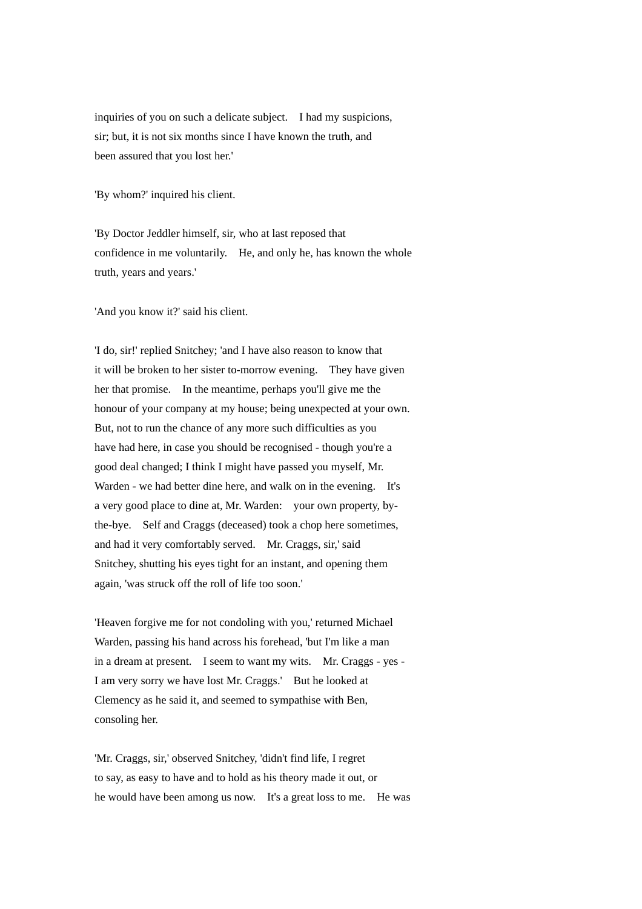inquiries of you on such a delicate subject. I had my suspicions, sir; but, it is not six months since I have known the truth, and been assured that you lost her.'

'By whom?' inquired his client.

'By Doctor Jeddler himself, sir, who at last reposed that confidence in me voluntarily. He, and only he, has known the whole truth, years and years.'

'And you know it?' said his client.

'I do, sir!' replied Snitchey; 'and I have also reason to know that it will be broken to her sister to-morrow evening. They have given her that promise. In the meantime, perhaps you'll give me the honour of your company at my house; being unexpected at your own. But, not to run the chance of any more such difficulties as you have had here, in case you should be recognised - though you're a good deal changed; I think I might have passed you myself, Mr. Warden - we had better dine here, and walk on in the evening. It's a very good place to dine at, Mr. Warden: your own property, by-the-bye. Self and Craggs (deceased) took a chop here sometimes, and had it very comfortably served. Mr. Craggs, sir,' said Snitchey, shutting his eyes tight for an instant, and opening them again, 'was struck off the roll of life too soon.'

'Heaven forgive me for not condoling with you,' returned Michael Warden, passing his hand across his forehead, 'but I'm like a man in a dream at present. I seem to want my wits. Mr. Craggs - yes - I am very sorry we have lost Mr. Craggs.' But he looked at Clemency as he said it, and seemed to sympathise with Ben, consoling her.

'Mr. Craggs, sir,' observed Snitchey, 'didn't find life, I regret to say, as easy to have and to hold as his theory made it out, or he would have been among us now. It's a great loss to me. He was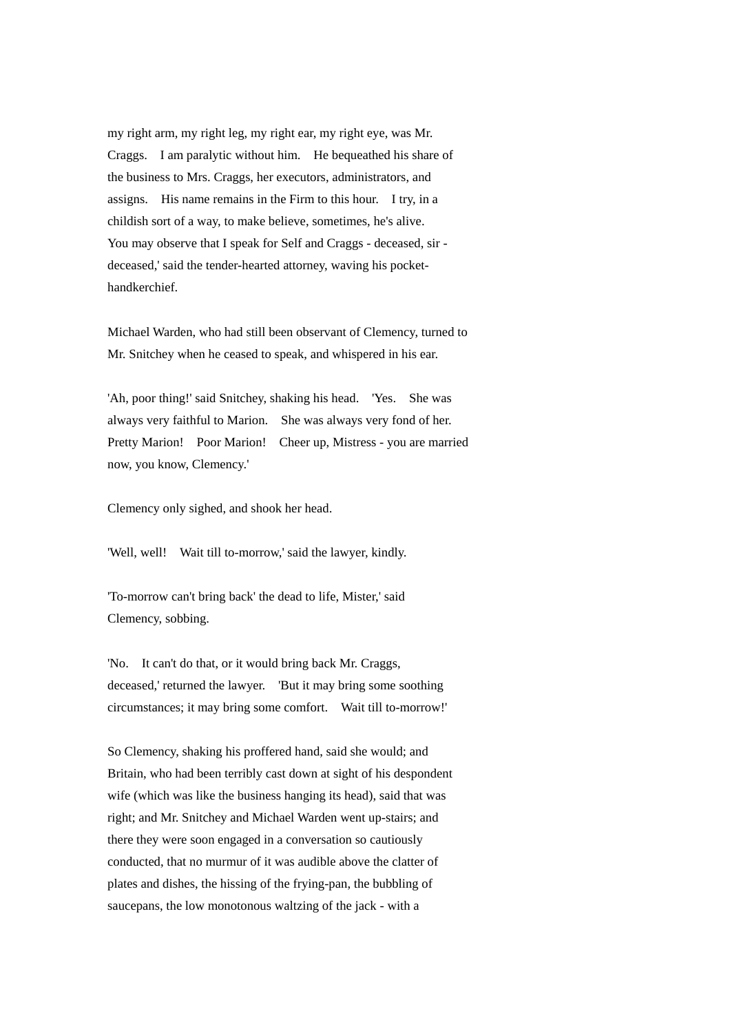my right arm, my right leg, my right ear, my right eye, was Mr. Craggs. I am paralytic without him. He bequeathed his share of the business to Mrs. Craggs, her executors, administrators, and assigns. His name remains in the Firm to this hour. I try, in a childish sort of a way, to make believe, sometimes, he's alive. You may observe that I speak for Self and Craggs - deceased, sir - deceased,' said the tender-hearted attorney, waving his pocket-handkerchief.

Michael Warden, who had still been observant of Clemency, turned to Mr. Snitchey when he ceased to speak, and whispered in his ear.

'Ah, poor thing!' said Snitchey, shaking his head. 'Yes. She was always very faithful to Marion. She was always very fond of her. Pretty Marion! Poor Marion! Cheer up, Mistress - you are married now, you know, Clemency.'

Clemency only sighed, and shook her head.

'Well, well! Wait till to-morrow,' said the lawyer, kindly.

'To-morrow can't bring back' the dead to life, Mister,' said Clemency, sobbing.

'No. It can't do that, or it would bring back Mr. Craggs, deceased,' returned the lawyer. 'But it may bring some soothing circumstances; it may bring some comfort. Wait till to-morrow!'

So Clemency, shaking his proffered hand, said she would; and Britain, who had been terribly cast down at sight of his despondent wife (which was like the business hanging its head), said that was right; and Mr. Snitchey and Michael Warden went up-stairs; and there they were soon engaged in a conversation so cautiously conducted, that no murmur of it was audible above the clatter of plates and dishes, the hissing of the frying-pan, the bubbling of saucepans, the low monotonous waltzing of the jack - with a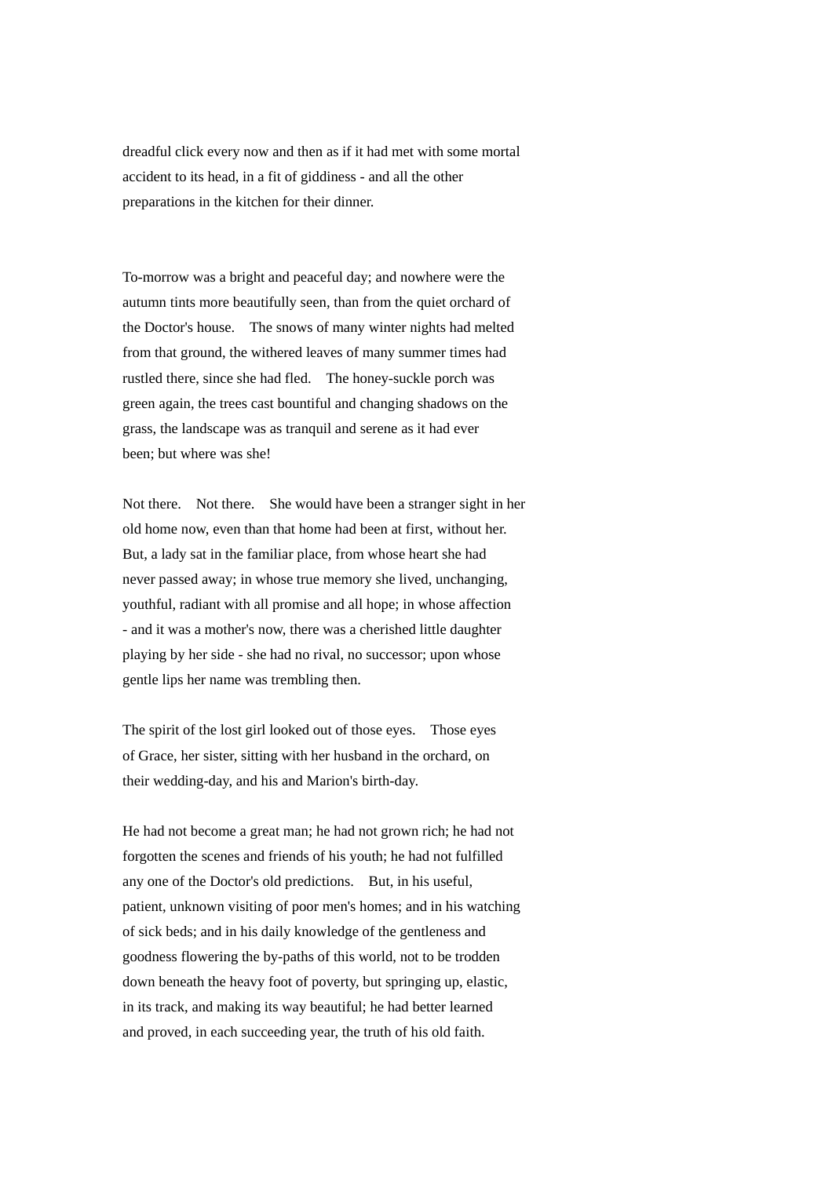dreadful click every now and then as if it had met with some mortal accident to its head, in a fit of giddiness - and all the other preparations in the kitchen for their dinner.

To-morrow was a bright and peaceful day; and nowhere were the autumn tints more beautifully seen, than from the quiet orchard of the Doctor's house. The snows of many winter nights had melted from that ground, the withered leaves of many summer times had rustled there, since she had fled. The honey-suckle porch was green again, the trees cast bountiful and changing shadows on the grass, the landscape was as tranquil and serene as it had ever been; but where was she!

Not there. Not there. She would have been a stranger sight in her old home now, even than that home had been at first, without her. But, a lady sat in the familiar place, from whose heart she had never passed away; in whose true memory she lived, unchanging, youthful, radiant with all promise and all hope; in whose affection - and it was a mother's now, there was a cherished little daughter playing by her side - she had no rival, no successor; upon whose gentle lips her name was trembling then.

The spirit of the lost girl looked out of those eyes. Those eyes of Grace, her sister, sitting with her husband in the orchard, on their wedding-day, and his and Marion's birth-day.

He had not become a great man; he had not grown rich; he had not forgotten the scenes and friends of his youth; he had not fulfilled any one of the Doctor's old predictions. But, in his useful, patient, unknown visiting of poor men's homes; and in his watching of sick beds; and in his daily knowledge of the gentleness and goodness flowering the by-paths of this world, not to be trodden down beneath the heavy foot of poverty, but springing up, elastic, in its track, and making its way beautiful; he had better learned and proved, in each succeeding year, the truth of his old faith.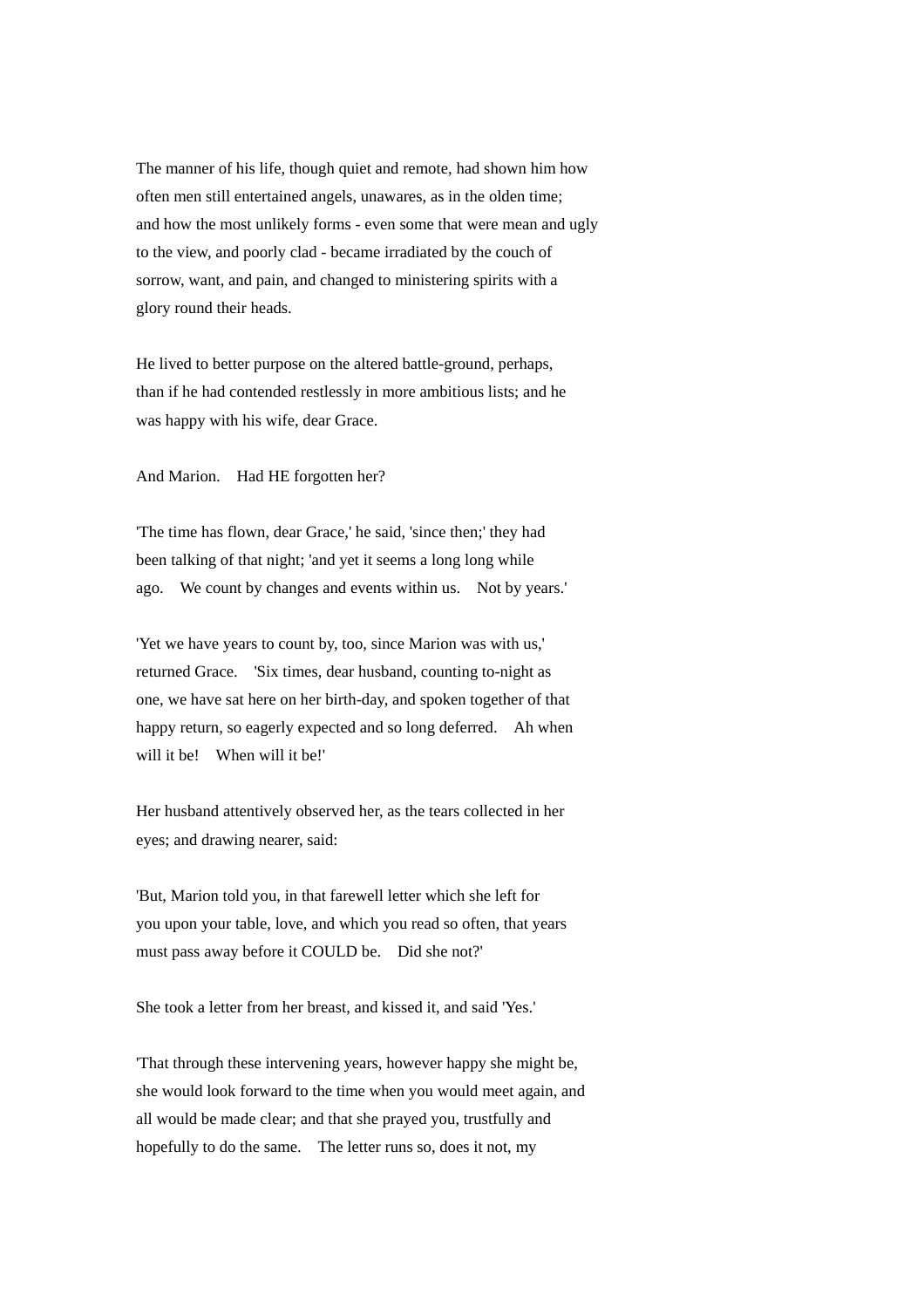The manner of his life, though quiet and remote, had shown him how often men still entertained angels, unawares, as in the olden time; and how the most unlikely forms - even some that were mean and ugly to the view, and poorly clad - became irradiated by the couch of sorrow, want, and pain, and changed to ministering spirits with a glory round their heads.

He lived to better purpose on the altered battle-ground, perhaps, than if he had contended restlessly in more ambitious lists; and he was happy with his wife, dear Grace.

And Marion.  Had HE forgotten her?

'The time has flown, dear Grace,' he said, 'since then;' they had been talking of that night; 'and yet it seems a long long while ago.  We count by changes and events within us.  Not by years.'

'Yet we have years to count by, too, since Marion was with us,' returned Grace.  'Six times, dear husband, counting to-night as one, we have sat here on her birth-day, and spoken together of that happy return, so eagerly expected and so long deferred.  Ah when will it be!  When will it be!'

Her husband attentively observed her, as the tears collected in her eyes; and drawing nearer, said:

'But, Marion told you, in that farewell letter which she left for you upon your table, love, and which you read so often, that years must pass away before it COULD be.  Did she not?'

She took a letter from her breast, and kissed it, and said 'Yes.'

'That through these intervening years, however happy she might be, she would look forward to the time when you would meet again, and all would be made clear; and that she prayed you, trustfully and hopefully to do the same.  The letter runs so, does it not, my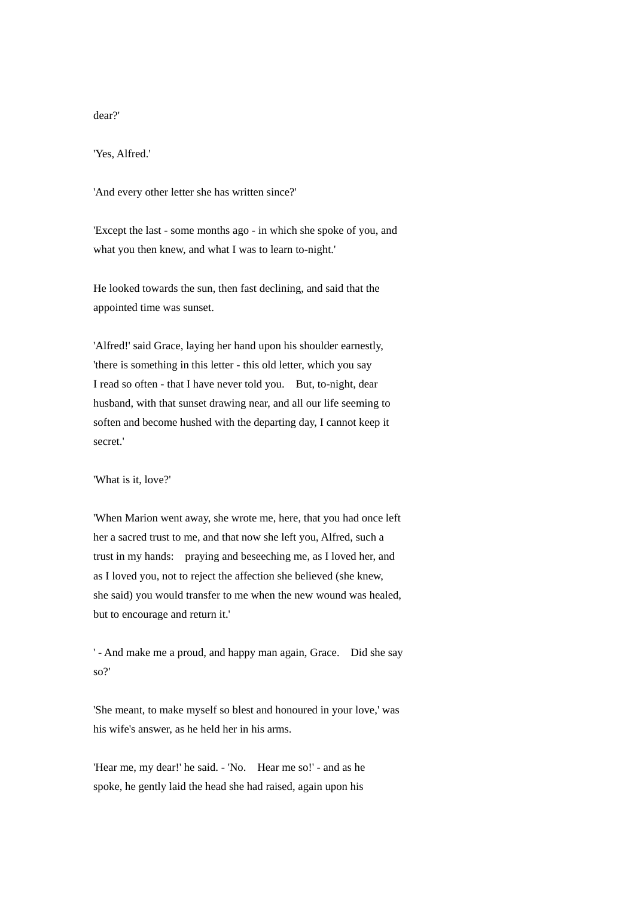dear?'

'Yes, Alfred.'

'And every other letter she has written since?'

'Except the last - some months ago - in which she spoke of you, and what you then knew, and what I was to learn to-night.'

He looked towards the sun, then fast declining, and said that the appointed time was sunset.

'Alfred!' said Grace, laying her hand upon his shoulder earnestly, 'there is something in this letter - this old letter, which you say I read so often - that I have never told you. But, to-night, dear husband, with that sunset drawing near, and all our life seeming to soften and become hushed with the departing day, I cannot keep it secret.'

'What is it, love?'

'When Marion went away, she wrote me, here, that you had once left her a sacred trust to me, and that now she left you, Alfred, such a trust in my hands: praying and beseeching me, as I loved her, and as I loved you, not to reject the affection she believed (she knew, she said) you would transfer to me when the new wound was healed, but to encourage and return it.'

' - And make me a proud, and happy man again, Grace. Did she say so?'

'She meant, to make myself so blest and honoured in your love,' was his wife's answer, as he held her in his arms.

'Hear me, my dear!' he said. - 'No. Hear me so!' - and as he spoke, he gently laid the head she had raised, again upon his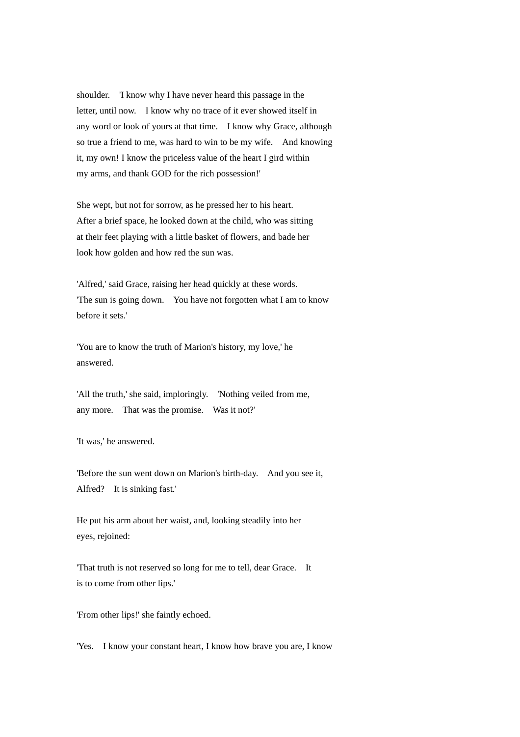shoulder. 'I know why I have never heard this passage in the letter, until now. I know why no trace of it ever showed itself in any word or look of yours at that time. I know why Grace, although so true a friend to me, was hard to win to be my wife. And knowing it, my own! I know the priceless value of the heart I gird within my arms, and thank GOD for the rich possession!'

She wept, but not for sorrow, as he pressed her to his heart. After a brief space, he looked down at the child, who was sitting at their feet playing with a little basket of flowers, and bade her look how golden and how red the sun was.

'Alfred,' said Grace, raising her head quickly at these words. 'The sun is going down. You have not forgotten what I am to know before it sets.'

'You are to know the truth of Marion's history, my love,' he answered.

'All the truth,' she said, imploringly. 'Nothing veiled from me, any more. That was the promise. Was it not?'

'It was,' he answered.

'Before the sun went down on Marion's birth-day. And you see it, Alfred? It is sinking fast.'

He put his arm about her waist, and, looking steadily into her eyes, rejoined:

'That truth is not reserved so long for me to tell, dear Grace. It is to come from other lips.'

'From other lips!' she faintly echoed.

'Yes. I know your constant heart, I know how brave you are, I know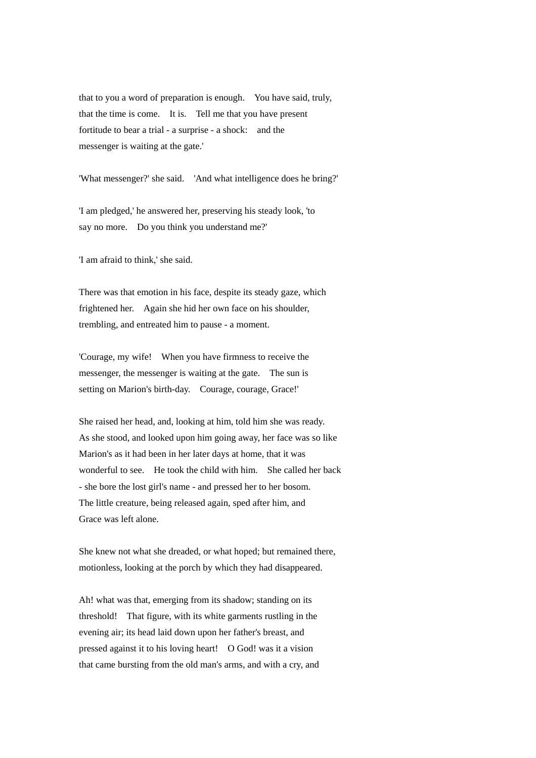that to you a word of preparation is enough. You have said, truly, that the time is come. It is. Tell me that you have present fortitude to bear a trial - a surprise - a shock: and the messenger is waiting at the gate.'

'What messenger?' she said. 'And what intelligence does he bring?'

'I am pledged,' he answered her, preserving his steady look, 'to say no more. Do you think you understand me?'

'I am afraid to think,' she said.

There was that emotion in his face, despite its steady gaze, which frightened her. Again she hid her own face on his shoulder, trembling, and entreated him to pause - a moment.

'Courage, my wife! When you have firmness to receive the messenger, the messenger is waiting at the gate. The sun is setting on Marion's birth-day. Courage, courage, Grace!'

She raised her head, and, looking at him, told him she was ready. As she stood, and looked upon him going away, her face was so like Marion's as it had been in her later days at home, that it was wonderful to see. He took the child with him. She called her back - she bore the lost girl's name - and pressed her to her bosom. The little creature, being released again, sped after him, and Grace was left alone.

She knew not what she dreaded, or what hoped; but remained there, motionless, looking at the porch by which they had disappeared.

Ah! what was that, emerging from its shadow; standing on its threshold! That figure, with its white garments rustling in the evening air; its head laid down upon her father's breast, and pressed against it to his loving heart! O God! was it a vision that came bursting from the old man's arms, and with a cry, and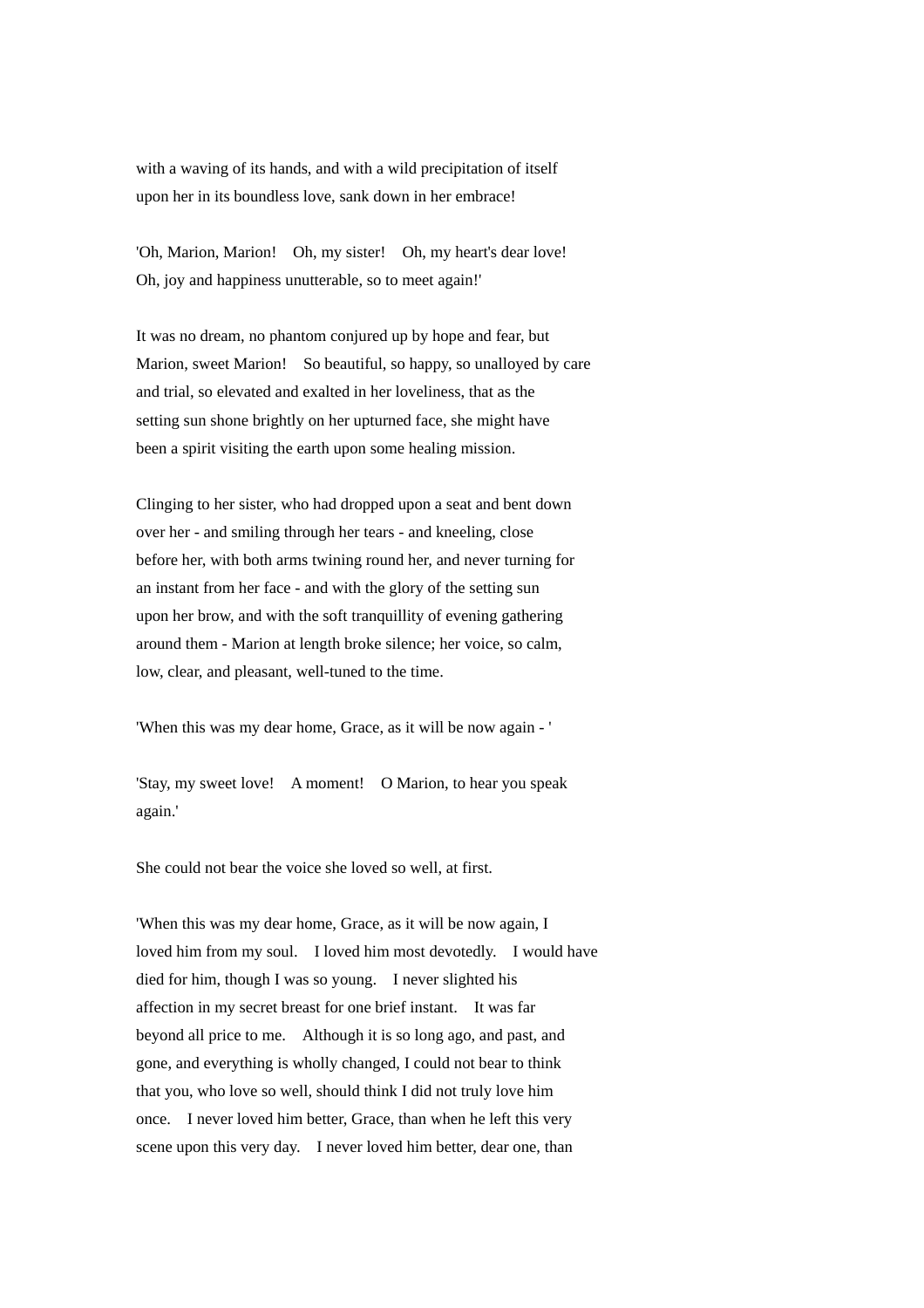with a waving of its hands, and with a wild precipitation of itself upon her in its boundless love, sank down in her embrace!

'Oh, Marion, Marion! Oh, my sister! Oh, my heart's dear love! Oh, joy and happiness unutterable, so to meet again!'

It was no dream, no phantom conjured up by hope and fear, but Marion, sweet Marion! So beautiful, so happy, so unalloyed by care and trial, so elevated and exalted in her loveliness, that as the setting sun shone brightly on her upturned face, she might have been a spirit visiting the earth upon some healing mission.

Clinging to her sister, who had dropped upon a seat and bent down over her - and smiling through her tears - and kneeling, close before her, with both arms twining round her, and never turning for an instant from her face - and with the glory of the setting sun upon her brow, and with the soft tranquillity of evening gathering around them - Marion at length broke silence; her voice, so calm, low, clear, and pleasant, well-tuned to the time.

'When this was my dear home, Grace, as it will be now again - '

'Stay, my sweet love! A moment! O Marion, to hear you speak again.'

She could not bear the voice she loved so well, at first.

'When this was my dear home, Grace, as it will be now again, I loved him from my soul. I loved him most devotedly. I would have died for him, though I was so young. I never slighted his affection in my secret breast for one brief instant. It was far beyond all price to me. Although it is so long ago, and past, and gone, and everything is wholly changed, I could not bear to think that you, who love so well, should think I did not truly love him once. I never loved him better, Grace, than when he left this very scene upon this very day. I never loved him better, dear one, than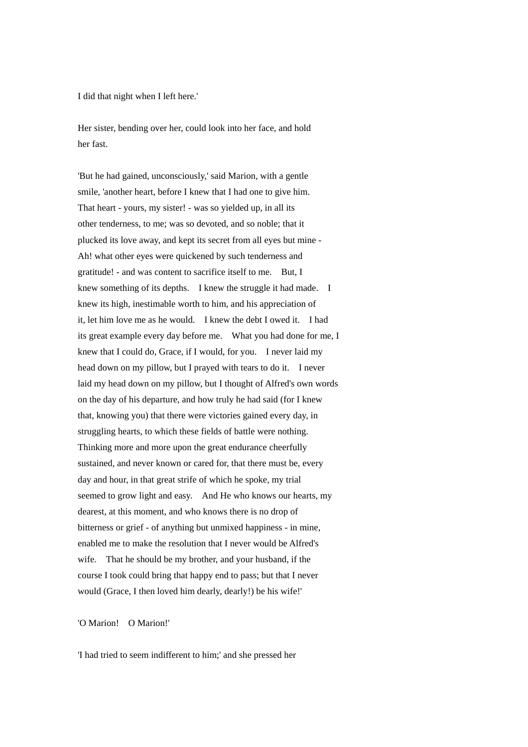I did that night when I left here.'

Her sister, bending over her, could look into her face, and hold her fast.

'But he had gained, unconsciously,' said Marion, with a gentle smile, 'another heart, before I knew that I had one to give him. That heart - yours, my sister! - was so yielded up, in all its other tenderness, to me; was so devoted, and so noble; that it plucked its love away, and kept its secret from all eyes but mine - Ah! what other eyes were quickened by such tenderness and gratitude! - and was content to sacrifice itself to me. But, I knew something of its depths. I knew the struggle it had made. I knew its high, inestimable worth to him, and his appreciation of it, let him love me as he would. I knew the debt I owed it. I had its great example every day before me. What you had done for me, I knew that I could do, Grace, if I would, for you. I never laid my head down on my pillow, but I prayed with tears to do it. I never laid my head down on my pillow, but I thought of Alfred's own words on the day of his departure, and how truly he had said (for I knew that, knowing you) that there were victories gained every day, in struggling hearts, to which these fields of battle were nothing. Thinking more and more upon the great endurance cheerfully sustained, and never known or cared for, that there must be, every day and hour, in that great strife of which he spoke, my trial seemed to grow light and easy. And He who knows our hearts, my dearest, at this moment, and who knows there is no drop of bitterness or grief - of anything but unmixed happiness - in mine, enabled me to make the resolution that I never would be Alfred's wife. That he should be my brother, and your husband, if the course I took could bring that happy end to pass; but that I never would (Grace, I then loved him dearly, dearly!) be his wife!'

'O Marion! O Marion!'

'I had tried to seem indifferent to him;' and she pressed her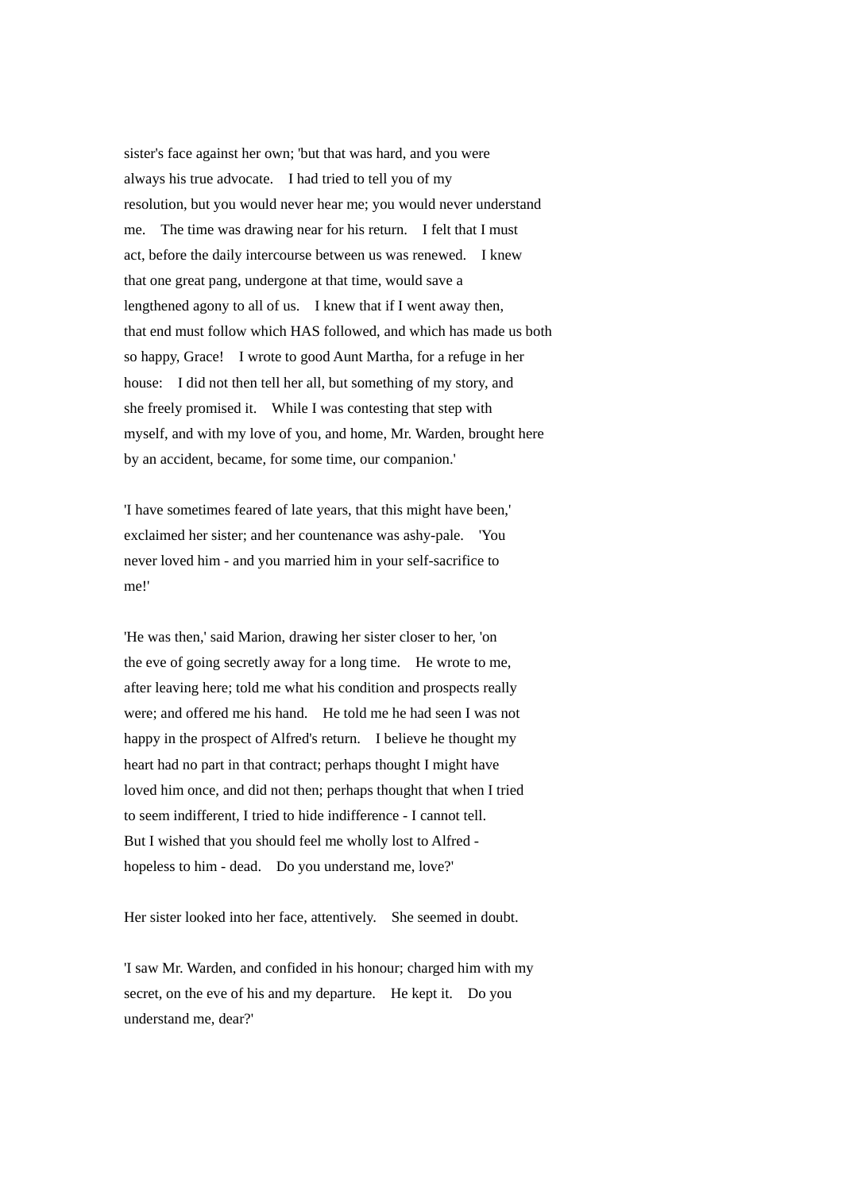sister's face against her own; 'but that was hard, and you were always his true advocate. I had tried to tell you of my resolution, but you would never hear me; you would never understand me. The time was drawing near for his return. I felt that I must act, before the daily intercourse between us was renewed. I knew that one great pang, undergone at that time, would save a lengthened agony to all of us. I knew that if I went away then, that end must follow which HAS followed, and which has made us both so happy, Grace! I wrote to good Aunt Martha, for a refuge in her house: I did not then tell her all, but something of my story, and she freely promised it. While I was contesting that step with myself, and with my love of you, and home, Mr. Warden, brought here by an accident, became, for some time, our companion.'

'I have sometimes feared of late years, that this might have been,' exclaimed her sister; and her countenance was ashy-pale. 'You never loved him - and you married him in your self-sacrifice to me!'

'He was then,' said Marion, drawing her sister closer to her, 'on the eve of going secretly away for a long time. He wrote to me, after leaving here; told me what his condition and prospects really were; and offered me his hand. He told me he had seen I was not happy in the prospect of Alfred's return. I believe he thought my heart had no part in that contract; perhaps thought I might have loved him once, and did not then; perhaps thought that when I tried to seem indifferent, I tried to hide indifference - I cannot tell. But I wished that you should feel me wholly lost to Alfred - hopeless to him - dead. Do you understand me, love?'

Her sister looked into her face, attentively. She seemed in doubt.

'I saw Mr. Warden, and confided in his honour; charged him with my secret, on the eve of his and my departure. He kept it. Do you understand me, dear?'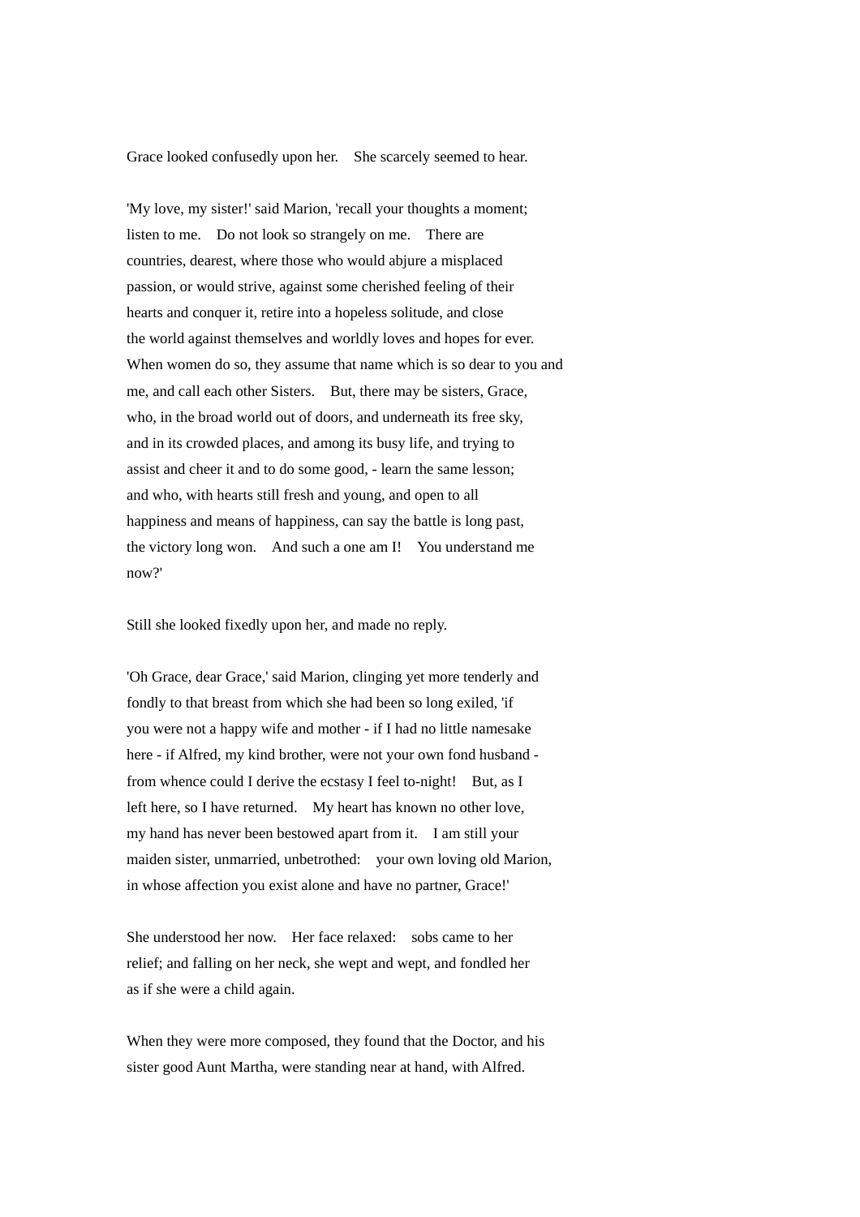Grace looked confusedly upon her. She scarcely seemed to hear.

'My love, my sister!' said Marion, 'recall your thoughts a moment; listen to me. Do not look so strangely on me. There are countries, dearest, where those who would abjure a misplaced passion, or would strive, against some cherished feeling of their hearts and conquer it, retire into a hopeless solitude, and close the world against themselves and worldly loves and hopes for ever. When women do so, they assume that name which is so dear to you and me, and call each other Sisters. But, there may be sisters, Grace, who, in the broad world out of doors, and underneath its free sky, and in its crowded places, and among its busy life, and trying to assist and cheer it and to do some good, - learn the same lesson; and who, with hearts still fresh and young, and open to all happiness and means of happiness, can say the battle is long past, the victory long won. And such a one am I! You understand me now?'

Still she looked fixedly upon her, and made no reply.

'Oh Grace, dear Grace,' said Marion, clinging yet more tenderly and fondly to that breast from which she had been so long exiled, 'if you were not a happy wife and mother - if I had no little namesake here - if Alfred, my kind brother, were not your own fond husband - from whence could I derive the ecstasy I feel to-night! But, as I left here, so I have returned. My heart has known no other love, my hand has never been bestowed apart from it. I am still your maiden sister, unmarried, unbetrothed: your own loving old Marion, in whose affection you exist alone and have no partner, Grace!'

She understood her now. Her face relaxed: sobs came to her relief; and falling on her neck, she wept and wept, and fondled her as if she were a child again.

When they were more composed, they found that the Doctor, and his sister good Aunt Martha, were standing near at hand, with Alfred.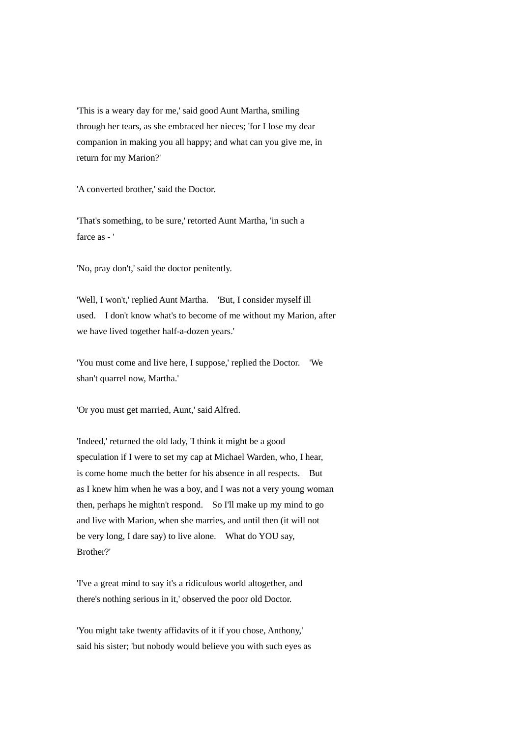'This is a weary day for me,' said good Aunt Martha, smiling through her tears, as she embraced her nieces; 'for I lose my dear companion in making you all happy; and what can you give me, in return for my Marion?'

'A converted brother,' said the Doctor.

'That's something, to be sure,' retorted Aunt Martha, 'in such a farce as - '

'No, pray don't,' said the doctor penitently.

'Well, I won't,' replied Aunt Martha. 'But, I consider myself ill used. I don't know what's to become of me without my Marion, after we have lived together half-a-dozen years.'

'You must come and live here, I suppose,' replied the Doctor. 'We shan't quarrel now, Martha.'

'Or you must get married, Aunt,' said Alfred.

'Indeed,' returned the old lady, 'I think it might be a good speculation if I were to set my cap at Michael Warden, who, I hear, is come home much the better for his absence in all respects. But as I knew him when he was a boy, and I was not a very young woman then, perhaps he mightn't respond. So I'll make up my mind to go and live with Marion, when she marries, and until then (it will not be very long, I dare say) to live alone. What do YOU say, Brother?'

'I've a great mind to say it's a ridiculous world altogether, and there's nothing serious in it,' observed the poor old Doctor.

'You might take twenty affidavits of it if you chose, Anthony,' said his sister; 'but nobody would believe you with such eyes as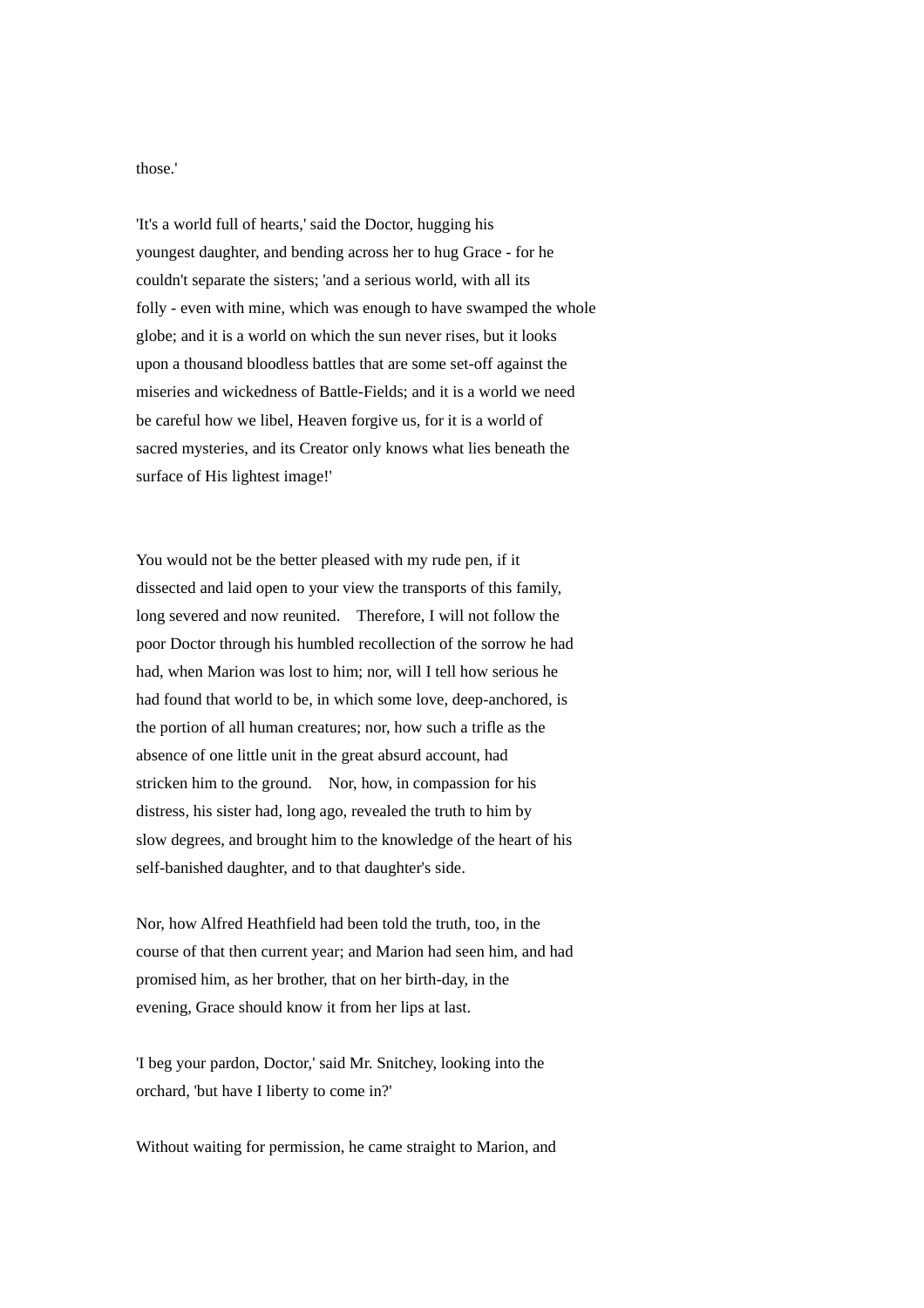those.'

'It's a world full of hearts,' said the Doctor, hugging his youngest daughter, and bending across her to hug Grace - for he couldn't separate the sisters; 'and a serious world, with all its folly - even with mine, which was enough to have swamped the whole globe; and it is a world on which the sun never rises, but it looks upon a thousand bloodless battles that are some set-off against the miseries and wickedness of Battle-Fields; and it is a world we need be careful how we libel, Heaven forgive us, for it is a world of sacred mysteries, and its Creator only knows what lies beneath the surface of His lightest image!'

You would not be the better pleased with my rude pen, if it dissected and laid open to your view the transports of this family, long severed and now reunited. Therefore, I will not follow the poor Doctor through his humbled recollection of the sorrow he had had, when Marion was lost to him; nor, will I tell how serious he had found that world to be, in which some love, deep-anchored, is the portion of all human creatures; nor, how such a trifle as the absence of one little unit in the great absurd account, had stricken him to the ground. Nor, how, in compassion for his distress, his sister had, long ago, revealed the truth to him by slow degrees, and brought him to the knowledge of the heart of his self-banished daughter, and to that daughter's side.

Nor, how Alfred Heathfield had been told the truth, too, in the course of that then current year; and Marion had seen him, and had promised him, as her brother, that on her birth-day, in the evening, Grace should know it from her lips at last.

'I beg your pardon, Doctor,' said Mr. Snitchey, looking into the orchard, 'but have I liberty to come in?'

Without waiting for permission, he came straight to Marion, and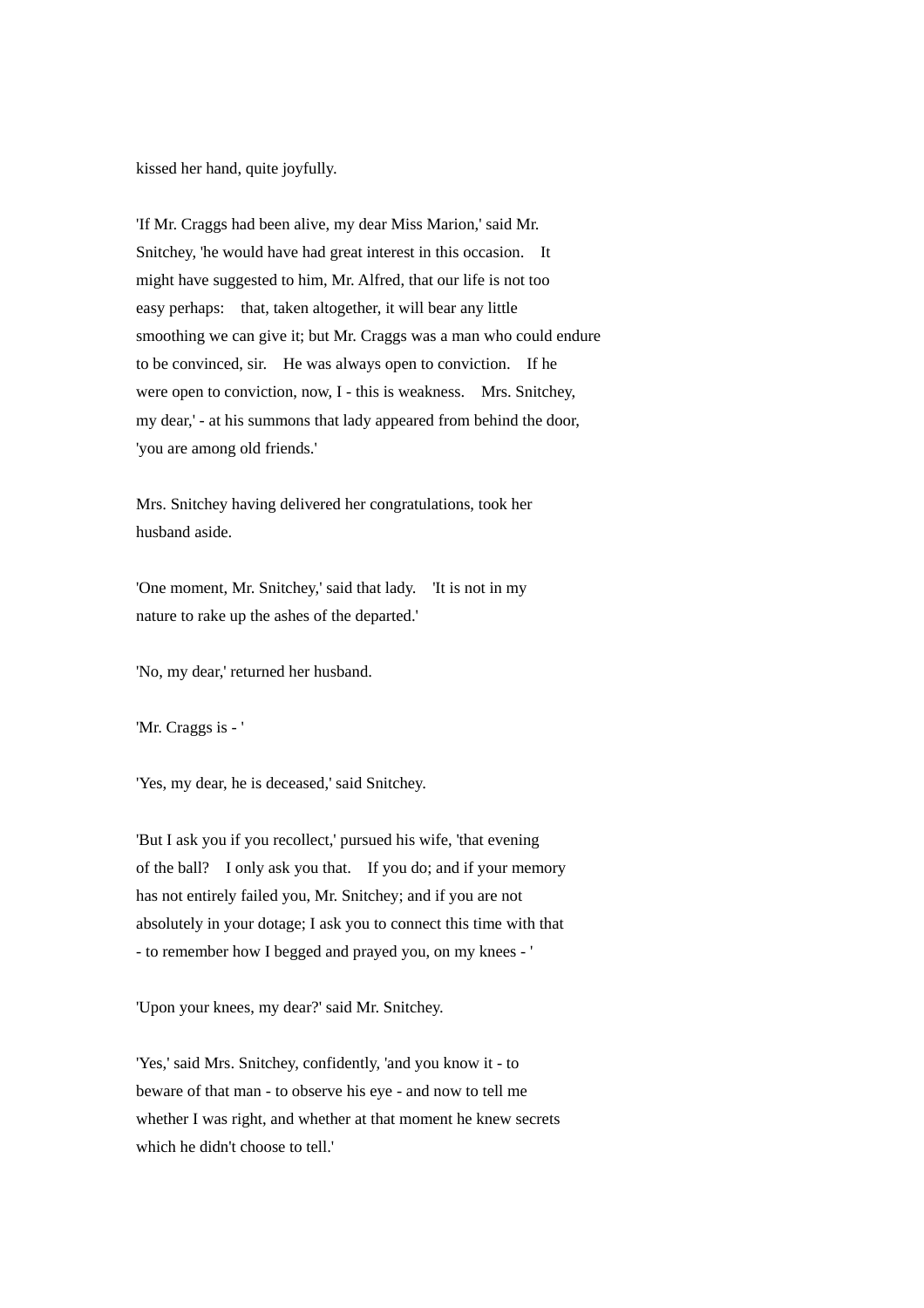kissed her hand, quite joyfully.

'If Mr. Craggs had been alive, my dear Miss Marion,' said Mr. Snitchey, 'he would have had great interest in this occasion. It might have suggested to him, Mr. Alfred, that our life is not too easy perhaps: that, taken altogether, it will bear any little smoothing we can give it; but Mr. Craggs was a man who could endure to be convinced, sir. He was always open to conviction. If he were open to conviction, now, I - this is weakness. Mrs. Snitchey, my dear,' - at his summons that lady appeared from behind the door, 'you are among old friends.'

Mrs. Snitchey having delivered her congratulations, took her husband aside.

'One moment, Mr. Snitchey,' said that lady. 'It is not in my nature to rake up the ashes of the departed.'

'No, my dear,' returned her husband.

'Mr. Craggs is - '

'Yes, my dear, he is deceased,' said Snitchey.

'But I ask you if you recollect,' pursued his wife, 'that evening of the ball? I only ask you that. If you do; and if your memory has not entirely failed you, Mr. Snitchey; and if you are not absolutely in your dotage; I ask you to connect this time with that - to remember how I begged and prayed you, on my knees - '

'Upon your knees, my dear?' said Mr. Snitchey.

'Yes,' said Mrs. Snitchey, confidently, 'and you know it - to beware of that man - to observe his eye - and now to tell me whether I was right, and whether at that moment he knew secrets which he didn't choose to tell.'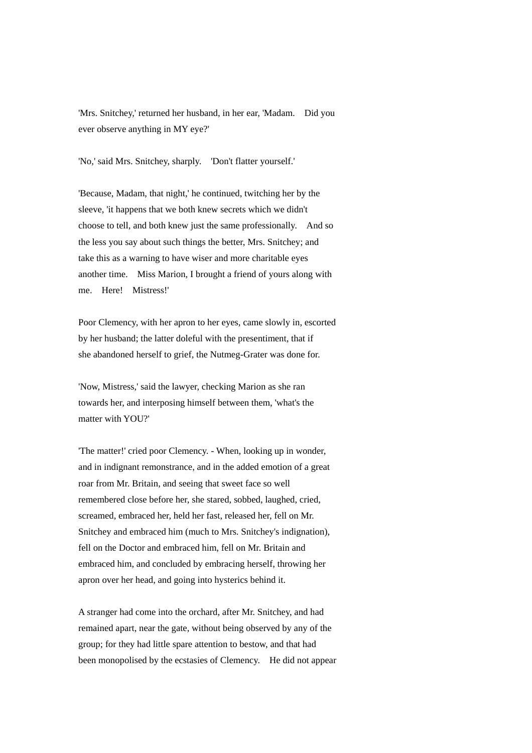'Mrs. Snitchey,' returned her husband, in her ear, 'Madam. Did you ever observe anything in MY eye?'

'No,' said Mrs. Snitchey, sharply. 'Don't flatter yourself.'

'Because, Madam, that night,' he continued, twitching her by the sleeve, 'it happens that we both knew secrets which we didn't choose to tell, and both knew just the same professionally. And so the less you say about such things the better, Mrs. Snitchey; and take this as a warning to have wiser and more charitable eyes another time. Miss Marion, I brought a friend of yours along with me. Here! Mistress!'

Poor Clemency, with her apron to her eyes, came slowly in, escorted by her husband; the latter doleful with the presentiment, that if she abandoned herself to grief, the Nutmeg-Grater was done for.

'Now, Mistress,' said the lawyer, checking Marion as she ran towards her, and interposing himself between them, 'what's the matter with YOU?'

'The matter!' cried poor Clemency. - When, looking up in wonder, and in indignant remonstrance, and in the added emotion of a great roar from Mr. Britain, and seeing that sweet face so well remembered close before her, she stared, sobbed, laughed, cried, screamed, embraced her, held her fast, released her, fell on Mr. Snitchey and embraced him (much to Mrs. Snitchey's indignation), fell on the Doctor and embraced him, fell on Mr. Britain and embraced him, and concluded by embracing herself, throwing her apron over her head, and going into hysterics behind it.

A stranger had come into the orchard, after Mr. Snitchey, and had remained apart, near the gate, without being observed by any of the group; for they had little spare attention to bestow, and that had been monopolised by the ecstasies of Clemency. He did not appear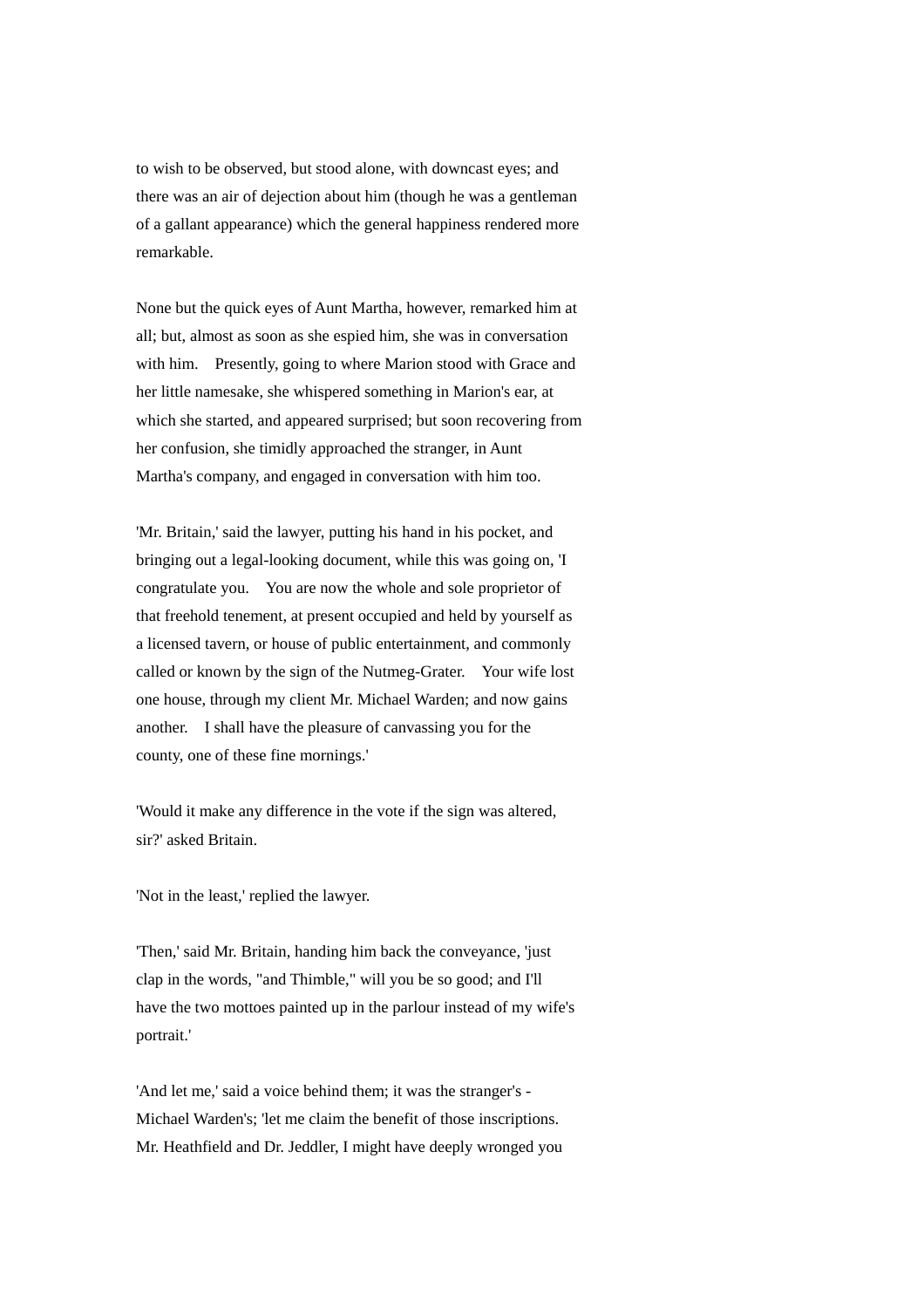to wish to be observed, but stood alone, with downcast eyes; and there was an air of dejection about him (though he was a gentleman of a gallant appearance) which the general happiness rendered more remarkable.

None but the quick eyes of Aunt Martha, however, remarked him at all; but, almost as soon as she espied him, she was in conversation with him. Presently, going to where Marion stood with Grace and her little namesake, she whispered something in Marion's ear, at which she started, and appeared surprised; but soon recovering from her confusion, she timidly approached the stranger, in Aunt Martha's company, and engaged in conversation with him too.

'Mr. Britain,' said the lawyer, putting his hand in his pocket, and bringing out a legal-looking document, while this was going on, 'I congratulate you. You are now the whole and sole proprietor of that freehold tenement, at present occupied and held by yourself as a licensed tavern, or house of public entertainment, and commonly called or known by the sign of the Nutmeg-Grater. Your wife lost one house, through my client Mr. Michael Warden; and now gains another. I shall have the pleasure of canvassing you for the county, one of these fine mornings.'

'Would it make any difference in the vote if the sign was altered, sir?' asked Britain.

'Not in the least,' replied the lawyer.

'Then,' said Mr. Britain, handing him back the conveyance, 'just clap in the words, "and Thimble," will you be so good; and I'll have the two mottoes painted up in the parlour instead of my wife's portrait.'

'And let me,' said a voice behind them; it was the stranger's - Michael Warden's; 'let me claim the benefit of those inscriptions. Mr. Heathfield and Dr. Jeddler, I might have deeply wronged you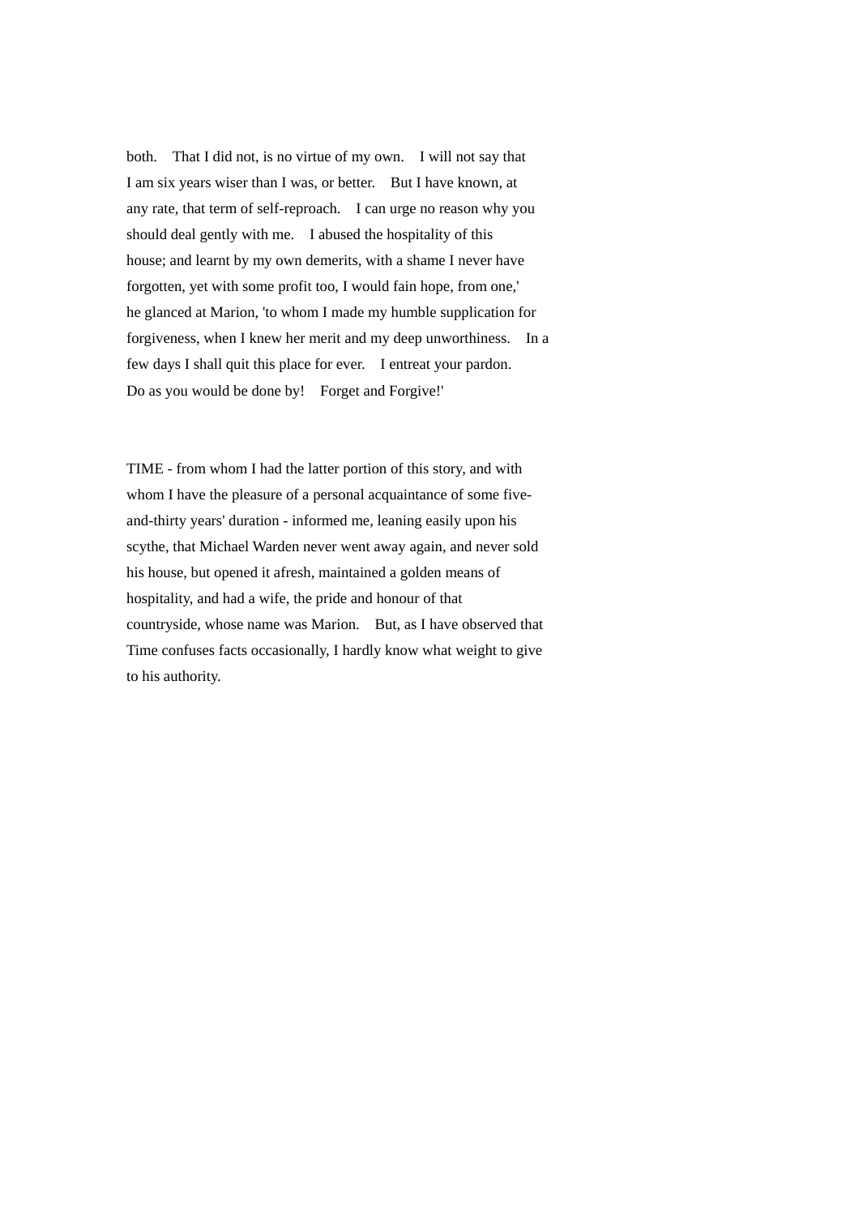both. That I did not, is no virtue of my own. I will not say that I am six years wiser than I was, or better. But I have known, at any rate, that term of self-reproach. I can urge no reason why you should deal gently with me. I abused the hospitality of this house; and learnt by my own demerits, with a shame I never have forgotten, yet with some profit too, I would fain hope, from one,' he glanced at Marion, 'to whom I made my humble supplication for forgiveness, when I knew her merit and my deep unworthiness. In a few days I shall quit this place for ever. I entreat your pardon. Do as you would be done by! Forget and Forgive!'

TIME - from whom I had the latter portion of this story, and with whom I have the pleasure of a personal acquaintance of some five-and-thirty years' duration - informed me, leaning easily upon his scythe, that Michael Warden never went away again, and never sold his house, but opened it afresh, maintained a golden means of hospitality, and had a wife, the pride and honour of that countryside, whose name was Marion. But, as I have observed that Time confuses facts occasionally, I hardly know what weight to give to his authority.